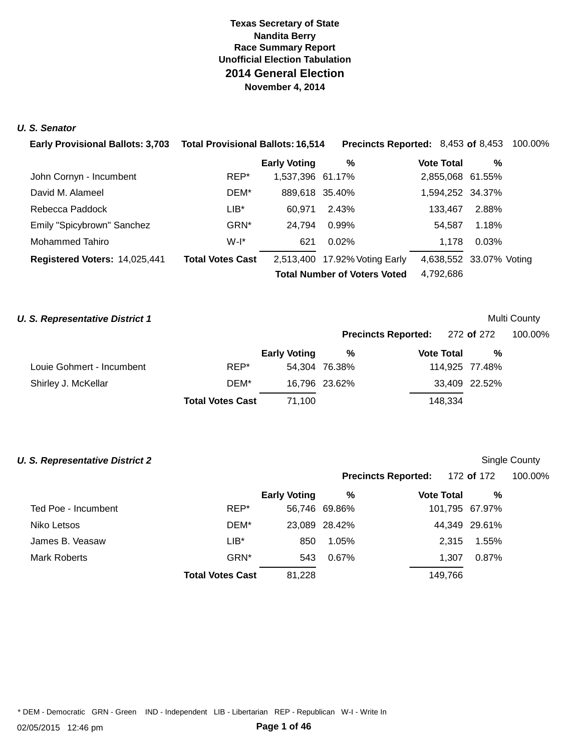**Texas Secretary of State**
**Nandita Berry**
**Race Summary Report**
**Unofficial Election Tabulation**

# 2014 General Election

**November 4, 2014**

### *U. S. Senator*

**Early Provisional Ballots:** 3,703 **Total Provisional Ballots:** 16,514 **Precincts Reported:** 8,453 **of** 8,453 100.00%

| | | Early Voting | % | | Vote Total | % | |
|---|---|---|---|---|---|---|---|
| John Cornyn - Incumbent | REP* | 1,537,396 | 61.17% | | 2,855,068 | 61.55% | |
| David M. Alameel | DEM* | 889,618 | 35.40% | | 1,594,252 | 34.37% | |
| Rebecca Paddock | LIB* | 60,971 | 2.43% | | 133,467 | 2.88% | |
| Emily "Spicybrown" Sanchez | GRN* | 24,794 | 0.99% | | 54,587 | 1.18% | |
| Mohammed Tahiro | W-I* | 621 | 0.02% | | 1,178 | 0.03% | |
| **Registered Voters:** 14,025,441 | **Total Votes Cast** | 2,513,400 | 17.92% | Voting Early | 4,638,552 | 33.07% | Voting |
| | | | | **Total Number of Voters Voted** | 4,792,686 | | |

### *U. S. Representative District 1*

Multi County

**Precincts Reported:** 272 **of** 272 100.00%

| | | Early Voting | % | Vote Total | % |
|---|---|---|---|---|---|
| Louie Gohmert - Incumbent | REP* | 54,304 | 76.38% | 114,925 | 77.48% |
| Shirley J. McKellar | DEM* | 16,796 | 23.62% | 33,409 | 22.52% |
| | **Total Votes Cast** | 71,100 | | 148,334 | |

### *U. S. Representative District 2*

Single County

**Precincts Reported:** 172 **of** 172 100.00%

| | | Early Voting | % | Vote Total | % |
|---|---|---|---|---|---|
| Ted Poe - Incumbent | REP* | 56,746 | 69.86% | 101,795 | 67.97% |
| Niko Letsos | DEM* | 23,089 | 28.42% | 44,349 | 29.61% |
| James B. Veasaw | LIB* | 850 | 1.05% | 2,315 | 1.55% |
| Mark Roberts | GRN* | 543 | 0.67% | 1,307 | 0.87% |
| | **Total Votes Cast** | 81,228 | | 149,766 | |

* DEM - Democratic GRN - Green IND - Independent LIB - Libertarian REP - Republican W-I - Write In

02/05/2015 12:46 pm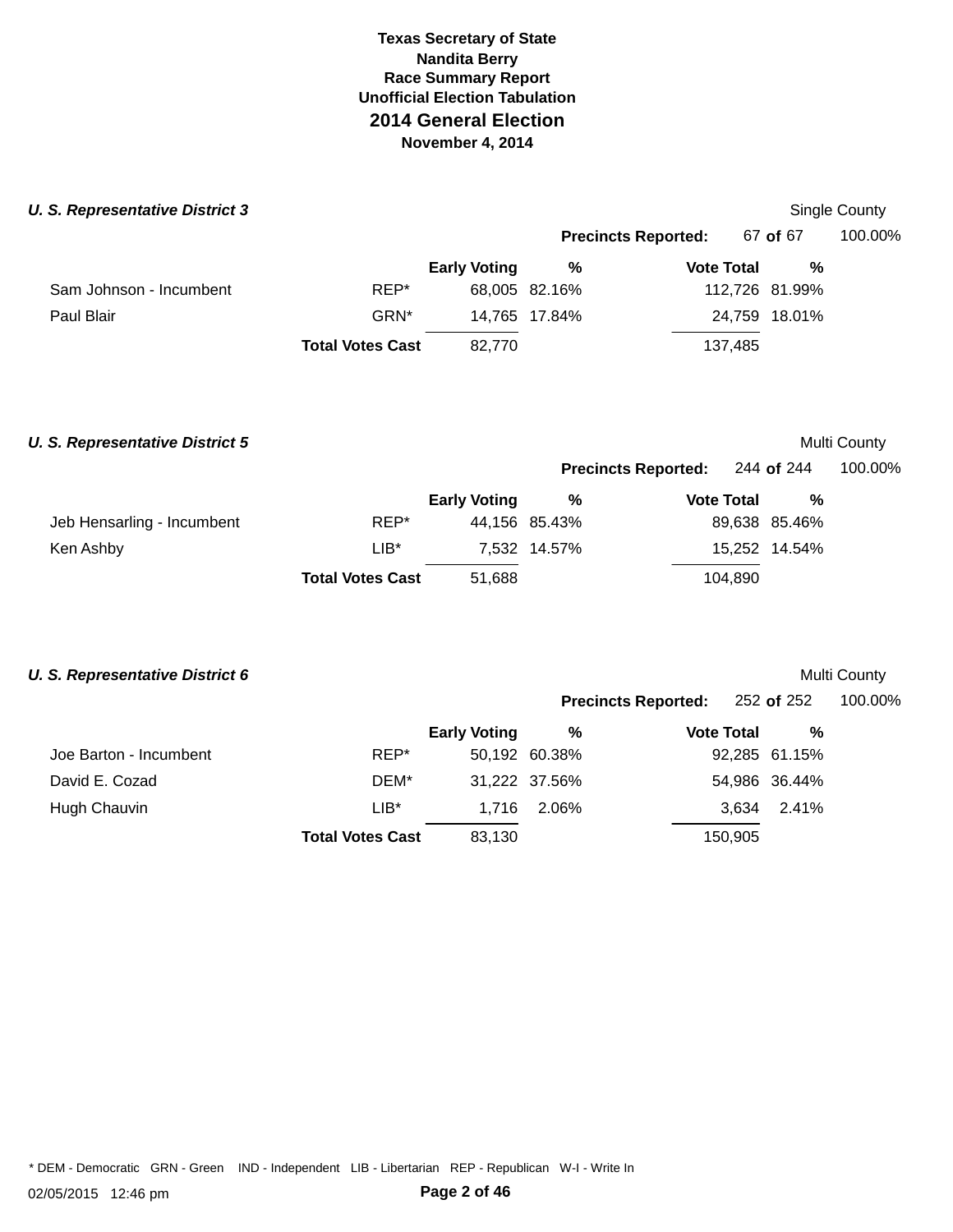# Texas Secretary of State
## Nandita Berry
## Race Summary Report
## Unofficial Election Tabulation
## 2014 General Election
### November 4, 2014

### *U. S. Representative District 3*

Single County

**Precincts Reported:** 67 **of** 67 100.00%

| | | **Early Voting** | **%** | **Vote Total** | **%** |
|---|---|---|---|---|---|
| Sam Johnson - Incumbent | REP* | 68,005 | 82.16% | 112,726 | 81.99% |
| Paul Blair | GRN* | 14,765 | 17.84% | 24,759 | 18.01% |
| | **Total Votes Cast** | 82,770 | | 137,485 | |

### *U. S. Representative District 5*

Multi County

**Precincts Reported:** 244 **of** 244 100.00%

| | | **Early Voting** | **%** | **Vote Total** | **%** |
|---|---|---|---|---|---|
| Jeb Hensarling - Incumbent | REP* | 44,156 | 85.43% | 89,638 | 85.46% |
| Ken Ashby | LIB* | 7,532 | 14.57% | 15,252 | 14.54% |
| | **Total Votes Cast** | 51,688 | | 104,890 | |

### *U. S. Representative District 6*

Multi County

**Precincts Reported:** 252 **of** 252 100.00%

| | | **Early Voting** | **%** | **Vote Total** | **%** |
|---|---|---|---|---|---|
| Joe Barton - Incumbent | REP* | 50,192 | 60.38% | 92,285 | 61.15% |
| David E. Cozad | DEM* | 31,222 | 37.56% | 54,986 | 36.44% |
| Hugh Chauvin | LIB* | 1,716 | 2.06% | 3,634 | 2.41% |
| | **Total Votes Cast** | 83,130 | | 150,905 | |

* DEM - Democratic GRN - Green IND - Independent LIB - Libertarian REP - Republican W-I - Write In

02/05/2015 12:46 pm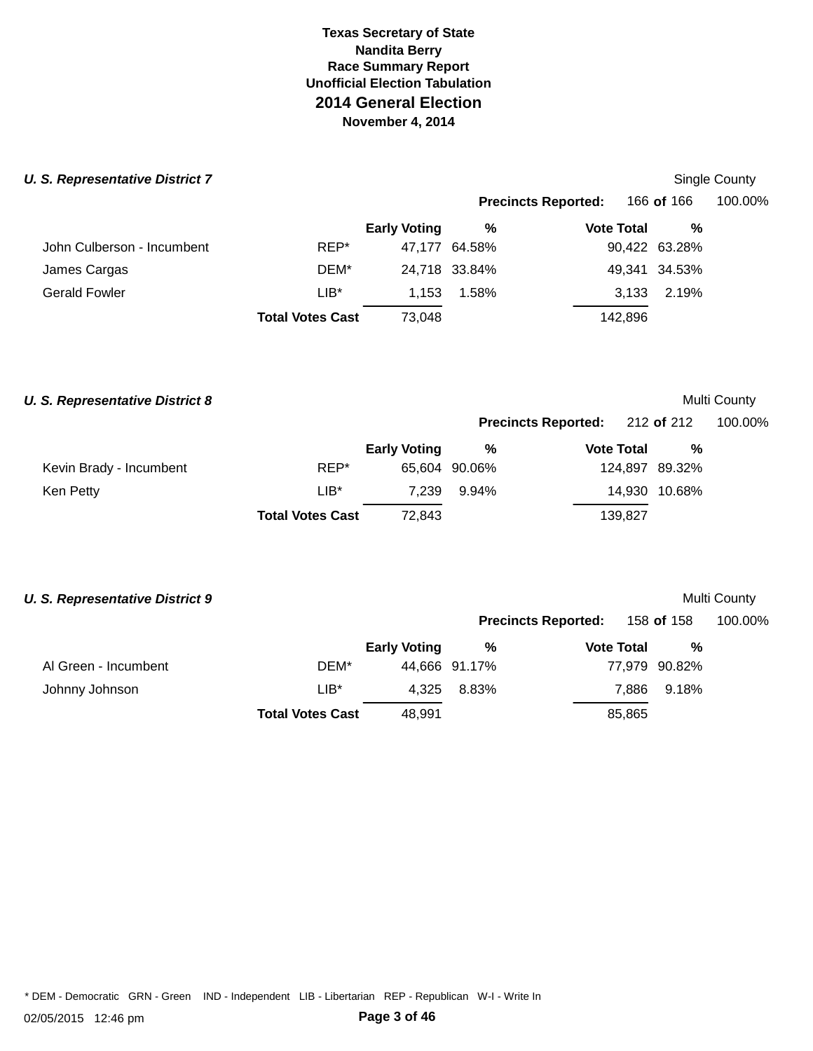**Texas Secretary of State**
**Nandita Berry**
**Race Summary Report**
**Unofficial Election Tabulation**

# 2014 General Election

**November 4, 2014**

### *U. S. Representative District 7*

Single County

**Precincts Reported:** 166 **of** 166 100.00%

| | | Early Voting | % | Vote Total | % |
|---|---|---|---|---|---|
| John Culberson - Incumbent | REP* | 47,177 | 64.58% | 90,422 | 63.28% |
| James Cargas | DEM* | 24,718 | 33.84% | 49,341 | 34.53% |
| Gerald Fowler | LIB* | 1,153 | 1.58% | 3,133 | 2.19% |
| | **Total Votes Cast** | 73,048 | | 142,896 | |

### *U. S. Representative District 8*

Multi County

**Precincts Reported:** 212 **of** 212 100.00%

| | | Early Voting | % | Vote Total | % |
|---|---|---|---|---|---|
| Kevin Brady - Incumbent | REP* | 65,604 | 90.06% | 124,897 | 89.32% |
| Ken Petty | LIB* | 7,239 | 9.94% | 14,930 | 10.68% |
| | **Total Votes Cast** | 72,843 | | 139,827 | |

### *U. S. Representative District 9*

Multi County

**Precincts Reported:** 158 **of** 158 100.00%

| | | Early Voting | % | Vote Total | % |
|---|---|---|---|---|---|
| Al Green - Incumbent | DEM* | 44,666 | 91.17% | 77,979 | 90.82% |
| Johnny Johnson | LIB* | 4,325 | 8.83% | 7,886 | 9.18% |
| | **Total Votes Cast** | 48,991 | | 85,865 | |

* DEM - Democratic GRN - Green IND - Independent LIB - Libertarian REP - Republican W-I - Write In

02/05/2015 12:46 pm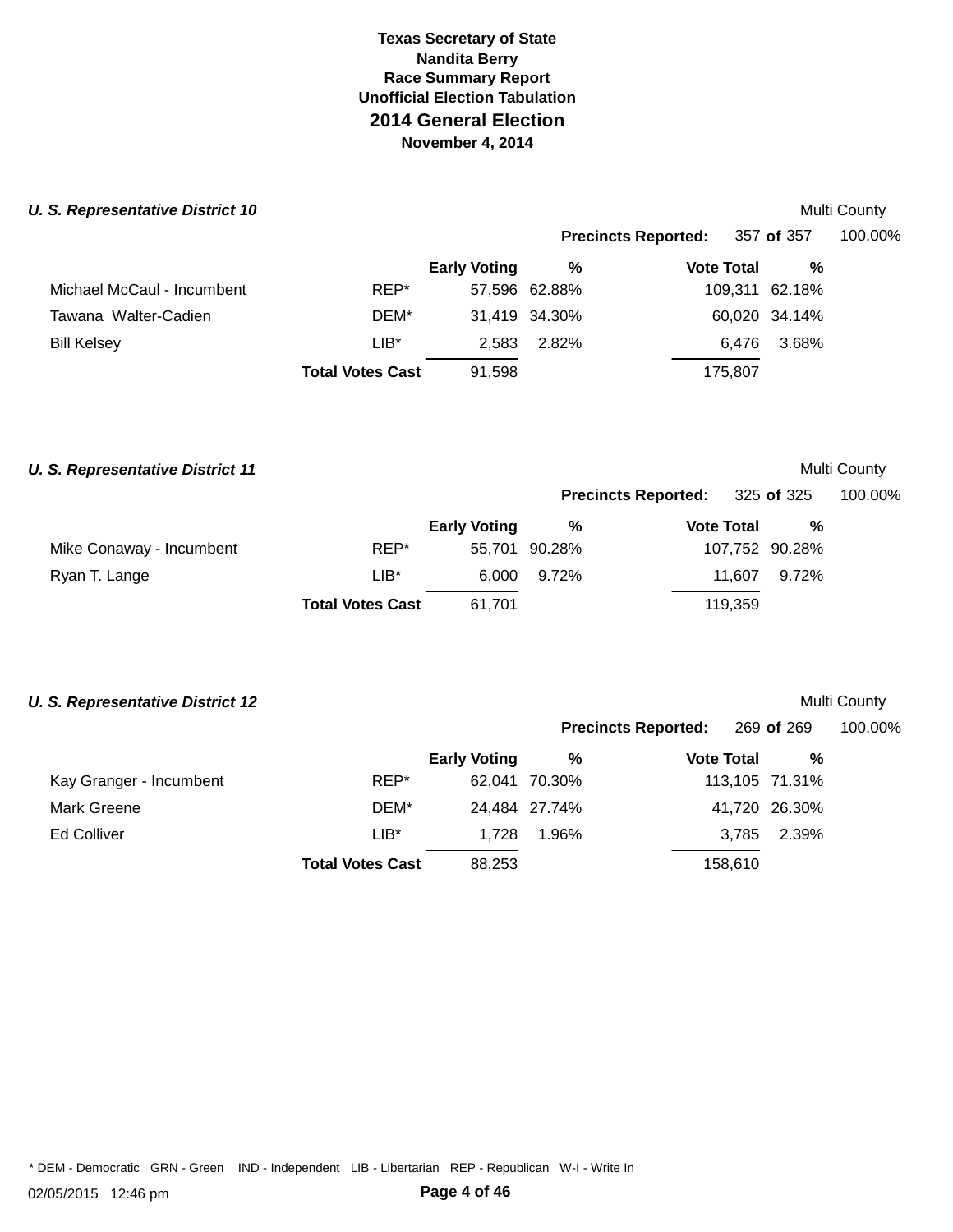# Texas Secretary of State
## Nandita Berry
## Race Summary Report
## Unofficial Election Tabulation
## 2014 General Election
## November 4, 2014

### *U. S. Representative District 10*

Multi County

**Precincts Reported:** 357 **of** 357 100.00%

| | | Early Voting | % | Vote Total | % |
|---|---|---|---|---|---|
| Michael McCaul - Incumbent | REP* | 57,596 | 62.88% | 109,311 | 62.18% |
| Tawana Walter-Cadien | DEM* | 31,419 | 34.30% | 60,020 | 34.14% |
| Bill Kelsey | LIB* | 2,583 | 2.82% | 6,476 | 3.68% |
| | **Total Votes Cast** | 91,598 | | 175,807 | |

### *U. S. Representative District 11*

Multi County

**Precincts Reported:** 325 **of** 325 100.00%

| | | Early Voting | % | Vote Total | % |
|---|---|---|---|---|---|
| Mike Conaway - Incumbent | REP* | 55,701 | 90.28% | 107,752 | 90.28% |
| Ryan T. Lange | LIB* | 6,000 | 9.72% | 11,607 | 9.72% |
| | **Total Votes Cast** | 61,701 | | 119,359 | |

### *U. S. Representative District 12*

Multi County

**Precincts Reported:** 269 **of** 269 100.00%

| | | Early Voting | % | Vote Total | % |
|---|---|---|---|---|---|
| Kay Granger - Incumbent | REP* | 62,041 | 70.30% | 113,105 | 71.31% |
| Mark Greene | DEM* | 24,484 | 27.74% | 41,720 | 26.30% |
| Ed Colliver | LIB* | 1,728 | 1.96% | 3,785 | 2.39% |
| | **Total Votes Cast** | 88,253 | | 158,610 | |

* DEM - Democratic GRN - Green IND - Independent LIB - Libertarian REP - Republican W-I - Write In

02/05/2015 12:46 pm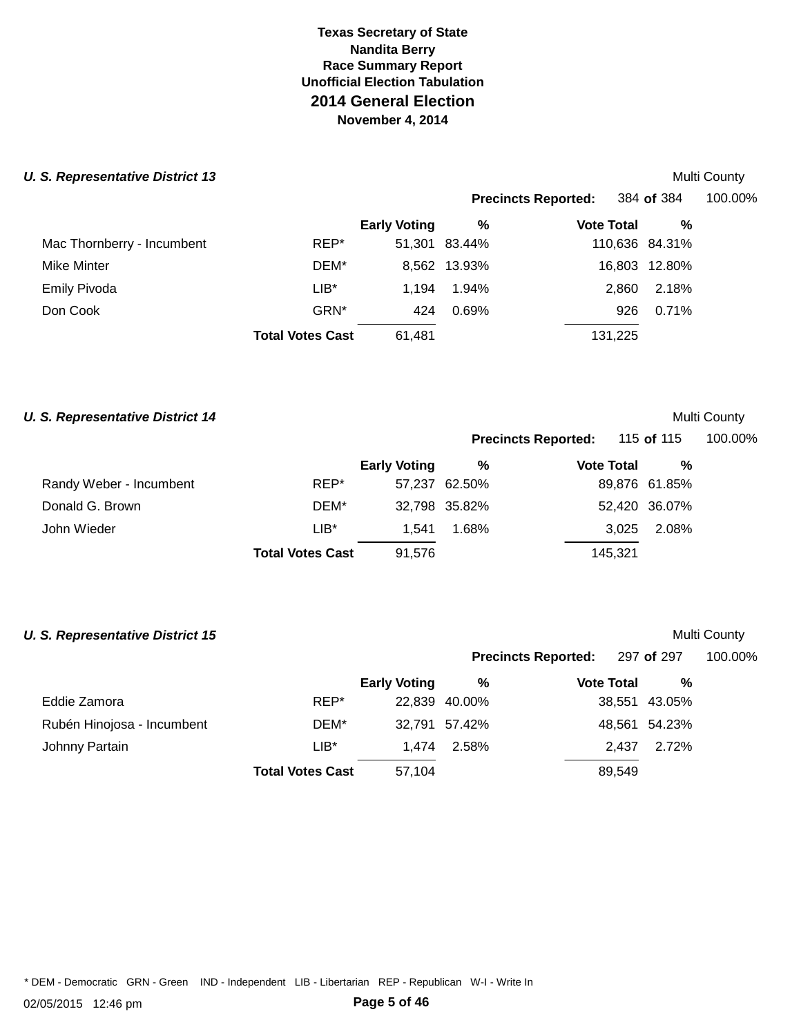**Texas Secretary of State**
**Nandita Berry**
**Race Summary Report**
**Unofficial Election Tabulation**

## 2014 General Election

**November 4, 2014**

### *U. S. Representative District 13*

Multi County

**Precincts Reported:** 384 **of** 384 100.00%

| | | Early Voting | % | Vote Total | % |
|---|---|---|---|---|---|
| Mac Thornberry - Incumbent | REP* | 51,301 | 83.44% | 110,636 | 84.31% |
| Mike Minter | DEM* | 8,562 | 13.93% | 16,803 | 12.80% |
| Emily Pivoda | LIB* | 1,194 | 1.94% | 2,860 | 2.18% |
| Don Cook | GRN* | 424 | 0.69% | 926 | 0.71% |
| | **Total Votes Cast** | 61,481 | | 131,225 | |

### *U. S. Representative District 14*

Multi County

**Precincts Reported:** 115 **of** 115 100.00%

| | | Early Voting | % | Vote Total | % |
|---|---|---|---|---|---|
| Randy Weber - Incumbent | REP* | 57,237 | 62.50% | 89,876 | 61.85% |
| Donald G. Brown | DEM* | 32,798 | 35.82% | 52,420 | 36.07% |
| John Wieder | LIB* | 1,541 | 1.68% | 3,025 | 2.08% |
| | **Total Votes Cast** | 91,576 | | 145,321 | |

### *U. S. Representative District 15*

Multi County

**Precincts Reported:** 297 **of** 297 100.00%

| | | Early Voting | % | Vote Total | % |
|---|---|---|---|---|---|
| Eddie Zamora | REP* | 22,839 | 40.00% | 38,551 | 43.05% |
| Rubén Hinojosa - Incumbent | DEM* | 32,791 | 57.42% | 48,561 | 54.23% |
| Johnny Partain | LIB* | 1,474 | 2.58% | 2,437 | 2.72% |
| | **Total Votes Cast** | 57,104 | | 89,549 | |

* DEM - Democratic GRN - Green IND - Independent LIB - Libertarian REP - Republican W-I - Write In

02/05/2015 12:46 pm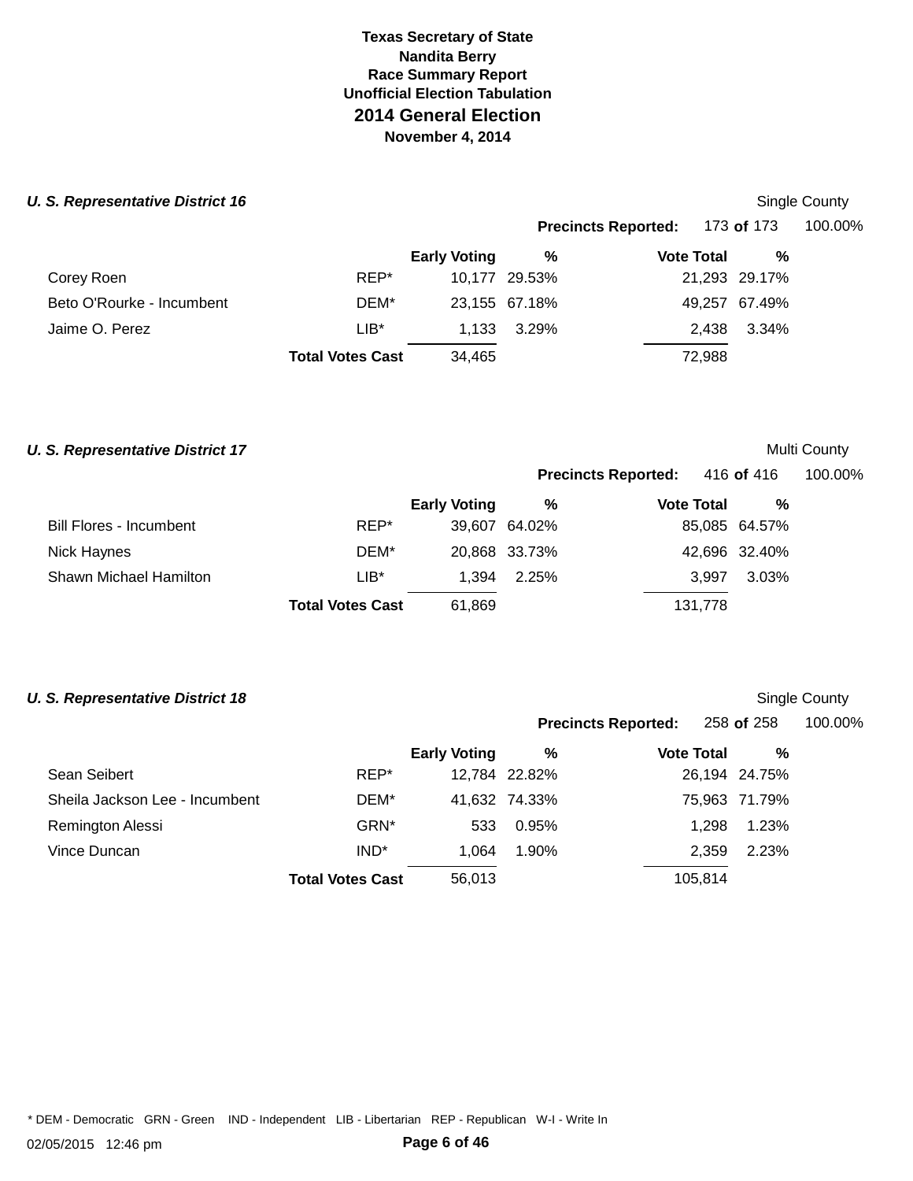# Texas Secretary of State
## Nandita Berry
## Race Summary Report
## Unofficial Election Tabulation
## 2014 General Election
## November 4, 2014

### *U. S. Representative District 16*

Single County

**Precincts Reported:** 173 **of** 173 100.00%

| | | Early Voting | % | Vote Total | % |
|---|---|---|---|---|---|
| Corey Roen | REP* | 10,177 | 29.53% | 21,293 | 29.17% |
| Beto O'Rourke - Incumbent | DEM* | 23,155 | 67.18% | 49,257 | 67.49% |
| Jaime O. Perez | LIB* | 1,133 | 3.29% | 2,438 | 3.34% |
| | **Total Votes Cast** | 34,465 | | 72,988 | |

### *U. S. Representative District 17*

Multi County

**Precincts Reported:** 416 **of** 416 100.00%

| | | Early Voting | % | Vote Total | % |
|---|---|---|---|---|---|
| Bill Flores - Incumbent | REP* | 39,607 | 64.02% | 85,085 | 64.57% |
| Nick Haynes | DEM* | 20,868 | 33.73% | 42,696 | 32.40% |
| Shawn Michael Hamilton | LIB* | 1,394 | 2.25% | 3,997 | 3.03% |
| | **Total Votes Cast** | 61,869 | | 131,778 | |

### *U. S. Representative District 18*

Single County

**Precincts Reported:** 258 **of** 258 100.00%

| | | Early Voting | % | Vote Total | % |
|---|---|---|---|---|---|
| Sean Seibert | REP* | 12,784 | 22.82% | 26,194 | 24.75% |
| Sheila Jackson Lee - Incumbent | DEM* | 41,632 | 74.33% | 75,963 | 71.79% |
| Remington Alessi | GRN* | 533 | 0.95% | 1,298 | 1.23% |
| Vince Duncan | IND* | 1,064 | 1.90% | 2,359 | 2.23% |
| | **Total Votes Cast** | 56,013 | | 105,814 | |

* DEM - Democratic GRN - Green IND - Independent LIB - Libertarian REP - Republican W-I - Write In

02/05/2015 12:46 pm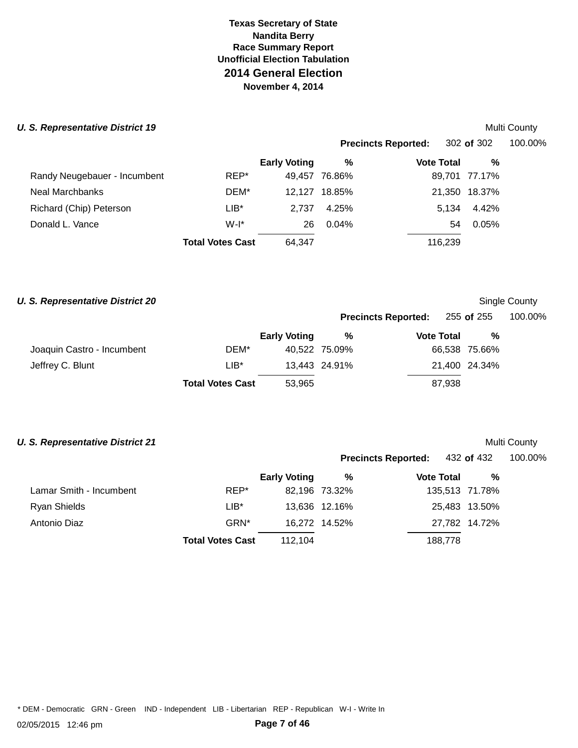# Texas Secretary of State
## Nandita Berry
## Race Summary Report
## Unofficial Election Tabulation
## 2014 General Election
## November 4, 2014

### *U. S. Representative District 19*

Multi County

**Precincts Reported:** 302 **of** 302 100.00%

| | | Early Voting | % | Vote Total | % |
|---|---|---|---|---|---|
| Randy Neugebauer - Incumbent | REP* | 49,457 | 76.86% | 89,701 | 77.17% |
| Neal Marchbanks | DEM* | 12,127 | 18.85% | 21,350 | 18.37% |
| Richard (Chip) Peterson | LIB* | 2,737 | 4.25% | 5,134 | 4.42% |
| Donald L. Vance | W-I* | 26 | 0.04% | 54 | 0.05% |
| | **Total Votes Cast** | 64,347 | | 116,239 | |

### *U. S. Representative District 20*

Single County

**Precincts Reported:** 255 **of** 255 100.00%

| | | Early Voting | % | Vote Total | % |
|---|---|---|---|---|---|
| Joaquin Castro - Incumbent | DEM* | 40,522 | 75.09% | 66,538 | 75.66% |
| Jeffrey C. Blunt | LIB* | 13,443 | 24.91% | 21,400 | 24.34% |
| | **Total Votes Cast** | 53,965 | | 87,938 | |

### *U. S. Representative District 21*

Multi County

**Precincts Reported:** 432 **of** 432 100.00%

| | | Early Voting | % | Vote Total | % |
|---|---|---|---|---|---|
| Lamar Smith - Incumbent | REP* | 82,196 | 73.32% | 135,513 | 71.78% |
| Ryan Shields | LIB* | 13,636 | 12.16% | 25,483 | 13.50% |
| Antonio Diaz | GRN* | 16,272 | 14.52% | 27,782 | 14.72% |
| | **Total Votes Cast** | 112,104 | | 188,778 | |

* DEM - Democratic GRN - Green IND - Independent LIB - Libertarian REP - Republican W-I - Write In

02/05/2015 12:46 pm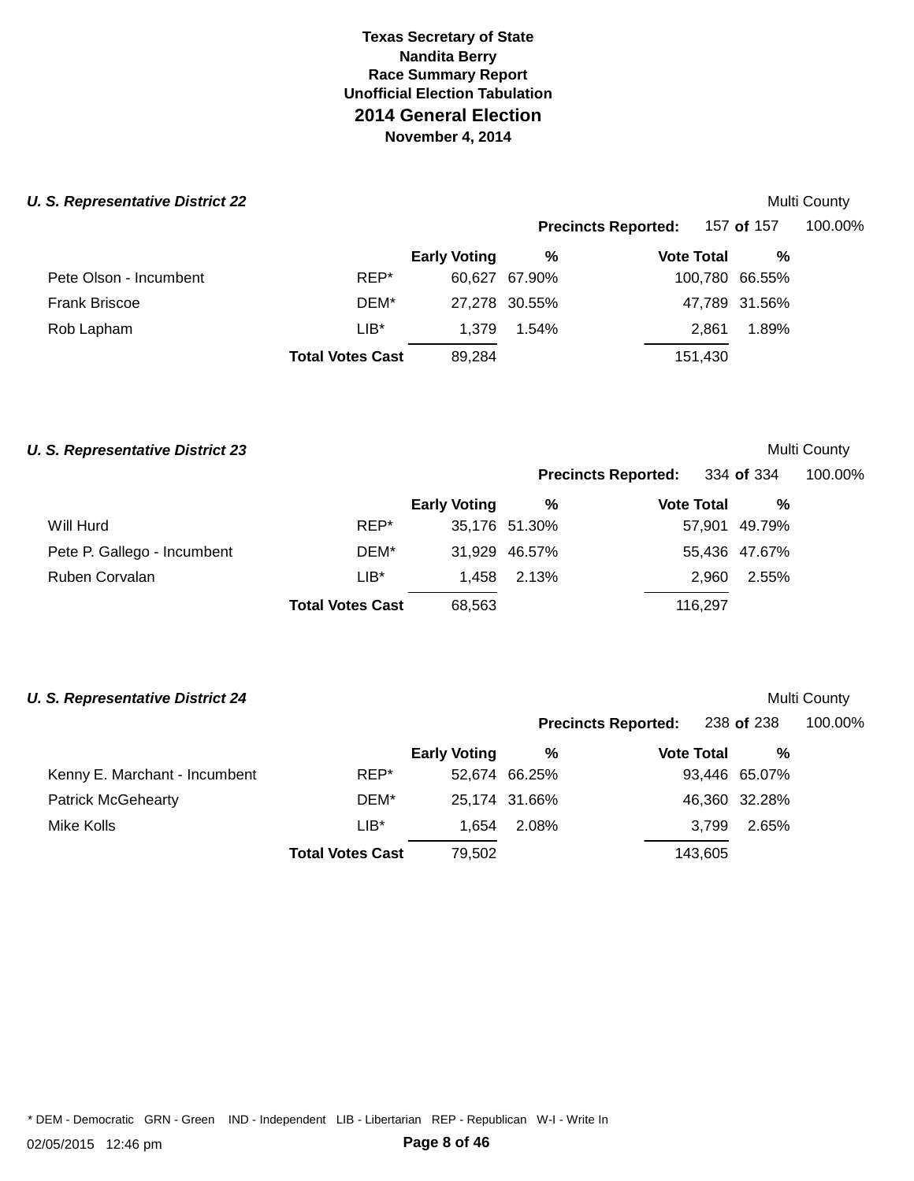**Texas Secretary of State**
**Nandita Berry**
**Race Summary Report**
**Unofficial Election Tabulation**

# 2014 General Election

**November 4, 2014**

### *U. S. Representative District 22*

Multi County

**Precincts Reported:** 157 **of** 157 100.00%

| | | Early Voting | % | Vote Total | % |
|---|---|---|---|---|---|
| Pete Olson - Incumbent | REP* | 60,627 | 67.90% | 100,780 | 66.55% |
| Frank Briscoe | DEM* | 27,278 | 30.55% | 47,789 | 31.56% |
| Rob Lapham | LIB* | 1,379 | 1.54% | 2,861 | 1.89% |
| | **Total Votes Cast** | 89,284 | | 151,430 | |

### *U. S. Representative District 23*

Multi County

**Precincts Reported:** 334 **of** 334 100.00%

| | | Early Voting | % | Vote Total | % |
|---|---|---|---|---|---|
| Will Hurd | REP* | 35,176 | 51.30% | 57,901 | 49.79% |
| Pete P. Gallego - Incumbent | DEM* | 31,929 | 46.57% | 55,436 | 47.67% |
| Ruben Corvalan | LIB* | 1,458 | 2.13% | 2,960 | 2.55% |
| | **Total Votes Cast** | 68,563 | | 116,297 | |

### *U. S. Representative District 24*

Multi County

**Precincts Reported:** 238 **of** 238 100.00%

| | | Early Voting | % | Vote Total | % |
|---|---|---|---|---|---|
| Kenny E. Marchant - Incumbent | REP* | 52,674 | 66.25% | 93,446 | 65.07% |
| Patrick McGehearty | DEM* | 25,174 | 31.66% | 46,360 | 32.28% |
| Mike Kolls | LIB* | 1,654 | 2.08% | 3,799 | 2.65% |
| | **Total Votes Cast** | 79,502 | | 143,605 | |

\* DEM - Democratic GRN - Green IND - Independent LIB - Libertarian REP - Republican W-I - Write In

02/05/2015 12:46 pm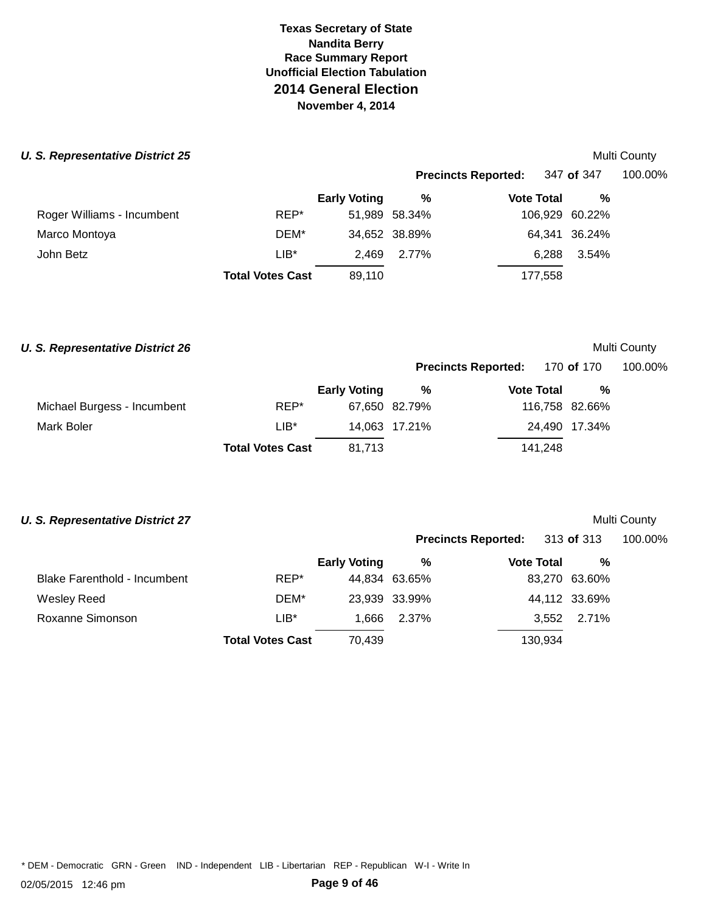# Texas Secretary of State
## Nandita Berry
## Race Summary Report
## Unofficial Election Tabulation
## 2014 General Election
## November 4, 2014

### *U. S. Representative District 25*

Multi County

**Precincts Reported:** 347 **of** 347 100.00%

| | | Early Voting | % | Vote Total | % |
|---|---|---|---|---|---|
| Roger Williams - Incumbent | REP* | 51,989 | 58.34% | 106,929 | 60.22% |
| Marco Montoya | DEM* | 34,652 | 38.89% | 64,341 | 36.24% |
| John Betz | LIB* | 2,469 | 2.77% | 6,288 | 3.54% |
| | **Total Votes Cast** | 89,110 | | 177,558 | |

### *U. S. Representative District 26*

Multi County

**Precincts Reported:** 170 **of** 170 100.00%

| | | Early Voting | % | Vote Total | % |
|---|---|---|---|---|---|
| Michael Burgess - Incumbent | REP* | 67,650 | 82.79% | 116,758 | 82.66% |
| Mark Boler | LIB* | 14,063 | 17.21% | 24,490 | 17.34% |
| | **Total Votes Cast** | 81,713 | | 141,248 | |

### *U. S. Representative District 27*

Multi County

**Precincts Reported:** 313 **of** 313 100.00%

| | | Early Voting | % | Vote Total | % |
|---|---|---|---|---|---|
| Blake Farenthold - Incumbent | REP* | 44,834 | 63.65% | 83,270 | 63.60% |
| Wesley Reed | DEM* | 23,939 | 33.99% | 44,112 | 33.69% |
| Roxanne Simonson | LIB* | 1,666 | 2.37% | 3,552 | 2.71% |
| | **Total Votes Cast** | 70,439 | | 130,934 | |

* DEM - Democratic GRN - Green IND - Independent LIB - Libertarian REP - Republican W-I - Write In

02/05/2015 12:46 pm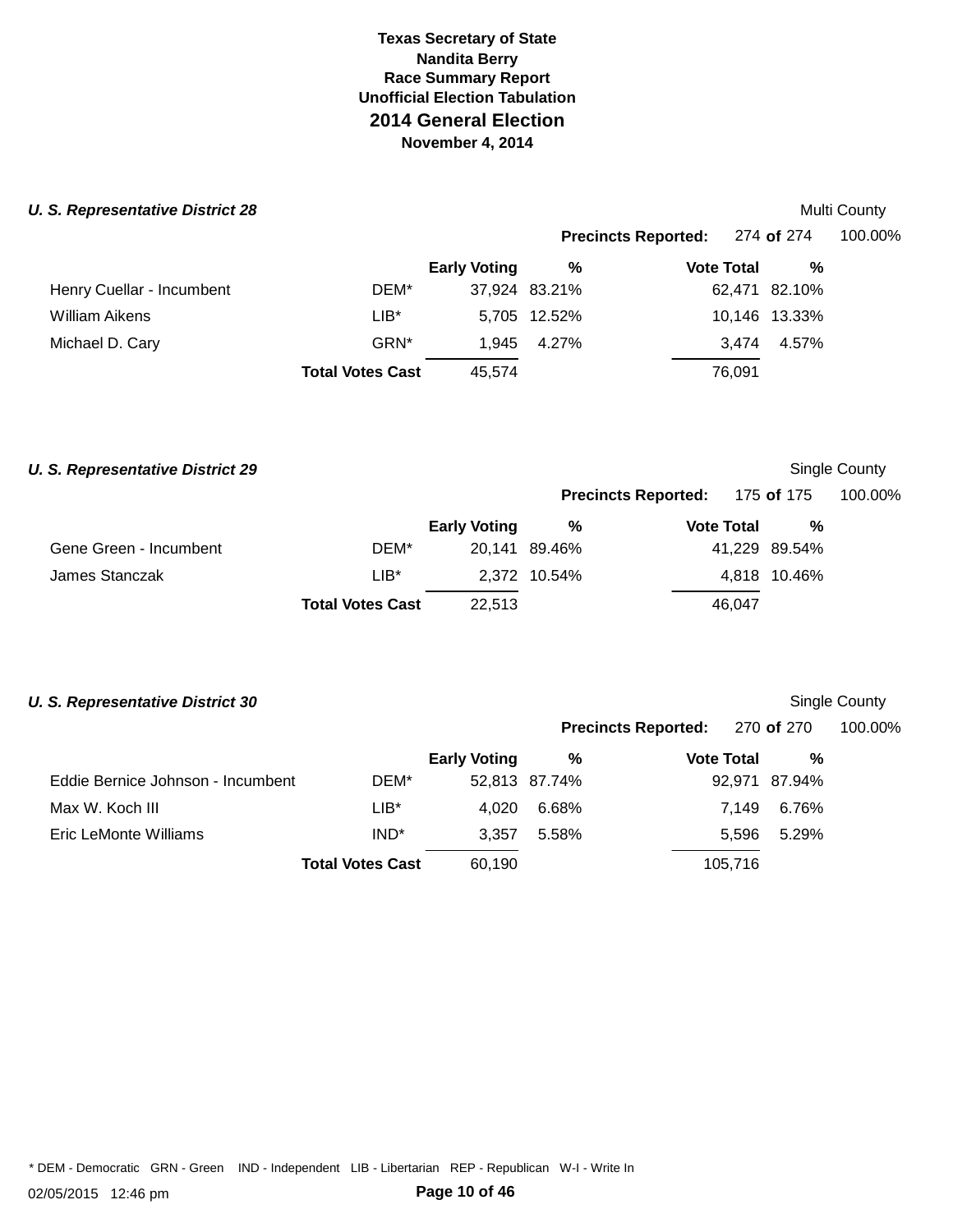**Texas Secretary of State**
**Nandita Berry**
**Race Summary Report**
**Unofficial Election Tabulation**

# 2014 General Election

**November 4, 2014**

### *U. S. Representative District 28*

Multi County

**Precincts Reported:** 274 **of** 274 100.00%

| | | Early Voting | % | Vote Total | % |
|---|---|---|---|---|---|
| Henry Cuellar - Incumbent | DEM* | 37,924 | 83.21% | 62,471 | 82.10% |
| William Aikens | LIB* | 5,705 | 12.52% | 10,146 | 13.33% |
| Michael D. Cary | GRN* | 1,945 | 4.27% | 3,474 | 4.57% |
| | **Total Votes Cast** | 45,574 | | 76,091 | |

### *U. S. Representative District 29*

Single County

**Precincts Reported:** 175 **of** 175 100.00%

| | | Early Voting | % | Vote Total | % |
|---|---|---|---|---|---|
| Gene Green - Incumbent | DEM* | 20,141 | 89.46% | 41,229 | 89.54% |
| James Stanczak | LIB* | 2,372 | 10.54% | 4,818 | 10.46% |
| | **Total Votes Cast** | 22,513 | | 46,047 | |

### *U. S. Representative District 30*

Single County

**Precincts Reported:** 270 **of** 270 100.00%

| | | Early Voting | % | Vote Total | % |
|---|---|---|---|---|---|
| Eddie Bernice Johnson - Incumbent | DEM* | 52,813 | 87.74% | 92,971 | 87.94% |
| Max W. Koch III | LIB* | 4,020 | 6.68% | 7,149 | 6.76% |
| Eric LeMonte Williams | IND* | 3,357 | 5.58% | 5,596 | 5.29% |
| | **Total Votes Cast** | 60,190 | | 105,716 | |

* DEM - Democratic GRN - Green IND - Independent LIB - Libertarian REP - Republican W-I - Write In

02/05/2015 12:46 pm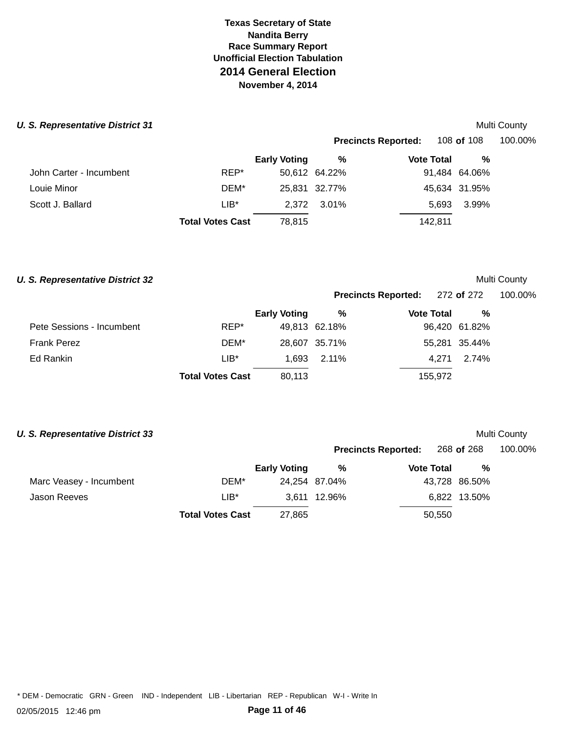# Texas Secretary of State
## Nandita Berry
## Race Summary Report
## Unofficial Election Tabulation
## 2014 General Election
### November 4, 2014

### *U. S. Representative District 31*

Multi County

**Precincts Reported:** 108 **of** 108 100.00%

| Candidate | Party | Early Voting | % | Vote Total | % |
|---|---|---|---|---|---|
| John Carter - Incumbent | REP* | 50,612 | 64.22% | 91,484 | 64.06% |
| Louie Minor | DEM* | 25,831 | 32.77% | 45,634 | 31.95% |
| Scott J. Ballard | LIB* | 2,372 | 3.01% | 5,693 | 3.99% |
| | **Total Votes Cast** | 78,815 | | 142,811 | |

### *U. S. Representative District 32*

Multi County

**Precincts Reported:** 272 **of** 272 100.00%

| Candidate | Party | Early Voting | % | Vote Total | % |
|---|---|---|---|---|---|
| Pete Sessions - Incumbent | REP* | 49,813 | 62.18% | 96,420 | 61.82% |
| Frank Perez | DEM* | 28,607 | 35.71% | 55,281 | 35.44% |
| Ed Rankin | LIB* | 1,693 | 2.11% | 4,271 | 2.74% |
| | **Total Votes Cast** | 80,113 | | 155,972 | |

### *U. S. Representative District 33*

Multi County

**Precincts Reported:** 268 **of** 268 100.00%

| Candidate | Party | Early Voting | % | Vote Total | % |
|---|---|---|---|---|---|
| Marc Veasey - Incumbent | DEM* | 24,254 | 87.04% | 43,728 | 86.50% |
| Jason Reeves | LIB* | 3,611 | 12.96% | 6,822 | 13.50% |
| | **Total Votes Cast** | 27,865 | | 50,550 | |

* DEM - Democratic GRN - Green IND - Independent LIB - Libertarian REP - Republican W-I - Write In

02/05/2015 12:46 pm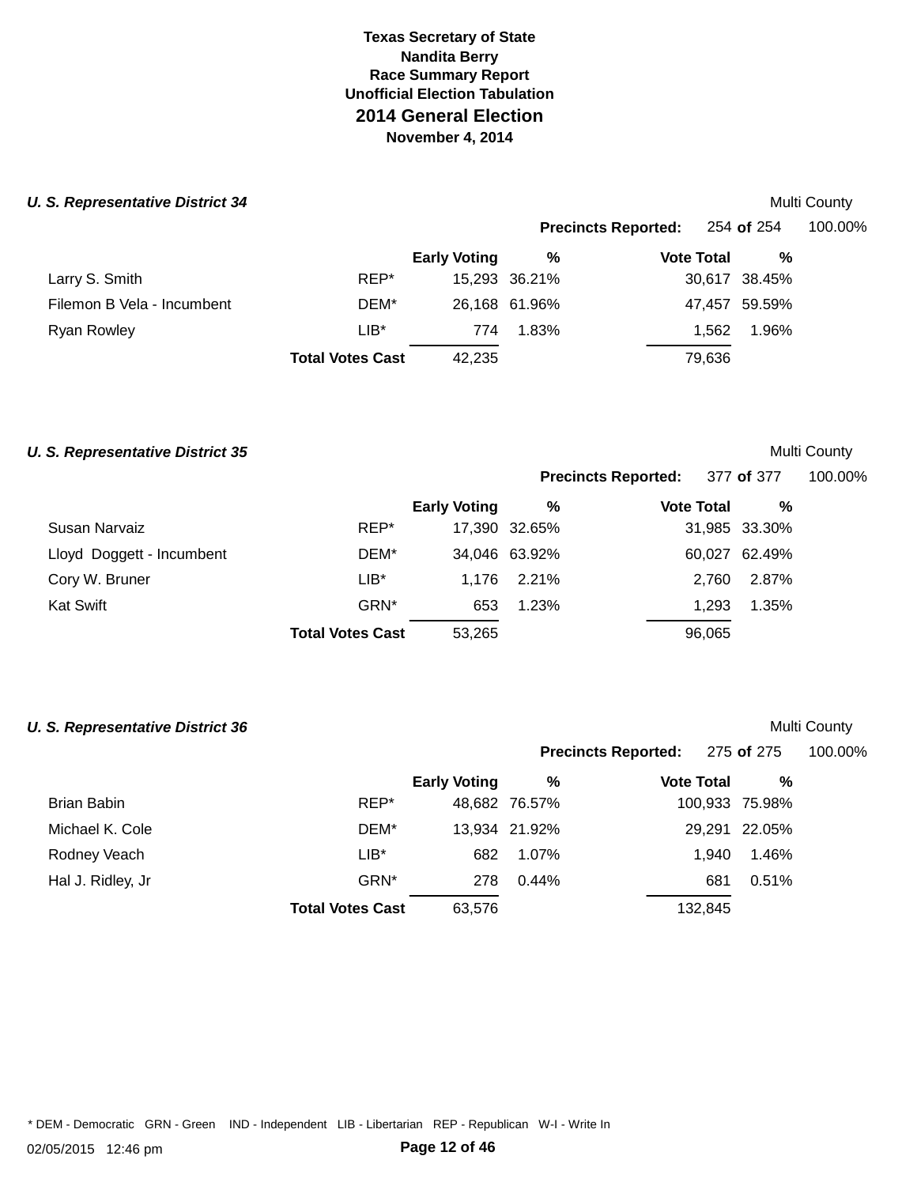**Texas Secretary of State**
**Nandita Berry**
**Race Summary Report**
**Unofficial Election Tabulation**

# 2014 General Election

**November 4, 2014**

### *U. S. Representative District 34*

Multi County

**Precincts Reported:** 254 **of** 254 100.00%

| Candidate | Party | Early Voting | % | Vote Total | % |
|---|---|---|---|---|---|
| Larry S. Smith | REP* | 15,293 | 36.21% | 30,617 | 38.45% |
| Filemon B Vela - Incumbent | DEM* | 26,168 | 61.96% | 47,457 | 59.59% |
| Ryan Rowley | LIB* | 774 | 1.83% | 1,562 | 1.96% |
| | **Total Votes Cast** | 42,235 | | 79,636 | |

### *U. S. Representative District 35*

Multi County

**Precincts Reported:** 377 **of** 377 100.00%

| Candidate | Party | Early Voting | % | Vote Total | % |
|---|---|---|---|---|---|
| Susan Narvaiz | REP* | 17,390 | 32.65% | 31,985 | 33.30% |
| Lloyd Doggett - Incumbent | DEM* | 34,046 | 63.92% | 60,027 | 62.49% |
| Cory W. Bruner | LIB* | 1,176 | 2.21% | 2,760 | 2.87% |
| Kat Swift | GRN* | 653 | 1.23% | 1,293 | 1.35% |
| | **Total Votes Cast** | 53,265 | | 96,065 | |

### *U. S. Representative District 36*

Multi County

**Precincts Reported:** 275 **of** 275 100.00%

| Candidate | Party | Early Voting | % | Vote Total | % |
|---|---|---|---|---|---|
| Brian Babin | REP* | 48,682 | 76.57% | 100,933 | 75.98% |
| Michael K. Cole | DEM* | 13,934 | 21.92% | 29,291 | 22.05% |
| Rodney Veach | LIB* | 682 | 1.07% | 1,940 | 1.46% |
| Hal J. Ridley, Jr | GRN* | 278 | 0.44% | 681 | 0.51% |
| | **Total Votes Cast** | 63,576 | | 132,845 | |

* DEM - Democratic GRN - Green IND - Independent LIB - Libertarian REP - Republican W-I - Write In

02/05/2015 12:46 pm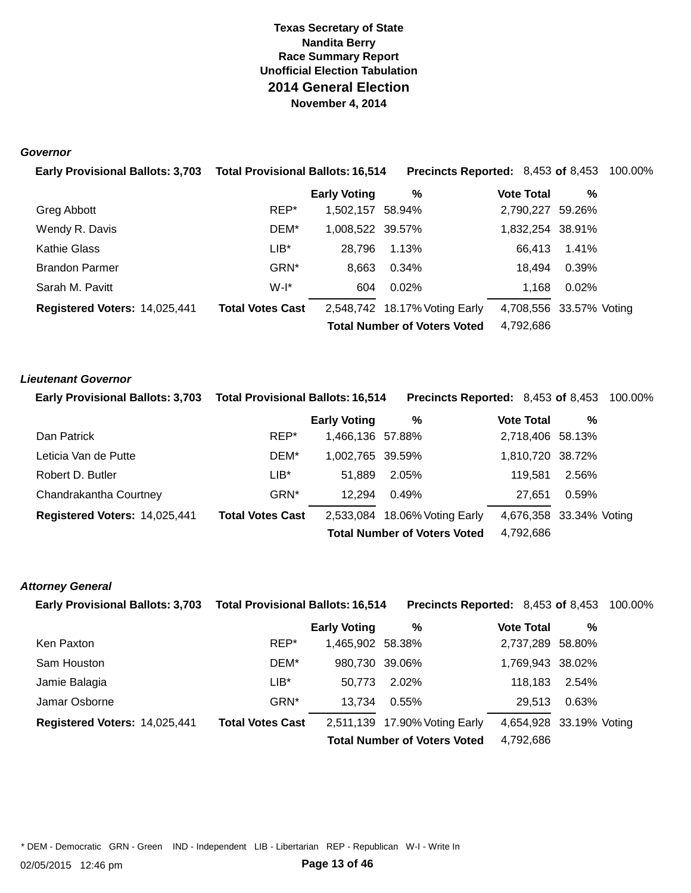**Texas Secretary of State**
**Nandita Berry**
**Race Summary Report**
**Unofficial Election Tabulation**

# 2014 General Election

**November 4, 2014**

### *Governor*

**Early Provisional Ballots:** 3,703 **Total Provisional Ballots:** 16,514 **Precincts Reported:** 8,453 **of** 8,453 100.00%

| | | Early Voting | % | | Vote Total | % | |
|---|---|---|---|---|---|---|---|
| Greg Abbott | REP* | 1,502,157 | 58.94% | | 2,790,227 | 59.26% | |
| Wendy R. Davis | DEM* | 1,008,522 | 39.57% | | 1,832,254 | 38.91% | |
| Kathie Glass | LIB* | 28,796 | 1.13% | | 66,413 | 1.41% | |
| Brandon Parmer | GRN* | 8,663 | 0.34% | | 18,494 | 0.39% | |
| Sarah M. Pavitt | W-I* | 604 | 0.02% | | 1,168 | 0.02% | |
| **Registered Voters:** 14,025,441 | **Total Votes Cast** | 2,548,742 | 18.17% | Voting Early | 4,708,556 | 33.57% | Voting |
| | | **Total Number of Voters Voted** | | | 4,792,686 | | |

### *Lieutenant Governor*

**Early Provisional Ballots:** 3,703 **Total Provisional Ballots:** 16,514 **Precincts Reported:** 8,453 **of** 8,453 100.00%

| | | Early Voting | % | | Vote Total | % | |
|---|---|---|---|---|---|---|---|
| Dan Patrick | REP* | 1,466,136 | 57.88% | | 2,718,406 | 58.13% | |
| Leticia Van de Putte | DEM* | 1,002,765 | 39.59% | | 1,810,720 | 38.72% | |
| Robert D. Butler | LIB* | 51,889 | 2.05% | | 119,581 | 2.56% | |
| Chandrakantha Courtney | GRN* | 12,294 | 0.49% | | 27,651 | 0.59% | |
| **Registered Voters:** 14,025,441 | **Total Votes Cast** | 2,533,084 | 18.06% | Voting Early | 4,676,358 | 33.34% | Voting |
| | | **Total Number of Voters Voted** | | | 4,792,686 | | |

### *Attorney General*

**Early Provisional Ballots:** 3,703 **Total Provisional Ballots:** 16,514 **Precincts Reported:** 8,453 **of** 8,453 100.00%

| | | Early Voting | % | | Vote Total | % | |
|---|---|---|---|---|---|---|---|
| Ken Paxton | REP* | 1,465,902 | 58.38% | | 2,737,289 | 58.80% | |
| Sam Houston | DEM* | 980,730 | 39.06% | | 1,769,943 | 38.02% | |
| Jamie Balagia | LIB* | 50,773 | 2.02% | | 118,183 | 2.54% | |
| Jamar Osborne | GRN* | 13,734 | 0.55% | | 29,513 | 0.63% | |
| **Registered Voters:** 14,025,441 | **Total Votes Cast** | 2,511,139 | 17.90% | Voting Early | 4,654,928 | 33.19% | Voting |
| | | **Total Number of Voters Voted** | | | 4,792,686 | | |

* DEM - Democratic GRN - Green IND - Independent LIB - Libertarian REP - Republican W-I - Write In

02/05/2015 12:46 pm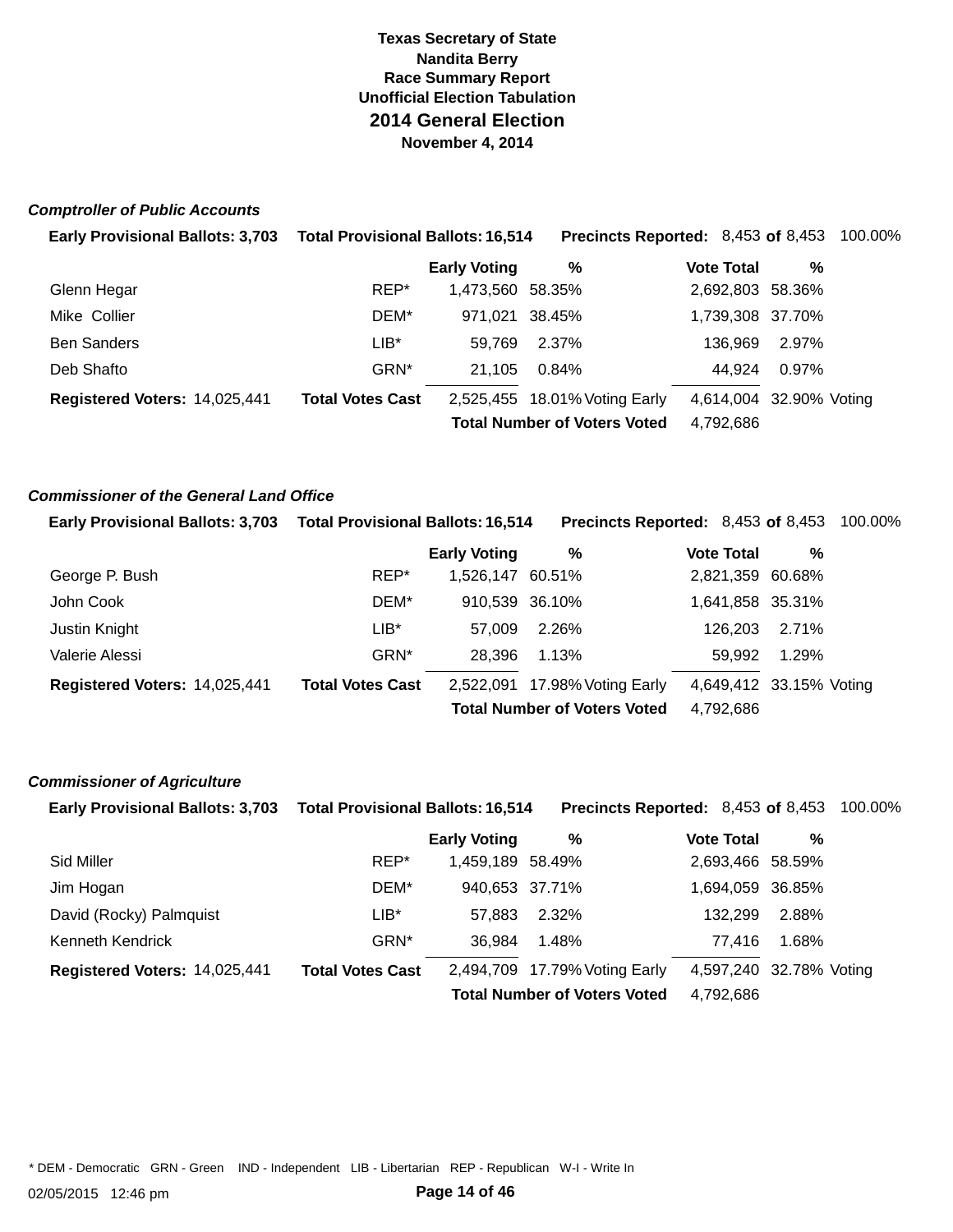**Texas Secretary of State**
**Nandita Berry**
**Race Summary Report**
**Unofficial Election Tabulation**

# 2014 General Election

**November 4, 2014**

### *Comptroller of Public Accounts*

**Early Provisional Ballots:** 3,703 **Total Provisional Ballots:** 16,514 **Precincts Reported:** 8,453 **of** 8,453 100.00%

| | | Early Voting | % | | Vote Total | % | |
|---|---|---|---|---|---|---|---|
| Glenn Hegar | REP* | 1,473,560 | 58.35% | | 2,692,803 | 58.36% | |
| Mike Collier | DEM* | 971,021 | 38.45% | | 1,739,308 | 37.70% | |
| Ben Sanders | LIB* | 59,769 | 2.37% | | 136,969 | 2.97% | |
| Deb Shafto | GRN* | 21,105 | 0.84% | | 44,924 | 0.97% | |
| **Registered Voters:** 14,025,441 | **Total Votes Cast** | 2,525,455 | 18.01% | Voting Early | 4,614,004 | 32.90% | Voting |
| | | | | **Total Number of Voters Voted** | 4,792,686 | | |

### *Commissioner of the General Land Office*

**Early Provisional Ballots:** 3,703 **Total Provisional Ballots:** 16,514 **Precincts Reported:** 8,453 **of** 8,453 100.00%

| | | Early Voting | % | | Vote Total | % | |
|---|---|---|---|---|---|---|---|
| George P. Bush | REP* | 1,526,147 | 60.51% | | 2,821,359 | 60.68% | |
| John Cook | DEM* | 910,539 | 36.10% | | 1,641,858 | 35.31% | |
| Justin Knight | LIB* | 57,009 | 2.26% | | 126,203 | 2.71% | |
| Valerie Alessi | GRN* | 28,396 | 1.13% | | 59,992 | 1.29% | |
| **Registered Voters:** 14,025,441 | **Total Votes Cast** | 2,522,091 | 17.98% | Voting Early | 4,649,412 | 33.15% | Voting |
| | | | | **Total Number of Voters Voted** | 4,792,686 | | |

### *Commissioner of Agriculture*

**Early Provisional Ballots:** 3,703 **Total Provisional Ballots:** 16,514 **Precincts Reported:** 8,453 **of** 8,453 100.00%

| | | Early Voting | % | | Vote Total | % | |
|---|---|---|---|---|---|---|---|
| Sid Miller | REP* | 1,459,189 | 58.49% | | 2,693,466 | 58.59% | |
| Jim Hogan | DEM* | 940,653 | 37.71% | | 1,694,059 | 36.85% | |
| David (Rocky) Palmquist | LIB* | 57,883 | 2.32% | | 132,299 | 2.88% | |
| Kenneth Kendrick | GRN* | 36,984 | 1.48% | | 77,416 | 1.68% | |
| **Registered Voters:** 14,025,441 | **Total Votes Cast** | 2,494,709 | 17.79% | Voting Early | 4,597,240 | 32.78% | Voting |
| | | | | **Total Number of Voters Voted** | 4,792,686 | | |

* DEM - Democratic GRN - Green IND - Independent LIB - Libertarian REP - Republican W-I - Write In

02/05/2015 12:46 pm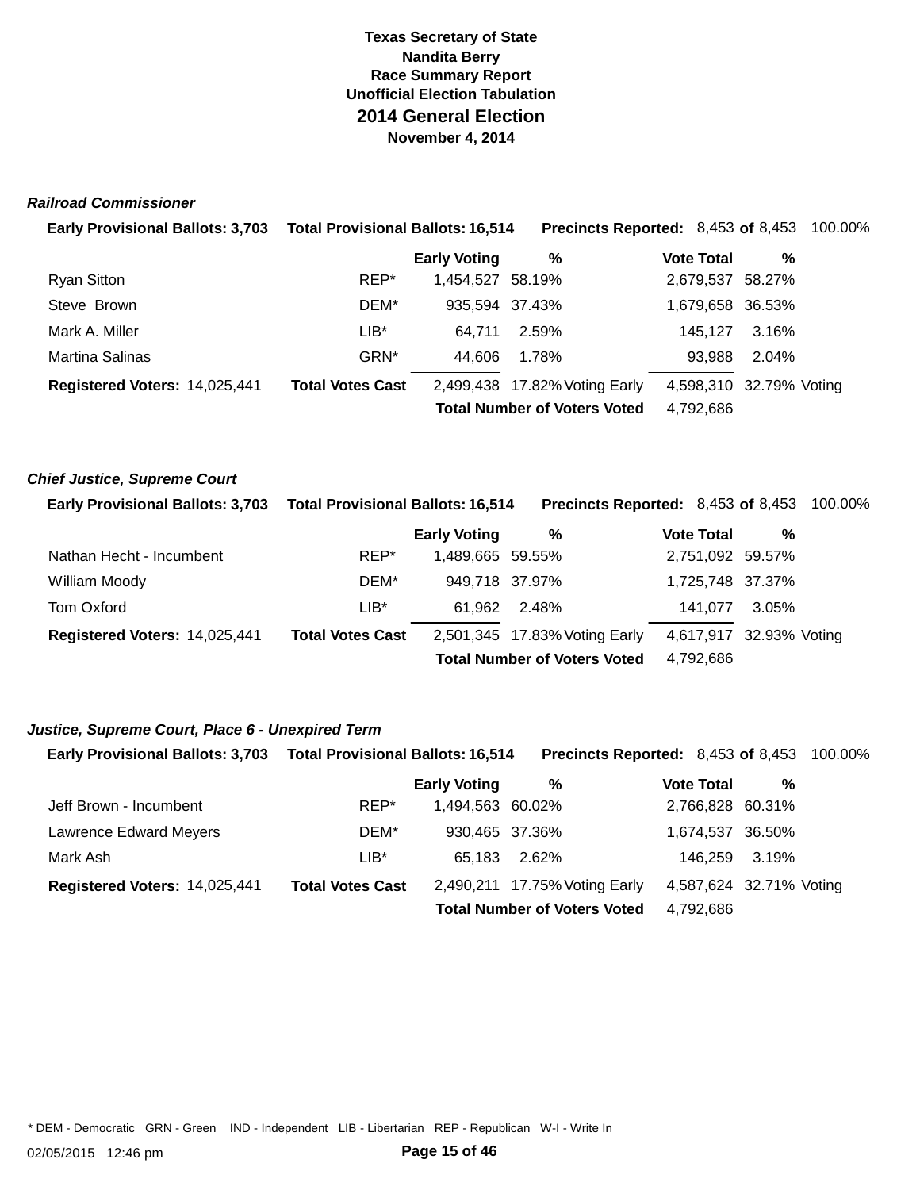# Texas Secretary of State
## Nandita Berry
## Race Summary Report
## Unofficial Election Tabulation
# 2014 General Election
## November 4, 2014

### *Railroad Commissioner*

**Early Provisional Ballots:** 3,703 **Total Provisional Ballots:** 16,514 **Precincts Reported:** 8,453 **of** 8,453 100.00%

| | | Early Voting | % | | Vote Total | % | |
|---|---|---|---|---|---|---|---|
| Ryan Sitton | REP* | 1,454,527 | 58.19% | | 2,679,537 | 58.27% | |
| Steve Brown | DEM* | 935,594 | 37.43% | | 1,679,658 | 36.53% | |
| Mark A. Miller | LIB* | 64,711 | 2.59% | | 145,127 | 3.16% | |
| Martina Salinas | GRN* | 44,606 | 1.78% | | 93,988 | 2.04% | |
| **Registered Voters:** 14,025,441 | **Total Votes Cast** | 2,499,438 | 17.82% | Voting Early | 4,598,310 | 32.79% | Voting |
| | | **Total Number of Voters Voted** | | | 4,792,686 | | |

### *Chief Justice, Supreme Court*

**Early Provisional Ballots:** 3,703 **Total Provisional Ballots:** 16,514 **Precincts Reported:** 8,453 **of** 8,453 100.00%

| | | Early Voting | % | | Vote Total | % | |
|---|---|---|---|---|---|---|---|
| Nathan Hecht - Incumbent | REP* | 1,489,665 | 59.55% | | 2,751,092 | 59.57% | |
| William Moody | DEM* | 949,718 | 37.97% | | 1,725,748 | 37.37% | |
| Tom Oxford | LIB* | 61,962 | 2.48% | | 141,077 | 3.05% | |
| **Registered Voters:** 14,025,441 | **Total Votes Cast** | 2,501,345 | 17.83% | Voting Early | 4,617,917 | 32.93% | Voting |
| | | **Total Number of Voters Voted** | | | 4,792,686 | | |

### *Justice, Supreme Court, Place 6 - Unexpired Term*

**Early Provisional Ballots:** 3,703 **Total Provisional Ballots:** 16,514 **Precincts Reported:** 8,453 **of** 8,453 100.00%

| | | Early Voting | % | | Vote Total | % | |
|---|---|---|---|---|---|---|---|
| Jeff Brown - Incumbent | REP* | 1,494,563 | 60.02% | | 2,766,828 | 60.31% | |
| Lawrence Edward Meyers | DEM* | 930,465 | 37.36% | | 1,674,537 | 36.50% | |
| Mark Ash | LIB* | 65,183 | 2.62% | | 146,259 | 3.19% | |
| **Registered Voters:** 14,025,441 | **Total Votes Cast** | 2,490,211 | 17.75% | Voting Early | 4,587,624 | 32.71% | Voting |
| | | **Total Number of Voters Voted** | | | 4,792,686 | | |

* DEM - Democratic GRN - Green IND - Independent LIB - Libertarian REP - Republican W-I - Write In

02/05/2015 12:46 pm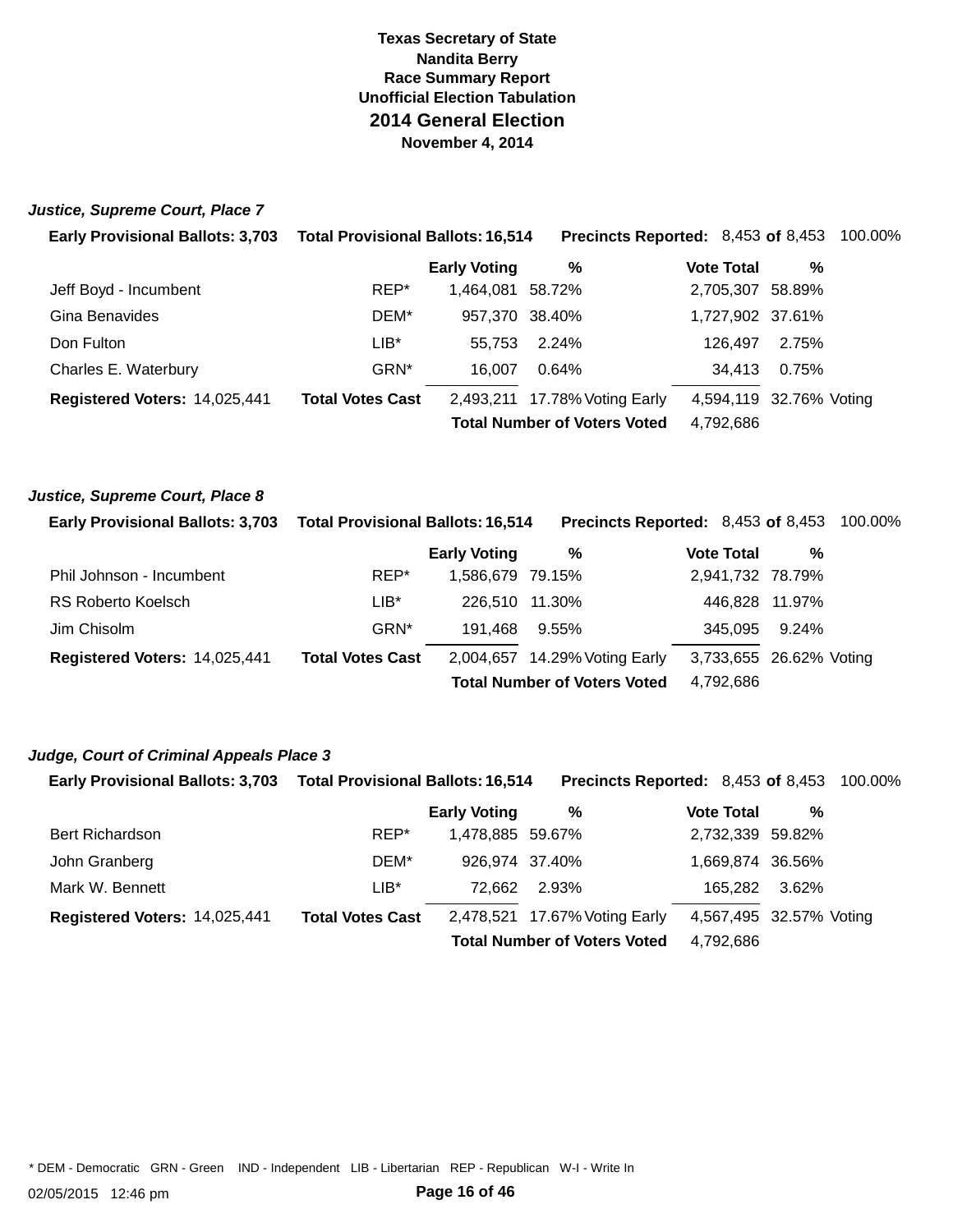# Texas Secretary of State
## Nandita Berry
## Race Summary Report
## Unofficial Election Tabulation
# 2014 General Election
## November 4, 2014

### *Justice, Supreme Court, Place 7*

**Early Provisional Ballots:** 3,703 **Total Provisional Ballots:** 16,514 **Precincts Reported:** 8,453 **of** 8,453 100.00%

| Candidate | Party | Early Voting | % | | Vote Total | % | |
|---|---|---|---|---|---|---|---|
| Jeff Boyd - Incumbent | REP* | 1,464,081 | 58.72% | | 2,705,307 | 58.89% | |
| Gina Benavides | DEM* | 957,370 | 38.40% | | 1,727,902 | 37.61% | |
| Don Fulton | LIB* | 55,753 | 2.24% | | 126,497 | 2.75% | |
| Charles E. Waterbury | GRN* | 16,007 | 0.64% | | 34,413 | 0.75% | |
| **Registered Voters:** 14,025,441 | **Total Votes Cast** | 2,493,211 | 17.78% | Voting Early | 4,594,119 | 32.76% | Voting |
| | | **Total Number of Voters Voted** | | | 4,792,686 | | |

### *Justice, Supreme Court, Place 8*

**Early Provisional Ballots:** 3,703 **Total Provisional Ballots:** 16,514 **Precincts Reported:** 8,453 **of** 8,453 100.00%

| Candidate | Party | Early Voting | % | | Vote Total | % | |
|---|---|---|---|---|---|---|---|
| Phil Johnson - Incumbent | REP* | 1,586,679 | 79.15% | | 2,941,732 | 78.79% | |
| RS Roberto Koelsch | LIB* | 226,510 | 11.30% | | 446,828 | 11.97% | |
| Jim Chisolm | GRN* | 191,468 | 9.55% | | 345,095 | 9.24% | |
| **Registered Voters:** 14,025,441 | **Total Votes Cast** | 2,004,657 | 14.29% | Voting Early | 3,733,655 | 26.62% | Voting |
| | | **Total Number of Voters Voted** | | | 4,792,686 | | |

### *Judge, Court of Criminal Appeals Place 3*

**Early Provisional Ballots:** 3,703 **Total Provisional Ballots:** 16,514 **Precincts Reported:** 8,453 **of** 8,453 100.00%

| Candidate | Party | Early Voting | % | | Vote Total | % | |
|---|---|---|---|---|---|---|---|
| Bert Richardson | REP* | 1,478,885 | 59.67% | | 2,732,339 | 59.82% | |
| John Granberg | DEM* | 926,974 | 37.40% | | 1,669,874 | 36.56% | |
| Mark W. Bennett | LIB* | 72,662 | 2.93% | | 165,282 | 3.62% | |
| **Registered Voters:** 14,025,441 | **Total Votes Cast** | 2,478,521 | 17.67% | Voting Early | 4,567,495 | 32.57% | Voting |
| | | **Total Number of Voters Voted** | | | 4,792,686 | | |

* DEM - Democratic GRN - Green IND - Independent LIB - Libertarian REP - Republican W-I - Write In

02/05/2015 12:46 pm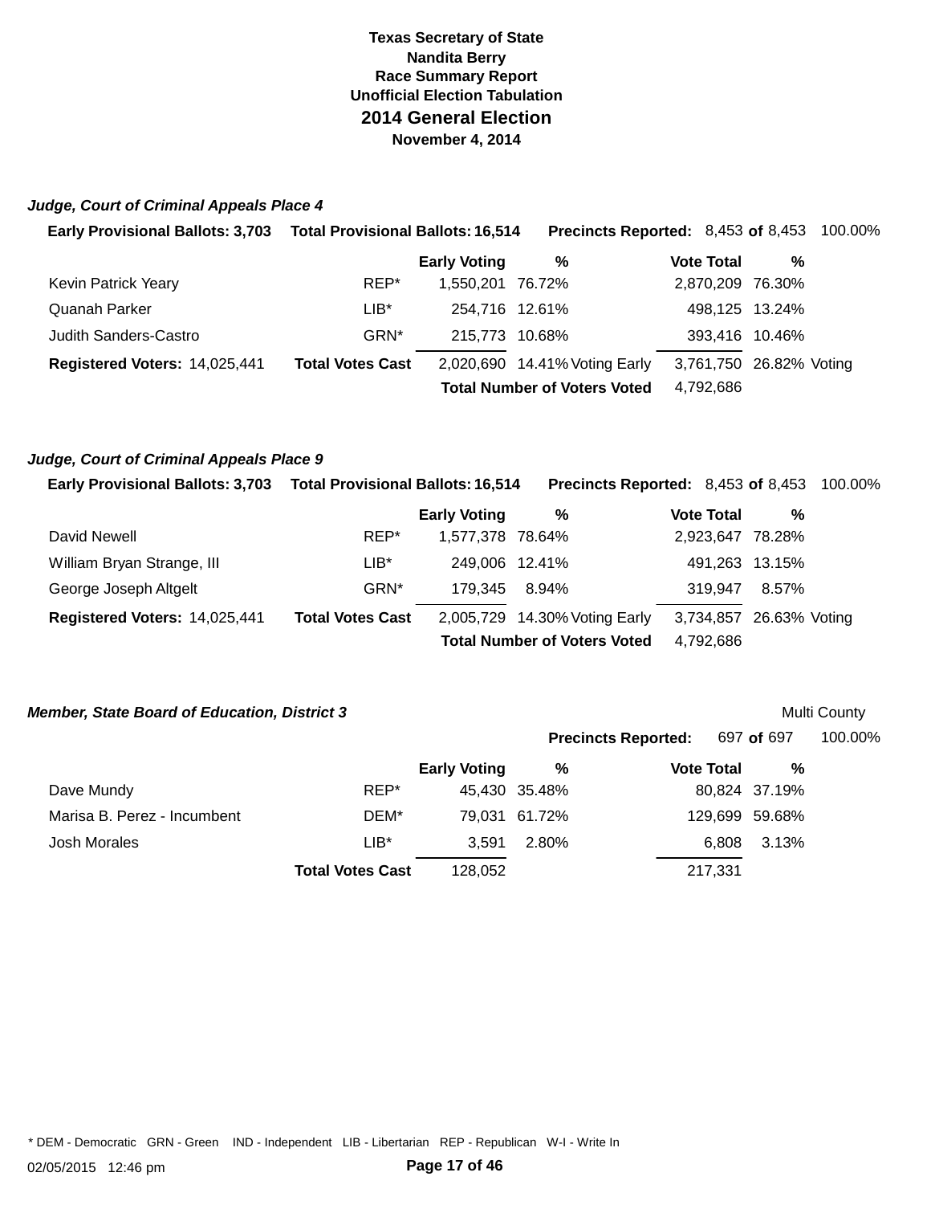**Texas Secretary of State**
**Nandita Berry**
**Race Summary Report**
**Unofficial Election Tabulation**

# 2014 General Election

**November 4, 2014**

### *Judge, Court of Criminal Appeals Place 4*

**Early Provisional Ballots:** 3,703 **Total Provisional Ballots:** 16,514 **Precincts Reported:** 8,453 **of** 8,453 100.00%

| | | Early Voting | % | | Vote Total | % | |
|---|---|---|---|---|---|---|---|
| Kevin Patrick Yeary | REP* | 1,550,201 | 76.72% | | 2,870,209 | 76.30% | |
| Quanah Parker | LIB* | 254,716 | 12.61% | | 498,125 | 13.24% | |
| Judith Sanders-Castro | GRN* | 215,773 | 10.68% | | 393,416 | 10.46% | |
| **Registered Voters:** 14,025,441 | **Total Votes Cast** | 2,020,690 | 14.41% | Voting Early | 3,761,750 | 26.82% | Voting |
| | | **Total Number of Voters Voted** | | | 4,792,686 | | |

### *Judge, Court of Criminal Appeals Place 9*

**Early Provisional Ballots:** 3,703 **Total Provisional Ballots:** 16,514 **Precincts Reported:** 8,453 **of** 8,453 100.00%

| | | Early Voting | % | | Vote Total | % | |
|---|---|---|---|---|---|---|---|
| David Newell | REP* | 1,577,378 | 78.64% | | 2,923,647 | 78.28% | |
| William Bryan Strange, III | LIB* | 249,006 | 12.41% | | 491,263 | 13.15% | |
| George Joseph Altgelt | GRN* | 179,345 | 8.94% | | 319,947 | 8.57% | |
| **Registered Voters:** 14,025,441 | **Total Votes Cast** | 2,005,729 | 14.30% | Voting Early | 3,734,857 | 26.63% | Voting |
| | | **Total Number of Voters Voted** | | | 4,792,686 | | |

### *Member, State Board of Education, District 3*

Multi County

**Precincts Reported:** 697 **of** 697 100.00%

| | | Early Voting | % | Vote Total | % |
|---|---|---|---|---|---|
| Dave Mundy | REP* | 45,430 | 35.48% | 80,824 | 37.19% |
| Marisa B. Perez - Incumbent | DEM* | 79,031 | 61.72% | 129,699 | 59.68% |
| Josh Morales | LIB* | 3,591 | 2.80% | 6,808 | 3.13% |
| | **Total Votes Cast** | 128,052 | | 217,331 | |

\* DEM - Democratic GRN - Green IND - Independent LIB - Libertarian REP - Republican W-I - Write In

02/05/2015 12:46 pm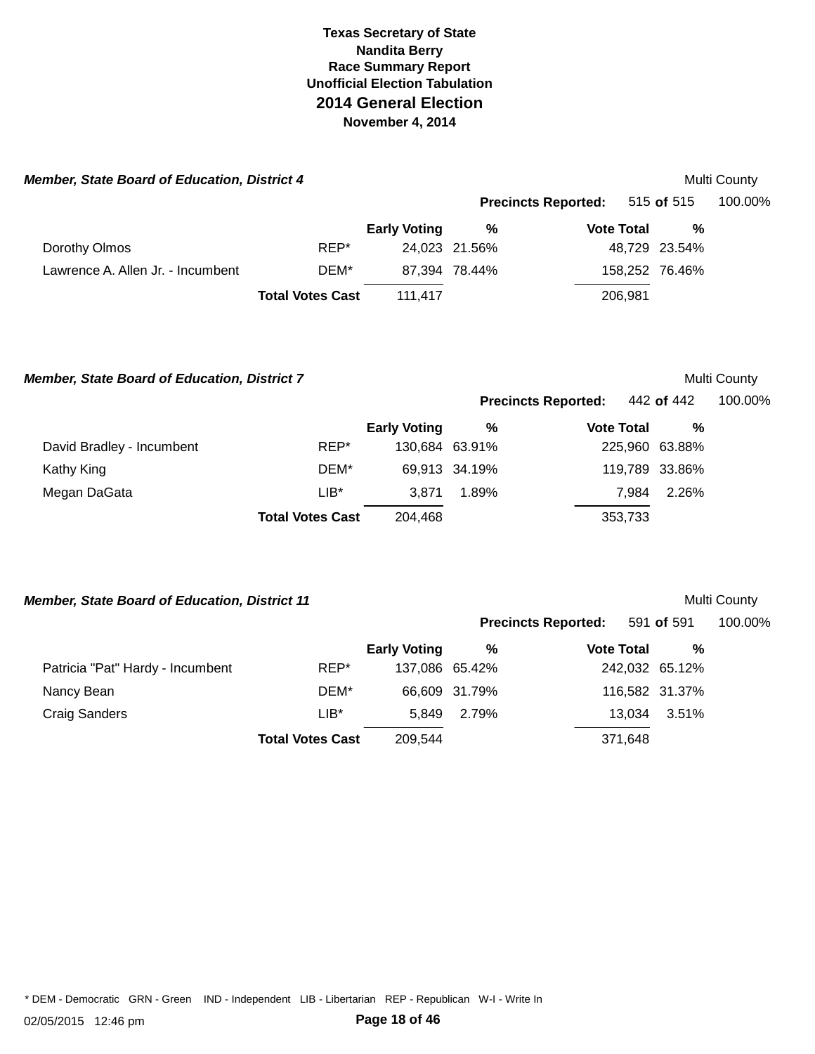**Texas Secretary of State**
**Nandita Berry**
**Race Summary Report**
**Unofficial Election Tabulation**
## 2014 General Election
**November 4, 2014**

### *Member, State Board of Education, District 4*

Multi County

**Precincts Reported:** 515 **of** 515 100.00%

| | | Early Voting | % | Vote Total | % |
|---|---|---|---|---|---|
| Dorothy Olmos | REP* | 24,023 | 21.56% | 48,729 | 23.54% |
| Lawrence A. Allen Jr. - Incumbent | DEM* | 87,394 | 78.44% | 158,252 | 76.46% |
| | **Total Votes Cast** | 111,417 | | 206,981 | |

### *Member, State Board of Education, District 7*

Multi County

**Precincts Reported:** 442 **of** 442 100.00%

| | | Early Voting | % | Vote Total | % |
|---|---|---|---|---|---|
| David Bradley - Incumbent | REP* | 130,684 | 63.91% | 225,960 | 63.88% |
| Kathy King | DEM* | 69,913 | 34.19% | 119,789 | 33.86% |
| Megan DaGata | LIB* | 3,871 | 1.89% | 7,984 | 2.26% |
| | **Total Votes Cast** | 204,468 | | 353,733 | |

### *Member, State Board of Education, District 11*

Multi County

**Precincts Reported:** 591 **of** 591 100.00%

| | | Early Voting | % | Vote Total | % |
|---|---|---|---|---|---|
| Patricia "Pat" Hardy - Incumbent | REP* | 137,086 | 65.42% | 242,032 | 65.12% |
| Nancy Bean | DEM* | 66,609 | 31.79% | 116,582 | 31.37% |
| Craig Sanders | LIB* | 5,849 | 2.79% | 13,034 | 3.51% |
| | **Total Votes Cast** | 209,544 | | 371,648 | |

* DEM - Democratic GRN - Green IND - Independent LIB - Libertarian REP - Republican W-I - Write In

02/05/2015 12:46 pm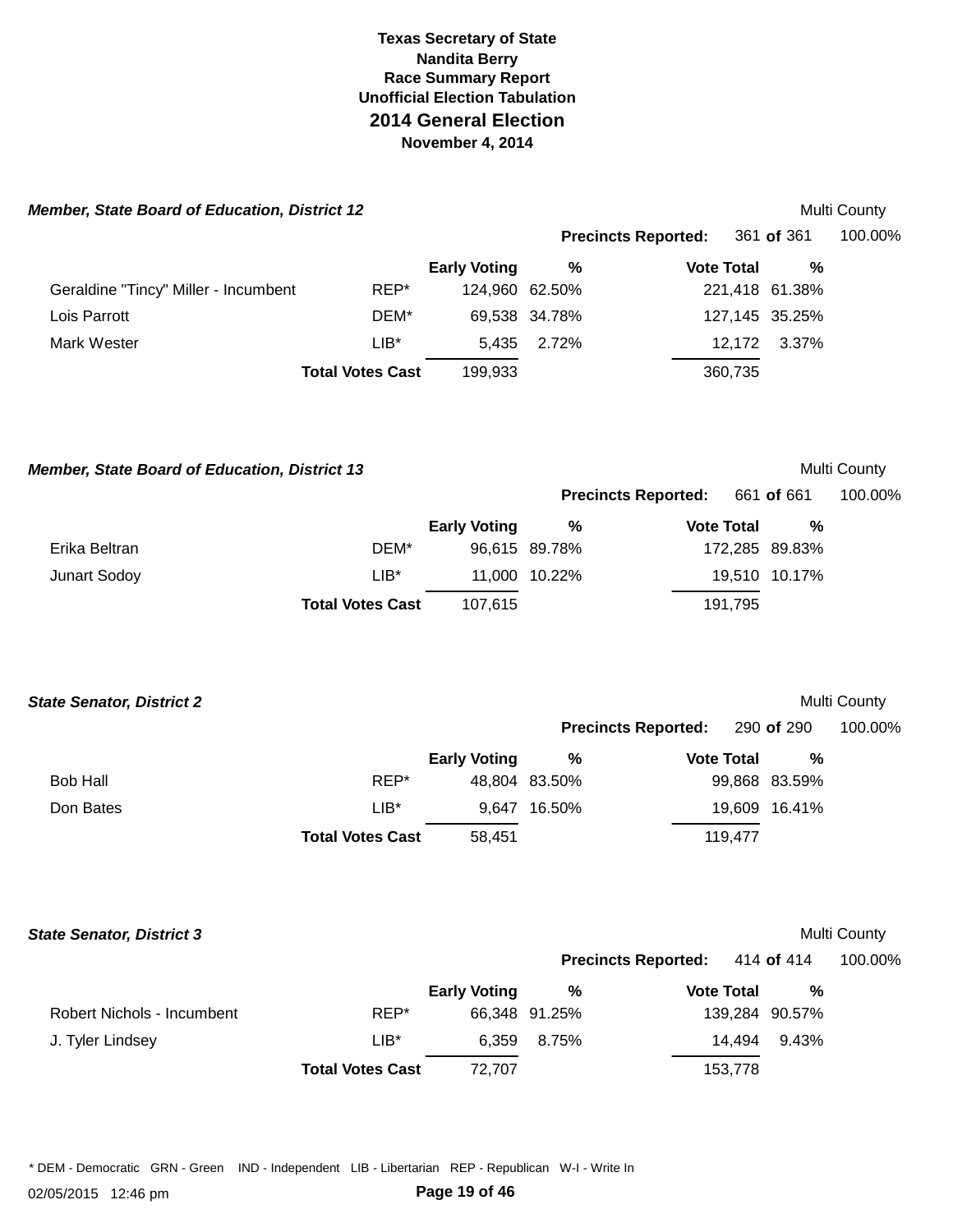# Texas Secretary of State
## Nandita Berry
## Race Summary Report
## Unofficial Election Tabulation
# 2014 General Election
**November 4, 2014**

### *Member, State Board of Education, District 12*

Multi County

**Precincts Reported:** 361 **of** 361 100.00%

| | | Early Voting | % | Vote Total | % |
|---|---|---|---|---|---|
| Geraldine "Tincy" Miller - Incumbent | REP* | 124,960 | 62.50% | 221,418 | 61.38% |
| Lois Parrott | DEM* | 69,538 | 34.78% | 127,145 | 35.25% |
| Mark Wester | LIB* | 5,435 | 2.72% | 12,172 | 3.37% |
| | **Total Votes Cast** | 199,933 | | 360,735 | |

### *Member, State Board of Education, District 13*

Multi County

**Precincts Reported:** 661 **of** 661 100.00%

| | | Early Voting | % | Vote Total | % |
|---|---|---|---|---|---|
| Erika Beltran | DEM* | 96,615 | 89.78% | 172,285 | 89.83% |
| Junart Sodoy | LIB* | 11,000 | 10.22% | 19,510 | 10.17% |
| | **Total Votes Cast** | 107,615 | | 191,795 | |

### *State Senator, District 2*

Multi County

**Precincts Reported:** 290 **of** 290 100.00%

| | | Early Voting | % | Vote Total | % |
|---|---|---|---|---|---|
| Bob Hall | REP* | 48,804 | 83.50% | 99,868 | 83.59% |
| Don Bates | LIB* | 9,647 | 16.50% | 19,609 | 16.41% |
| | **Total Votes Cast** | 58,451 | | 119,477 | |

### *State Senator, District 3*

Multi County

**Precincts Reported:** 414 **of** 414 100.00%

| | | Early Voting | % | Vote Total | % |
|---|---|---|---|---|---|
| Robert Nichols - Incumbent | REP* | 66,348 | 91.25% | 139,284 | 90.57% |
| J. Tyler Lindsey | LIB* | 6,359 | 8.75% | 14,494 | 9.43% |
| | **Total Votes Cast** | 72,707 | | 153,778 | |

* DEM - Democratic GRN - Green IND - Independent LIB - Libertarian REP - Republican W-I - Write In

02/05/2015 12:46 pm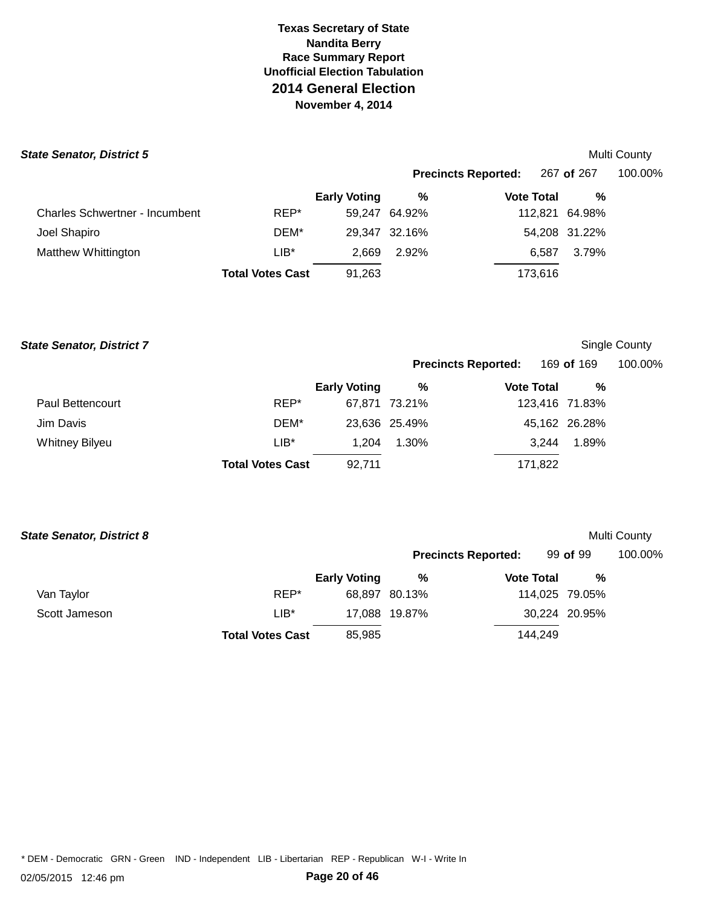**Texas Secretary of State**
**Nandita Berry**
**Race Summary Report**
**Unofficial Election Tabulation**
# 2014 General Election
**November 4, 2014**

### *State Senator, District 5*

Multi County

**Precincts Reported:** 267 **of** 267 100.00%

| | | Early Voting | % | Vote Total | % |
|---|---|---|---|---|---|
| Charles Schwertner - Incumbent | REP* | 59,247 | 64.92% | 112,821 | 64.98% |
| Joel Shapiro | DEM* | 29,347 | 32.16% | 54,208 | 31.22% |
| Matthew Whittington | LIB* | 2,669 | 2.92% | 6,587 | 3.79% |
| | **Total Votes Cast** | 91,263 | | 173,616 | |

### *State Senator, District 7*

Single County

**Precincts Reported:** 169 **of** 169 100.00%

| | | Early Voting | % | Vote Total | % |
|---|---|---|---|---|---|
| Paul Bettencourt | REP* | 67,871 | 73.21% | 123,416 | 71.83% |
| Jim Davis | DEM* | 23,636 | 25.49% | 45,162 | 26.28% |
| Whitney Bilyeu | LIB* | 1,204 | 1.30% | 3,244 | 1.89% |
| | **Total Votes Cast** | 92,711 | | 171,822 | |

### *State Senator, District 8*

Multi County

**Precincts Reported:** 99 **of** 99 100.00%

| | | Early Voting | % | Vote Total | % |
|---|---|---|---|---|---|
| Van Taylor | REP* | 68,897 | 80.13% | 114,025 | 79.05% |
| Scott Jameson | LIB* | 17,088 | 19.87% | 30,224 | 20.95% |
| | **Total Votes Cast** | 85,985 | | 144,249 | |

* DEM - Democratic GRN - Green IND - Independent LIB - Libertarian REP - Republican W-I - Write In

02/05/2015 12:46 pm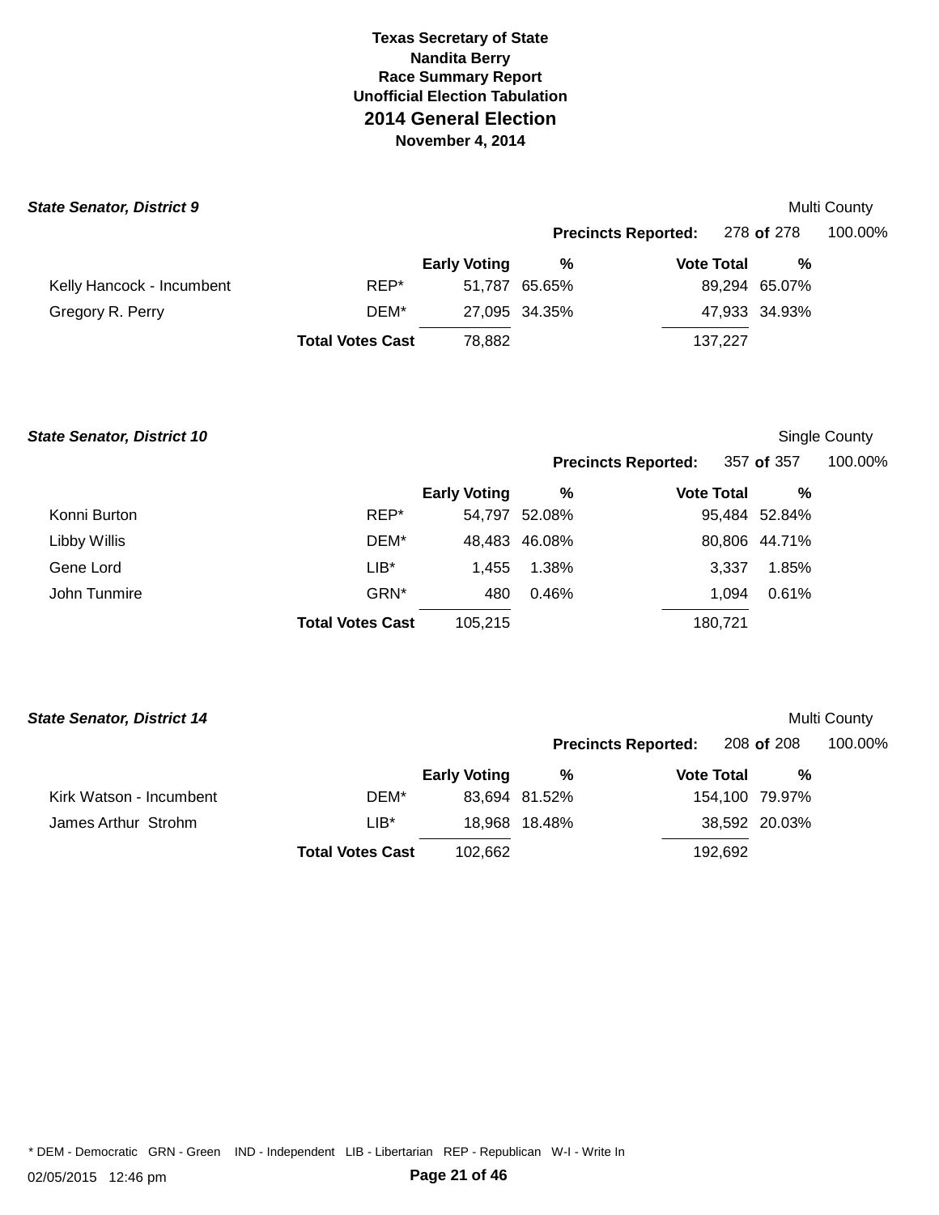**Texas Secretary of State**
**Nandita Berry**
**Race Summary Report**
**Unofficial Election Tabulation**

# 2014 General Election

**November 4, 2014**

### *State Senator, District 9*

Multi County

**Precincts Reported:** 278 **of** 278 100.00%

| | | Early Voting | % | Vote Total | % |
|---|---|---|---|---|---|
| Kelly Hancock - Incumbent | REP* | 51,787 | 65.65% | 89,294 | 65.07% |
| Gregory R. Perry | DEM* | 27,095 | 34.35% | 47,933 | 34.93% |
| | **Total Votes Cast** | 78,882 | | 137,227 | |

### *State Senator, District 10*

Single County

**Precincts Reported:** 357 **of** 357 100.00%

| | | Early Voting | % | Vote Total | % |
|---|---|---|---|---|---|
| Konni Burton | REP* | 54,797 | 52.08% | 95,484 | 52.84% |
| Libby Willis | DEM* | 48,483 | 46.08% | 80,806 | 44.71% |
| Gene Lord | LIB* | 1,455 | 1.38% | 3,337 | 1.85% |
| John Tunmire | GRN* | 480 | 0.46% | 1,094 | 0.61% |
| | **Total Votes Cast** | 105,215 | | 180,721 | |

### *State Senator, District 14*

Multi County

**Precincts Reported:** 208 **of** 208 100.00%

| | | Early Voting | % | Vote Total | % |
|---|---|---|---|---|---|
| Kirk Watson - Incumbent | DEM* | 83,694 | 81.52% | 154,100 | 79.97% |
| James Arthur Strohm | LIB* | 18,968 | 18.48% | 38,592 | 20.03% |
| | **Total Votes Cast** | 102,662 | | 192,692 | |

* DEM - Democratic GRN - Green IND - Independent LIB - Libertarian REP - Republican W-I - Write In

02/05/2015 12:46 pm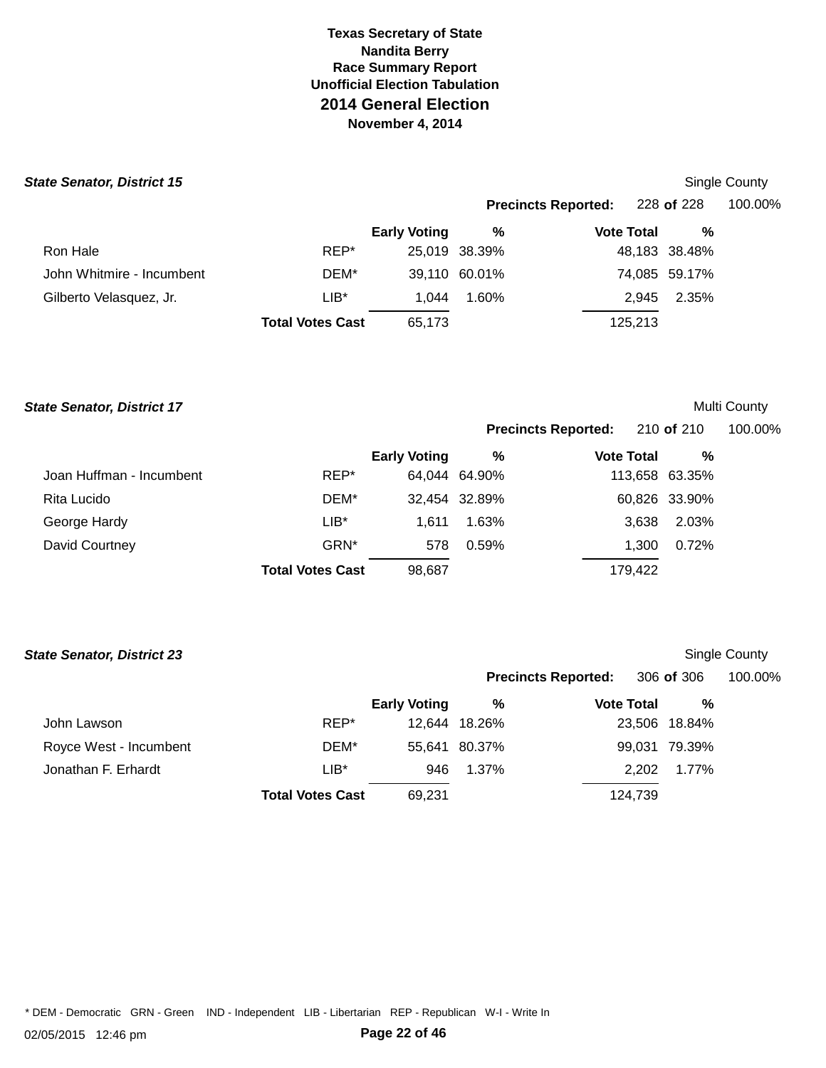**Texas Secretary of State**
**Nandita Berry**
**Race Summary Report**
**Unofficial Election Tabulation**

# 2014 General Election

**November 4, 2014**

### *State Senator, District 15*

Single County

**Precincts Reported:** 228 **of** 228 100.00%

| | | Early Voting | % | Vote Total | % |
|---|---|---|---|---|---|
| Ron Hale | REP* | 25,019 | 38.39% | 48,183 | 38.48% |
| John Whitmire - Incumbent | DEM* | 39,110 | 60.01% | 74,085 | 59.17% |
| Gilberto Velasquez, Jr. | LIB* | 1,044 | 1.60% | 2,945 | 2.35% |
| | **Total Votes Cast** | 65,173 | | 125,213 | |

### *State Senator, District 17*

Multi County

**Precincts Reported:** 210 **of** 210 100.00%

| | | Early Voting | % | Vote Total | % |
|---|---|---|---|---|---|
| Joan Huffman - Incumbent | REP* | 64,044 | 64.90% | 113,658 | 63.35% |
| Rita Lucido | DEM* | 32,454 | 32.89% | 60,826 | 33.90% |
| George Hardy | LIB* | 1,611 | 1.63% | 3,638 | 2.03% |
| David Courtney | GRN* | 578 | 0.59% | 1,300 | 0.72% |
| | **Total Votes Cast** | 98,687 | | 179,422 | |

### *State Senator, District 23*

Single County

**Precincts Reported:** 306 **of** 306 100.00%

| | | Early Voting | % | Vote Total | % |
|---|---|---|---|---|---|
| John Lawson | REP* | 12,644 | 18.26% | 23,506 | 18.84% |
| Royce West - Incumbent | DEM* | 55,641 | 80.37% | 99,031 | 79.39% |
| Jonathan F. Erhardt | LIB* | 946 | 1.37% | 2,202 | 1.77% |
| | **Total Votes Cast** | 69,231 | | 124,739 | |

* DEM - Democratic GRN - Green IND - Independent LIB - Libertarian REP - Republican W-I - Write In

02/05/2015 12:46 pm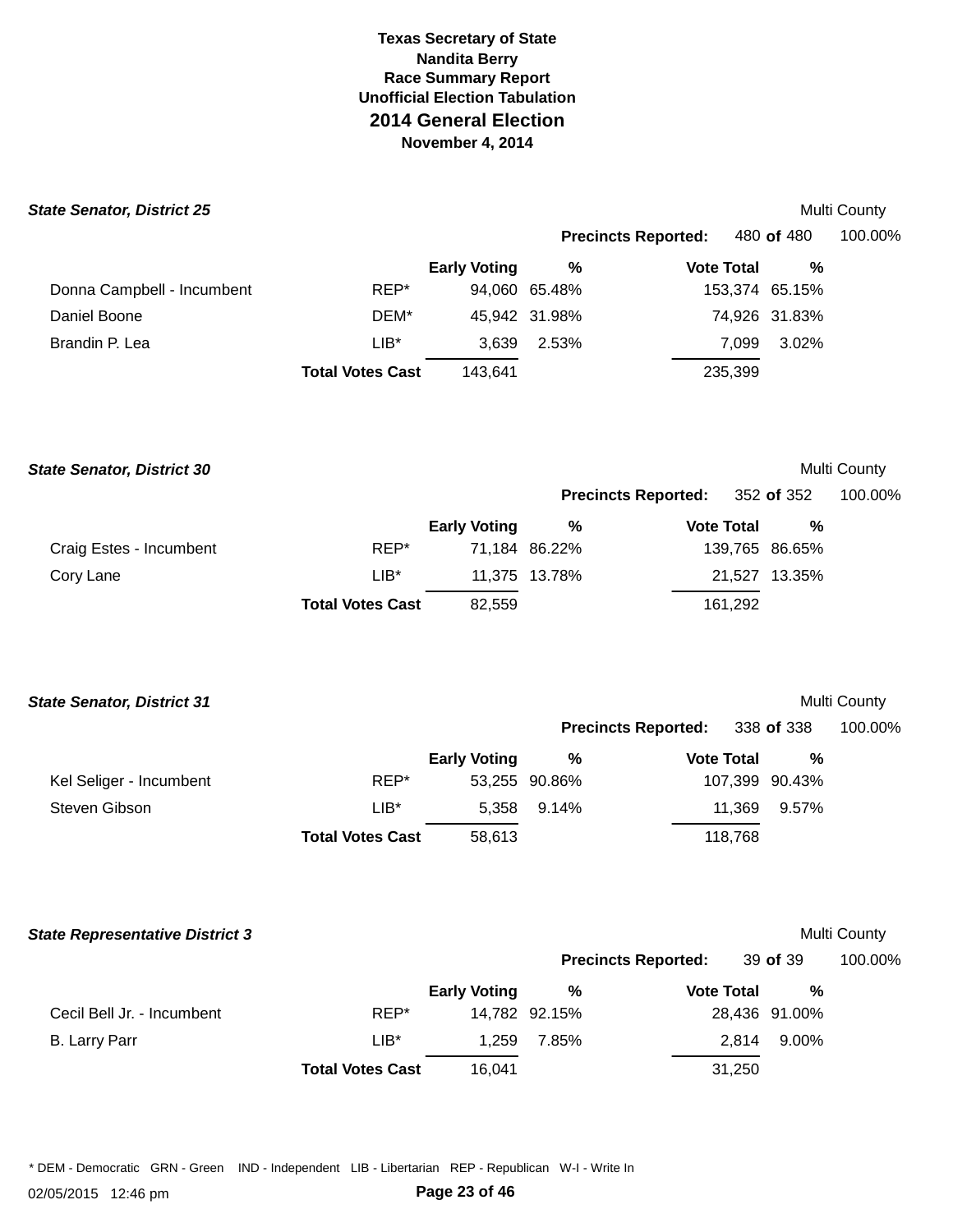# Texas Secretary of State
## Nandita Berry
## Race Summary Report
## Unofficial Election Tabulation
# 2014 General Election
**November 4, 2014**

### *State Senator, District 25*

Multi County

**Precincts Reported:** 480 **of** 480 100.00%

| | | Early Voting | % | Vote Total | % |
|---|---|---|---|---|---|
| Donna Campbell - Incumbent | REP* | 94,060 | 65.48% | 153,374 | 65.15% |
| Daniel Boone | DEM* | 45,942 | 31.98% | 74,926 | 31.83% |
| Brandin P. Lea | LIB* | 3,639 | 2.53% | 7,099 | 3.02% |
| | **Total Votes Cast** | 143,641 | | 235,399 | |

### *State Senator, District 30*

Multi County

**Precincts Reported:** 352 **of** 352 100.00%

| | | Early Voting | % | Vote Total | % |
|---|---|---|---|---|---|
| Craig Estes - Incumbent | REP* | 71,184 | 86.22% | 139,765 | 86.65% |
| Cory Lane | LIB* | 11,375 | 13.78% | 21,527 | 13.35% |
| | **Total Votes Cast** | 82,559 | | 161,292 | |

### *State Senator, District 31*

Multi County

**Precincts Reported:** 338 **of** 338 100.00%

| | | Early Voting | % | Vote Total | % |
|---|---|---|---|---|---|
| Kel Seliger - Incumbent | REP* | 53,255 | 90.86% | 107,399 | 90.43% |
| Steven Gibson | LIB* | 5,358 | 9.14% | 11,369 | 9.57% |
| | **Total Votes Cast** | 58,613 | | 118,768 | |

### *State Representative District 3*

Multi County

**Precincts Reported:** 39 **of** 39 100.00%

| | | Early Voting | % | Vote Total | % |
|---|---|---|---|---|---|
| Cecil Bell Jr. - Incumbent | REP* | 14,782 | 92.15% | 28,436 | 91.00% |
| B. Larry Parr | LIB* | 1,259 | 7.85% | 2,814 | 9.00% |
| | **Total Votes Cast** | 16,041 | | 31,250 | |

* DEM - Democratic GRN - Green IND - Independent LIB - Libertarian REP - Republican W-I - Write In

02/05/2015 12:46 pm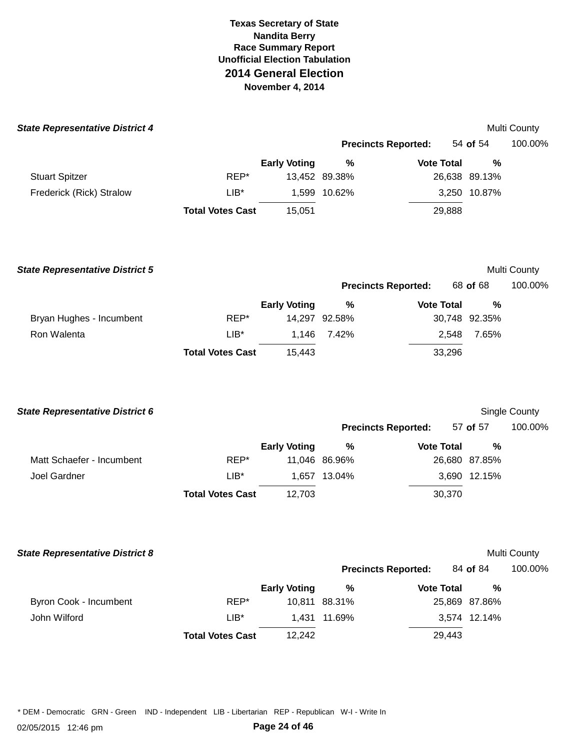# Texas Secretary of State
## Nandita Berry
### Race Summary Report
### Unofficial Election Tabulation
## 2014 General Election
### November 4, 2014

***State Representative District 4*** — Multi County

**Precincts Reported:** 54 **of** 54 — 100.00%

| | | Early Voting | % | Vote Total | % |
|---|---|---|---|---|---|
| Stuart Spitzer | REP* | 13,452 | 89.38% | 26,638 | 89.13% |
| Frederick (Rick) Stralow | LIB* | 1,599 | 10.62% | 3,250 | 10.87% |
| | **Total Votes Cast** | 15,051 | | 29,888 | |

***State Representative District 5*** — Multi County

**Precincts Reported:** 68 **of** 68 — 100.00%

| | | Early Voting | % | Vote Total | % |
|---|---|---|---|---|---|
| Bryan Hughes - Incumbent | REP* | 14,297 | 92.58% | 30,748 | 92.35% |
| Ron Walenta | LIB* | 1,146 | 7.42% | 2,548 | 7.65% |
| | **Total Votes Cast** | 15,443 | | 33,296 | |

***State Representative District 6*** — Single County

**Precincts Reported:** 57 **of** 57 — 100.00%

| | | Early Voting | % | Vote Total | % |
|---|---|---|---|---|---|
| Matt Schaefer - Incumbent | REP* | 11,046 | 86.96% | 26,680 | 87.85% |
| Joel Gardner | LIB* | 1,657 | 13.04% | 3,690 | 12.15% |
| | **Total Votes Cast** | 12,703 | | 30,370 | |

***State Representative District 8*** — Multi County

**Precincts Reported:** 84 **of** 84 — 100.00%

| | | Early Voting | % | Vote Total | % |
|---|---|---|---|---|---|
| Byron Cook - Incumbent | REP* | 10,811 | 88.31% | 25,869 | 87.86% |
| John Wilford | LIB* | 1,431 | 11.69% | 3,574 | 12.14% |
| | **Total Votes Cast** | 12,242 | | 29,443 | |

* DEM - Democratic GRN - Green IND - Independent LIB - Libertarian REP - Republican W-I - Write In

02/05/2015 12:46 pm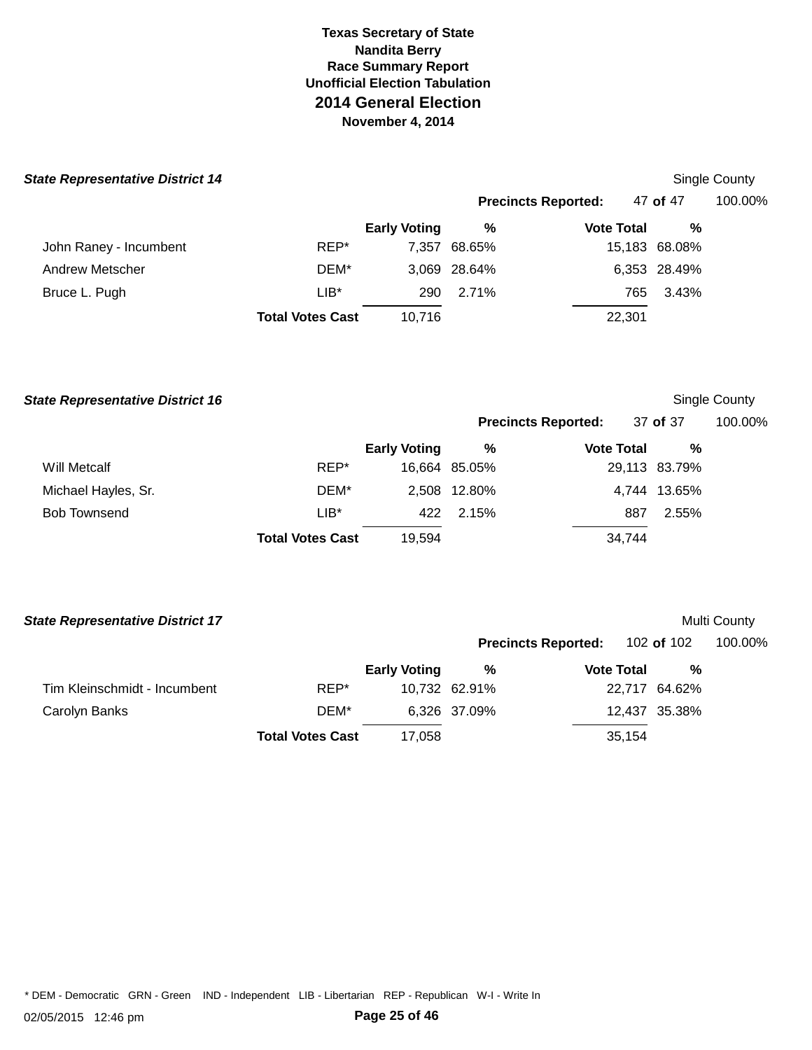# Texas Secretary of State
## Nandita Berry
### Race Summary Report
### Unofficial Election Tabulation
## 2014 General Election
**November 4, 2014**

***State Representative District 14*** — Single County

**Precincts Reported:** 47 **of** 47 — 100.00%

| Candidate | Party | Early Voting | % | Vote Total | % |
|---|---|---|---|---|---|
| John Raney - Incumbent | REP* | 7,357 | 68.65% | 15,183 | 68.08% |
| Andrew Metscher | DEM* | 3,069 | 28.64% | 6,353 | 28.49% |
| Bruce L. Pugh | LIB* | 290 | 2.71% | 765 | 3.43% |
| | **Total Votes Cast** | 10,716 | | 22,301 | |

***State Representative District 16*** — Single County

**Precincts Reported:** 37 **of** 37 — 100.00%

| Candidate | Party | Early Voting | % | Vote Total | % |
|---|---|---|---|---|---|
| Will Metcalf | REP* | 16,664 | 85.05% | 29,113 | 83.79% |
| Michael Hayles, Sr. | DEM* | 2,508 | 12.80% | 4,744 | 13.65% |
| Bob Townsend | LIB* | 422 | 2.15% | 887 | 2.55% |
| | **Total Votes Cast** | 19,594 | | 34,744 | |

***State Representative District 17*** — Multi County

**Precincts Reported:** 102 **of** 102 — 100.00%

| Candidate | Party | Early Voting | % | Vote Total | % |
|---|---|---|---|---|---|
| Tim Kleinschmidt - Incumbent | REP* | 10,732 | 62.91% | 22,717 | 64.62% |
| Carolyn Banks | DEM* | 6,326 | 37.09% | 12,437 | 35.38% |
| | **Total Votes Cast** | 17,058 | | 35,154 | |

* DEM - Democratic GRN - Green IND - Independent LIB - Libertarian REP - Republican W-I - Write In

02/05/2015 12:46 pm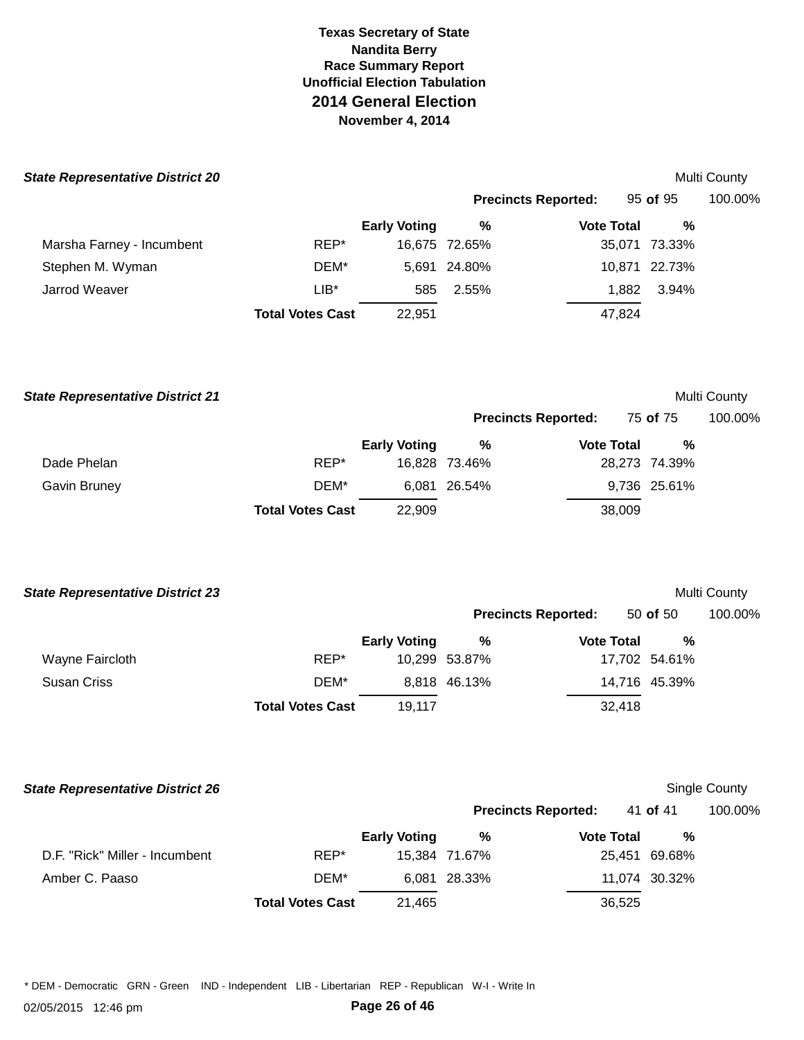# Texas Secretary of State
## Nandita Berry
### Race Summary Report
### Unofficial Election Tabulation
## 2014 General Election
### November 4, 2014

### State Representative District 20

Multi County

**Precincts Reported:** 95 **of** 95 — 100.00%

| Candidate | Party | Early Voting | % | Vote Total | % |
|---|---|---|---|---|---|
| Marsha Farney - Incumbent | REP* | 16,675 | 72.65% | 35,071 | 73.33% |
| Stephen M. Wyman | DEM* | 5,691 | 24.80% | 10,871 | 22.73% |
| Jarrod Weaver | LIB* | 585 | 2.55% | 1,882 | 3.94% |
| | **Total Votes Cast** | 22,951 | | 47,824 | |

### State Representative District 21

Multi County

**Precincts Reported:** 75 **of** 75 — 100.00%

| Candidate | Party | Early Voting | % | Vote Total | % |
|---|---|---|---|---|---|
| Dade Phelan | REP* | 16,828 | 73.46% | 28,273 | 74.39% |
| Gavin Bruney | DEM* | 6,081 | 26.54% | 9,736 | 25.61% |
| | **Total Votes Cast** | 22,909 | | 38,009 | |

### State Representative District 23

Multi County

**Precincts Reported:** 50 **of** 50 — 100.00%

| Candidate | Party | Early Voting | % | Vote Total | % |
|---|---|---|---|---|---|
| Wayne Faircloth | REP* | 10,299 | 53.87% | 17,702 | 54.61% |
| Susan Criss | DEM* | 8,818 | 46.13% | 14,716 | 45.39% |
| | **Total Votes Cast** | 19,117 | | 32,418 | |

### State Representative District 26

Single County

**Precincts Reported:** 41 **of** 41 — 100.00%

| Candidate | Party | Early Voting | % | Vote Total | % |
|---|---|---|---|---|---|
| D.F. "Rick" Miller - Incumbent | REP* | 15,384 | 71.67% | 25,451 | 69.68% |
| Amber C. Paaso | DEM* | 6,081 | 28.33% | 11,074 | 30.32% |
| | **Total Votes Cast** | 21,465 | | 36,525 | |

\* DEM - Democratic GRN - Green IND - Independent LIB - Libertarian REP - Republican W-I - Write In

02/05/2015 12:46 pm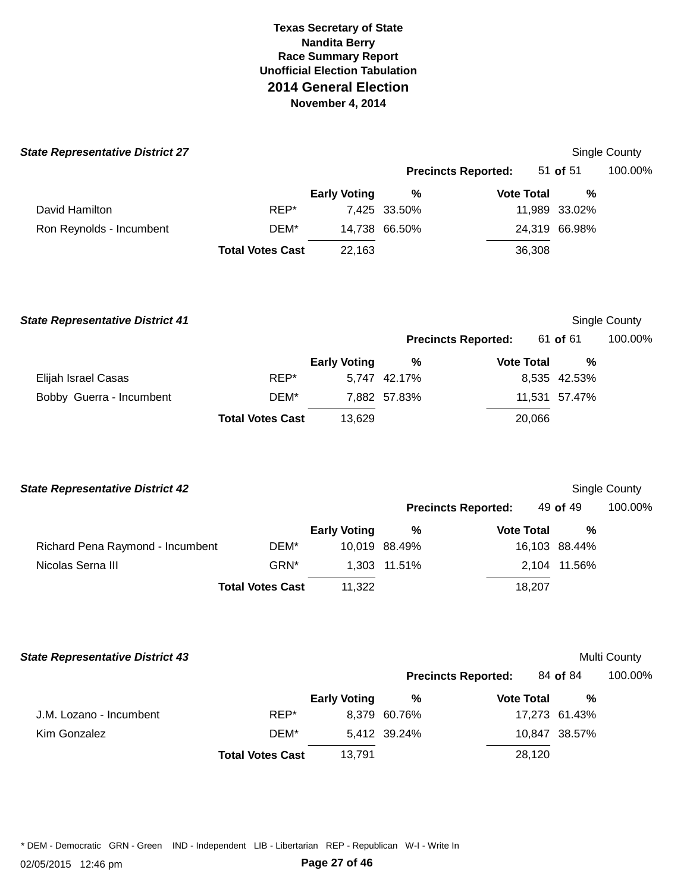**Texas Secretary of State**
**Nandita Berry**
**Race Summary Report**
**Unofficial Election Tabulation**

## 2014 General Election

**November 4, 2014**

### *State Representative District 27*

Single County

**Precincts Reported:** 51 **of** 51 100.00%

| | | Early Voting | % | Vote Total | % |
|---|---|---|---|---|---|
| David Hamilton | REP* | 7,425 | 33.50% | 11,989 | 33.02% |
| Ron Reynolds - Incumbent | DEM* | 14,738 | 66.50% | 24,319 | 66.98% |
| | **Total Votes Cast** | 22,163 | | 36,308 | |

### *State Representative District 41*

Single County

**Precincts Reported:** 61 **of** 61 100.00%

| | | Early Voting | % | Vote Total | % |
|---|---|---|---|---|---|
| Elijah Israel Casas | REP* | 5,747 | 42.17% | 8,535 | 42.53% |
| Bobby Guerra - Incumbent | DEM* | 7,882 | 57.83% | 11,531 | 57.47% |
| | **Total Votes Cast** | 13,629 | | 20,066 | |

### *State Representative District 42*

Single County

**Precincts Reported:** 49 **of** 49 100.00%

| | | Early Voting | % | Vote Total | % |
|---|---|---|---|---|---|
| Richard Pena Raymond - Incumbent | DEM* | 10,019 | 88.49% | 16,103 | 88.44% |
| Nicolas Serna III | GRN* | 1,303 | 11.51% | 2,104 | 11.56% |
| | **Total Votes Cast** | 11,322 | | 18,207 | |

### *State Representative District 43*

Multi County

**Precincts Reported:** 84 **of** 84 100.00%

| | | Early Voting | % | Vote Total | % |
|---|---|---|---|---|---|
| J.M. Lozano - Incumbent | REP* | 8,379 | 60.76% | 17,273 | 61.43% |
| Kim Gonzalez | DEM* | 5,412 | 39.24% | 10,847 | 38.57% |
| | **Total Votes Cast** | 13,791 | | 28,120 | |

* DEM - Democratic GRN - Green IND - Independent LIB - Libertarian REP - Republican W-I - Write In

02/05/2015 12:46 pm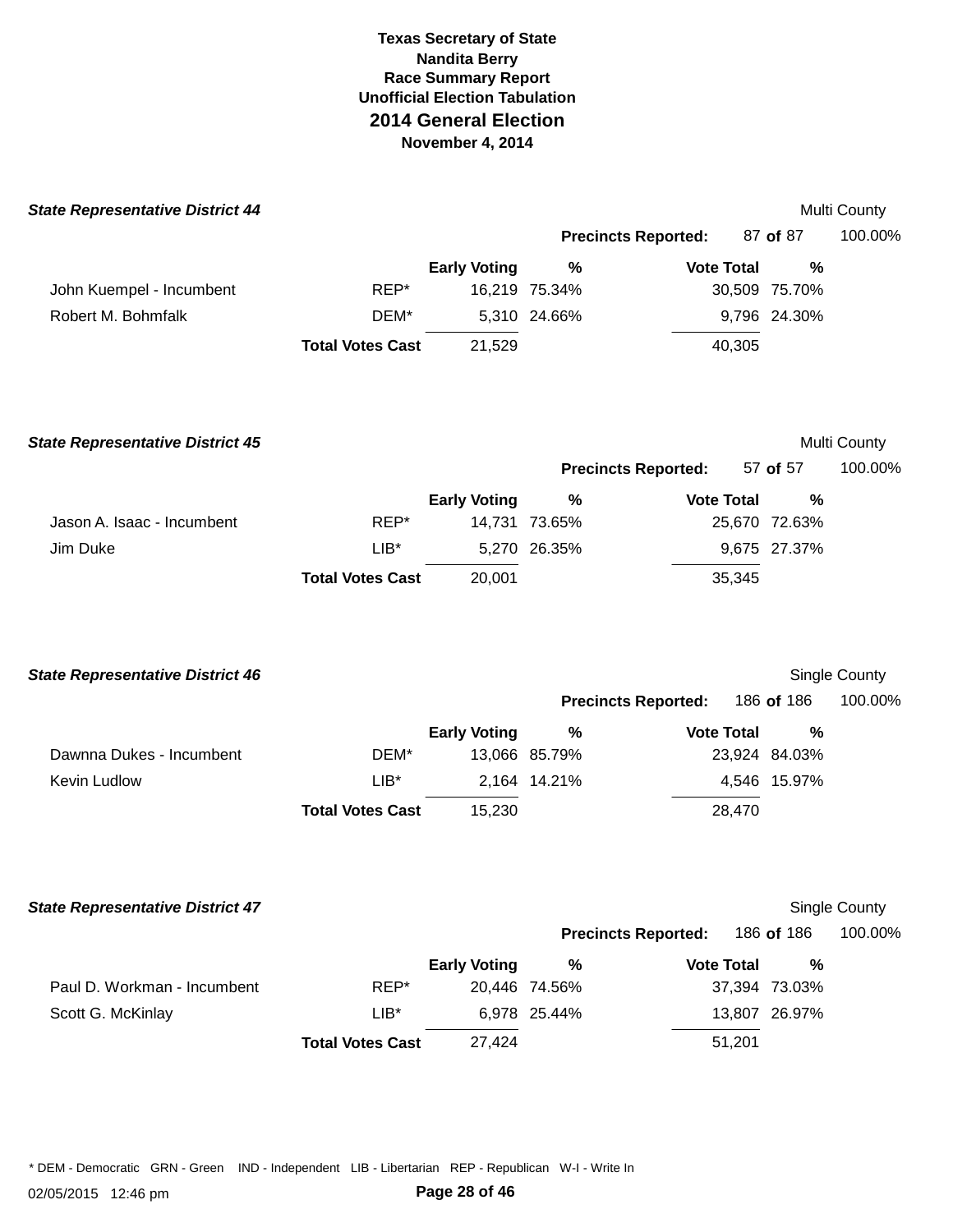**Texas Secretary of State**
**Nandita Berry**
**Race Summary Report**
**Unofficial Election Tabulation**

# 2014 General Election

**November 4, 2014**

### *State Representative District 44*

Multi County

**Precincts Reported:** 87 **of** 87 100.00%

| | | Early Voting | % | Vote Total | % |
|---|---|---|---|---|---|
| John Kuempel - Incumbent | REP* | 16,219 | 75.34% | 30,509 | 75.70% |
| Robert M. Bohmfalk | DEM* | 5,310 | 24.66% | 9,796 | 24.30% |
| | **Total Votes Cast** | 21,529 | | 40,305 | |

### *State Representative District 45*

Multi County

**Precincts Reported:** 57 **of** 57 100.00%

| | | Early Voting | % | Vote Total | % |
|---|---|---|---|---|---|
| Jason A. Isaac - Incumbent | REP* | 14,731 | 73.65% | 25,670 | 72.63% |
| Jim Duke | LIB* | 5,270 | 26.35% | 9,675 | 27.37% |
| | **Total Votes Cast** | 20,001 | | 35,345 | |

### *State Representative District 46*

Single County

**Precincts Reported:** 186 **of** 186 100.00%

| | | Early Voting | % | Vote Total | % |
|---|---|---|---|---|---|
| Dawnna Dukes - Incumbent | DEM* | 13,066 | 85.79% | 23,924 | 84.03% |
| Kevin Ludlow | LIB* | 2,164 | 14.21% | 4,546 | 15.97% |
| | **Total Votes Cast** | 15,230 | | 28,470 | |

### *State Representative District 47*

Single County

**Precincts Reported:** 186 **of** 186 100.00%

| | | Early Voting | % | Vote Total | % |
|---|---|---|---|---|---|
| Paul D. Workman - Incumbent | REP* | 20,446 | 74.56% | 37,394 | 73.03% |
| Scott G. McKinlay | LIB* | 6,978 | 25.44% | 13,807 | 26.97% |
| | **Total Votes Cast** | 27,424 | | 51,201 | |

* DEM - Democratic GRN - Green IND - Independent LIB - Libertarian REP - Republican W-I - Write In

02/05/2015 12:46 pm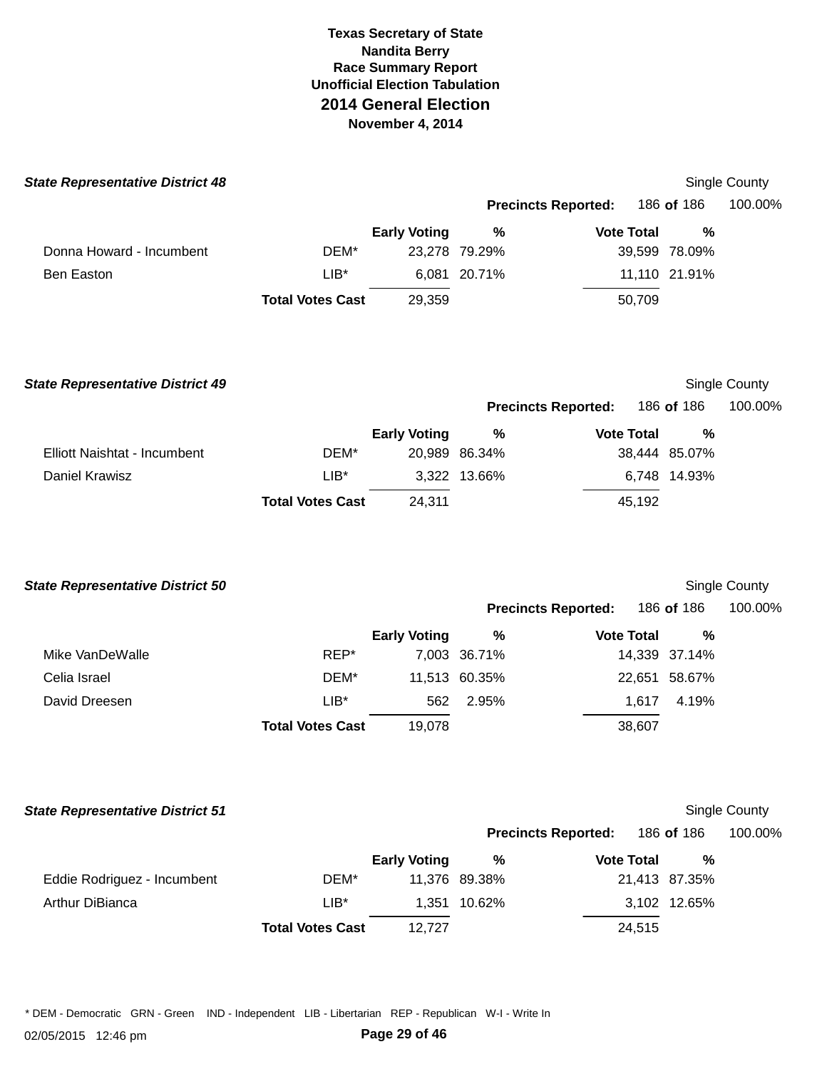**Texas Secretary of State**
**Nandita Berry**
**Race Summary Report**
**Unofficial Election Tabulation**

## 2014 General Election

**November 4, 2014**

### *State Representative District 48*

Single County

**Precincts Reported:** 186 **of** 186 100.00%

| | | Early Voting | % | Vote Total | % |
|---|---|---|---|---|---|
| Donna Howard - Incumbent | DEM* | 23,278 | 79.29% | 39,599 | 78.09% |
| Ben Easton | LIB* | 6,081 | 20.71% | 11,110 | 21.91% |
| | **Total Votes Cast** | 29,359 | | 50,709 | |

### *State Representative District 49*

Single County

**Precincts Reported:** 186 **of** 186 100.00%

| | | Early Voting | % | Vote Total | % |
|---|---|---|---|---|---|
| Elliott Naishtat - Incumbent | DEM* | 20,989 | 86.34% | 38,444 | 85.07% |
| Daniel Krawisz | LIB* | 3,322 | 13.66% | 6,748 | 14.93% |
| | **Total Votes Cast** | 24,311 | | 45,192 | |

### *State Representative District 50*

Single County

**Precincts Reported:** 186 **of** 186 100.00%

| | | Early Voting | % | Vote Total | % |
|---|---|---|---|---|---|
| Mike VanDeWalle | REP* | 7,003 | 36.71% | 14,339 | 37.14% |
| Celia Israel | DEM* | 11,513 | 60.35% | 22,651 | 58.67% |
| David Dreesen | LIB* | 562 | 2.95% | 1,617 | 4.19% |
| | **Total Votes Cast** | 19,078 | | 38,607 | |

### *State Representative District 51*

Single County

**Precincts Reported:** 186 **of** 186 100.00%

| | | Early Voting | % | Vote Total | % |
|---|---|---|---|---|---|
| Eddie Rodriguez - Incumbent | DEM* | 11,376 | 89.38% | 21,413 | 87.35% |
| Arthur DiBianca | LIB* | 1,351 | 10.62% | 3,102 | 12.65% |
| | **Total Votes Cast** | 12,727 | | 24,515 | |

* DEM - Democratic GRN - Green IND - Independent LIB - Libertarian REP - Republican W-I - Write In

02/05/2015 12:46 pm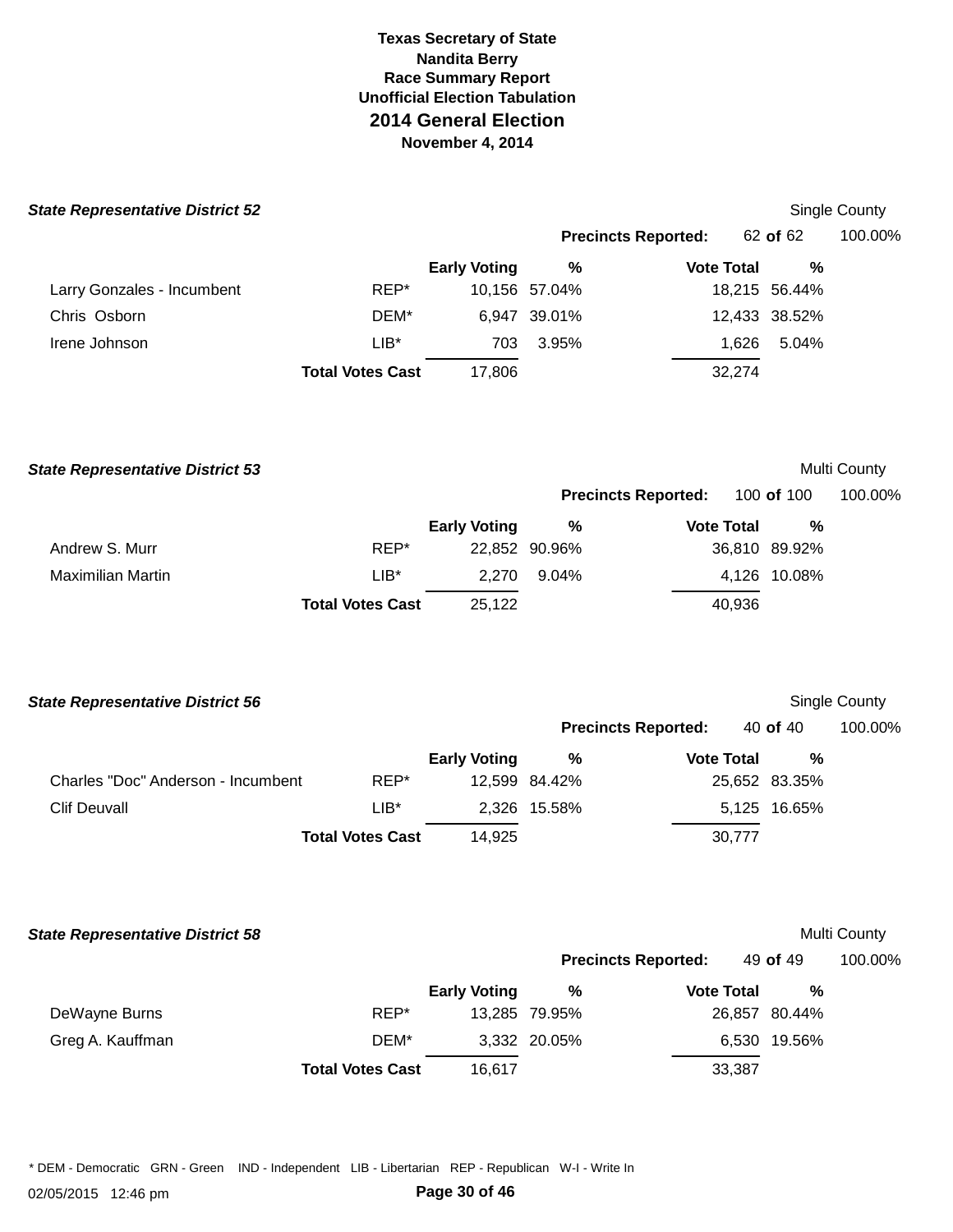**Texas Secretary of State**
**Nandita Berry**
**Race Summary Report**
**Unofficial Election Tabulation**
## 2014 General Election
**November 4, 2014**

### *State Representative District 52*

Single County

**Precincts Reported:** 62 **of** 62 100.00%

| | | Early Voting | % | Vote Total | % |
|---|---|---|---|---|---|
| Larry Gonzales - Incumbent | REP* | 10,156 | 57.04% | 18,215 | 56.44% |
| Chris Osborn | DEM* | 6,947 | 39.01% | 12,433 | 38.52% |
| Irene Johnson | LIB* | 703 | 3.95% | 1,626 | 5.04% |
| | **Total Votes Cast** | 17,806 | | 32,274 | |

### *State Representative District 53*

Multi County

**Precincts Reported:** 100 **of** 100 100.00%

| | | Early Voting | % | Vote Total | % |
|---|---|---|---|---|---|
| Andrew S. Murr | REP* | 22,852 | 90.96% | 36,810 | 89.92% |
| Maximilian Martin | LIB* | 2,270 | 9.04% | 4,126 | 10.08% |
| | **Total Votes Cast** | 25,122 | | 40,936 | |

### *State Representative District 56*

Single County

**Precincts Reported:** 40 **of** 40 100.00%

| | | Early Voting | % | Vote Total | % |
|---|---|---|---|---|---|
| Charles "Doc" Anderson - Incumbent | REP* | 12,599 | 84.42% | 25,652 | 83.35% |
| Clif Deuvall | LIB* | 2,326 | 15.58% | 5,125 | 16.65% |
| | **Total Votes Cast** | 14,925 | | 30,777 | |

### *State Representative District 58*

Multi County

**Precincts Reported:** 49 **of** 49 100.00%

| | | Early Voting | % | Vote Total | % |
|---|---|---|---|---|---|
| DeWayne Burns | REP* | 13,285 | 79.95% | 26,857 | 80.44% |
| Greg A. Kauffman | DEM* | 3,332 | 20.05% | 6,530 | 19.56% |
| | **Total Votes Cast** | 16,617 | | 33,387 | |

* DEM - Democratic GRN - Green IND - Independent LIB - Libertarian REP - Republican W-I - Write In

02/05/2015 12:46 pm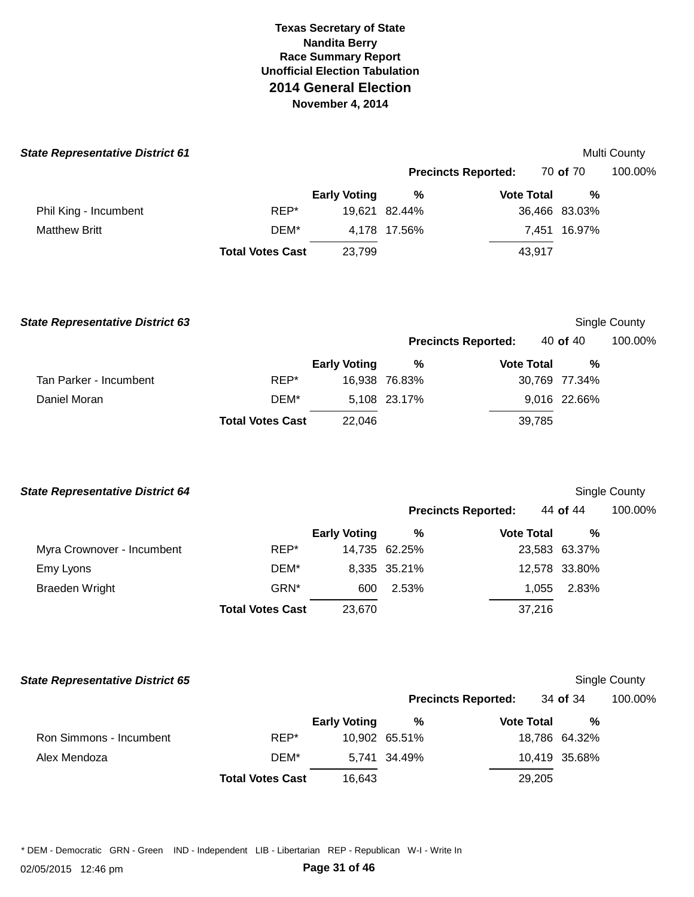# Texas Secretary of State
## Nandita Berry
## Race Summary Report
## Unofficial Election Tabulation
## 2014 General Election
### November 4, 2014

### *State Representative District 61*

Multi County

**Precincts Reported:** 70 **of** 70 100.00%

| | | Early Voting | % | Vote Total | % |
|---|---|---|---|---|---|
| Phil King - Incumbent | REP* | 19,621 | 82.44% | 36,466 | 83.03% |
| Matthew Britt | DEM* | 4,178 | 17.56% | 7,451 | 16.97% |
| | **Total Votes Cast** | 23,799 | | 43,917 | |

### *State Representative District 63*

Single County

**Precincts Reported:** 40 **of** 40 100.00%

| | | Early Voting | % | Vote Total | % |
|---|---|---|---|---|---|
| Tan Parker - Incumbent | REP* | 16,938 | 76.83% | 30,769 | 77.34% |
| Daniel Moran | DEM* | 5,108 | 23.17% | 9,016 | 22.66% |
| | **Total Votes Cast** | 22,046 | | 39,785 | |

### *State Representative District 64*

Single County

**Precincts Reported:** 44 **of** 44 100.00%

| | | Early Voting | % | Vote Total | % |
|---|---|---|---|---|---|
| Myra Crownover - Incumbent | REP* | 14,735 | 62.25% | 23,583 | 63.37% |
| Emy Lyons | DEM* | 8,335 | 35.21% | 12,578 | 33.80% |
| Braeden Wright | GRN* | 600 | 2.53% | 1,055 | 2.83% |
| | **Total Votes Cast** | 23,670 | | 37,216 | |

### *State Representative District 65*

Single County

**Precincts Reported:** 34 **of** 34 100.00%

| | | Early Voting | % | Vote Total | % |
|---|---|---|---|---|---|
| Ron Simmons - Incumbent | REP* | 10,902 | 65.51% | 18,786 | 64.32% |
| Alex Mendoza | DEM* | 5,741 | 34.49% | 10,419 | 35.68% |
| | **Total Votes Cast** | 16,643 | | 29,205 | |

* DEM - Democratic GRN - Green IND - Independent LIB - Libertarian REP - Republican W-I - Write In

02/05/2015 12:46 pm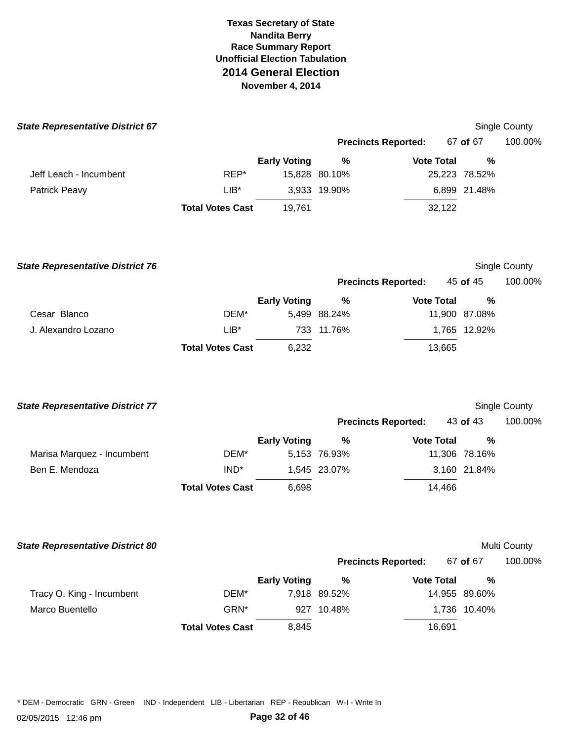**Texas Secretary of State**
**Nandita Berry**
**Race Summary Report**
**Unofficial Election Tabulation**

# 2014 General Election

**November 4, 2014**

### *State Representative District 67*

Single County

**Precincts Reported:** 67 **of** 67 100.00%

| | | Early Voting | % | Vote Total | % |
|---|---|---|---|---|---|
| Jeff Leach - Incumbent | REP* | 15,828 | 80.10% | 25,223 | 78.52% |
| Patrick Peavy | LIB* | 3,933 | 19.90% | 6,899 | 21.48% |
| | **Total Votes Cast** | 19,761 | | 32,122 | |

### *State Representative District 76*

Single County

**Precincts Reported:** 45 **of** 45 100.00%

| | | Early Voting | % | Vote Total | % |
|---|---|---|---|---|---|
| Cesar Blanco | DEM* | 5,499 | 88.24% | 11,900 | 87.08% |
| J. Alexandro Lozano | LIB* | 733 | 11.76% | 1,765 | 12.92% |
| | **Total Votes Cast** | 6,232 | | 13,665 | |

### *State Representative District 77*

Single County

**Precincts Reported:** 43 **of** 43 100.00%

| | | Early Voting | % | Vote Total | % |
|---|---|---|---|---|---|
| Marisa Marquez - Incumbent | DEM* | 5,153 | 76.93% | 11,306 | 78.16% |
| Ben E. Mendoza | IND* | 1,545 | 23.07% | 3,160 | 21.84% |
| | **Total Votes Cast** | 6,698 | | 14,466 | |

### *State Representative District 80*

Multi County

**Precincts Reported:** 67 **of** 67 100.00%

| | | Early Voting | % | Vote Total | % |
|---|---|---|---|---|---|
| Tracy O. King - Incumbent | DEM* | 7,918 | 89.52% | 14,955 | 89.60% |
| Marco Buentello | GRN* | 927 | 10.48% | 1,736 | 10.40% |
| | **Total Votes Cast** | 8,845 | | 16,691 | |

* DEM - Democratic GRN - Green IND - Independent LIB - Libertarian REP - Republican W-I - Write In

02/05/2015 12:46 pm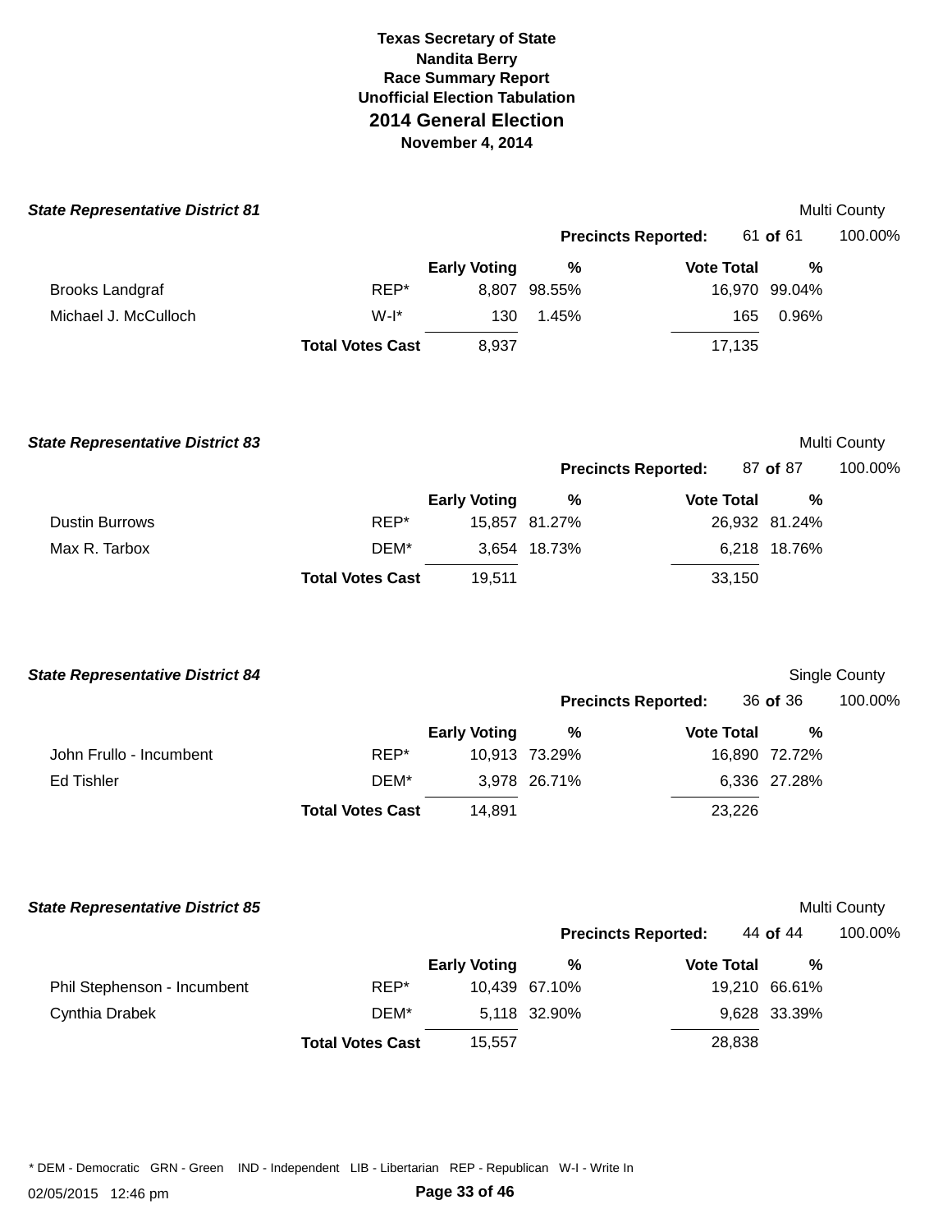# Texas Secretary of State
**Nandita Berry**
**Race Summary Report**
**Unofficial Election Tabulation**
## 2014 General Election
**November 4, 2014**

### *State Representative District 81*

Multi County

**Precincts Reported:** 61 **of** 61 100.00%

| | | Early Voting | % | Vote Total | % |
|---|---|---|---|---|---|
| Brooks Landgraf | REP* | 8,807 | 98.55% | 16,970 | 99.04% |
| Michael J. McCulloch | W-I* | 130 | 1.45% | 165 | 0.96% |
| | **Total Votes Cast** | 8,937 | | 17,135 | |

### *State Representative District 83*

Multi County

**Precincts Reported:** 87 **of** 87 100.00%

| | | Early Voting | % | Vote Total | % |
|---|---|---|---|---|---|
| Dustin Burrows | REP* | 15,857 | 81.27% | 26,932 | 81.24% |
| Max R. Tarbox | DEM* | 3,654 | 18.73% | 6,218 | 18.76% |
| | **Total Votes Cast** | 19,511 | | 33,150 | |

### *State Representative District 84*

Single County

**Precincts Reported:** 36 **of** 36 100.00%

| | | Early Voting | % | Vote Total | % |
|---|---|---|---|---|---|
| John Frullo - Incumbent | REP* | 10,913 | 73.29% | 16,890 | 72.72% |
| Ed Tishler | DEM* | 3,978 | 26.71% | 6,336 | 27.28% |
| | **Total Votes Cast** | 14,891 | | 23,226 | |

### *State Representative District 85*

Multi County

**Precincts Reported:** 44 **of** 44 100.00%

| | | Early Voting | % | Vote Total | % |
|---|---|---|---|---|---|
| Phil Stephenson - Incumbent | REP* | 10,439 | 67.10% | 19,210 | 66.61% |
| Cynthia Drabek | DEM* | 5,118 | 32.90% | 9,628 | 33.39% |
| | **Total Votes Cast** | 15,557 | | 28,838 | |

* DEM - Democratic GRN - Green IND - Independent LIB - Libertarian REP - Republican W-I - Write In

02/05/2015 12:46 pm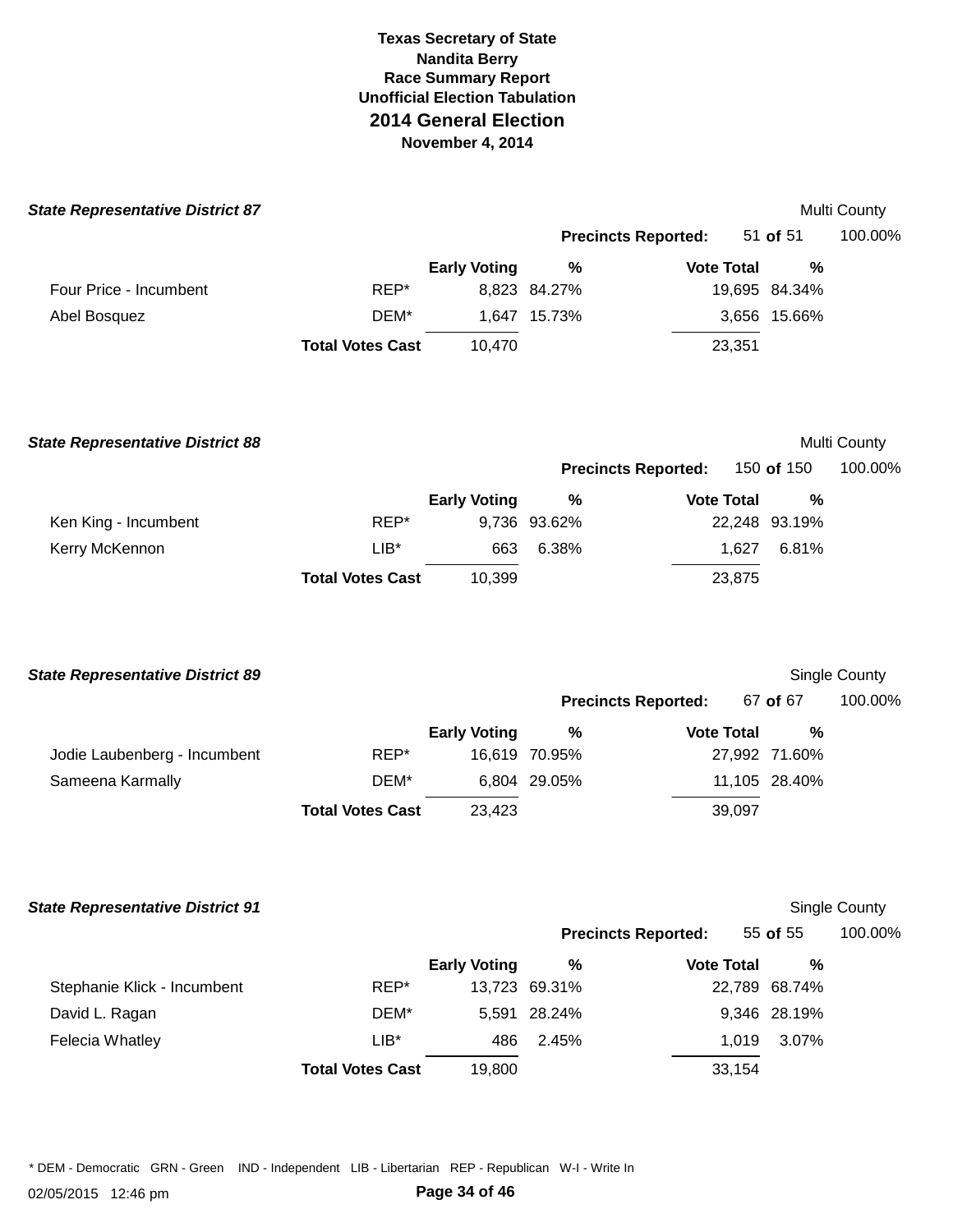**Texas Secretary of State**
**Nandita Berry**
**Race Summary Report**
**Unofficial Election Tabulation**

# 2014 General Election

**November 4, 2014**

### *State Representative District 87*

Multi County

**Precincts Reported:** 51 **of** 51 100.00%

| | | Early Voting | % | Vote Total | % |
|---|---|---|---|---|---|
| Four Price - Incumbent | REP* | 8,823 | 84.27% | 19,695 | 84.34% |
| Abel Bosquez | DEM* | 1,647 | 15.73% | 3,656 | 15.66% |
| | **Total Votes Cast** | 10,470 | | 23,351 | |

### *State Representative District 88*

Multi County

**Precincts Reported:** 150 **of** 150 100.00%

| | | Early Voting | % | Vote Total | % |
|---|---|---|---|---|---|
| Ken King - Incumbent | REP* | 9,736 | 93.62% | 22,248 | 93.19% |
| Kerry McKennon | LIB* | 663 | 6.38% | 1,627 | 6.81% |
| | **Total Votes Cast** | 10,399 | | 23,875 | |

### *State Representative District 89*

Single County

**Precincts Reported:** 67 **of** 67 100.00%

| | | Early Voting | % | Vote Total | % |
|---|---|---|---|---|---|
| Jodie Laubenberg - Incumbent | REP* | 16,619 | 70.95% | 27,992 | 71.60% |
| Sameena Karmally | DEM* | 6,804 | 29.05% | 11,105 | 28.40% |
| | **Total Votes Cast** | 23,423 | | 39,097 | |

### *State Representative District 91*

Single County

**Precincts Reported:** 55 **of** 55 100.00%

| | | Early Voting | % | Vote Total | % |
|---|---|---|---|---|---|
| Stephanie Klick - Incumbent | REP* | 13,723 | 69.31% | 22,789 | 68.74% |
| David L. Ragan | DEM* | 5,591 | 28.24% | 9,346 | 28.19% |
| Felecia Whatley | LIB* | 486 | 2.45% | 1,019 | 3.07% |
| | **Total Votes Cast** | 19,800 | | 33,154 | |

* DEM - Democratic GRN - Green IND - Independent LIB - Libertarian REP - Republican W-I - Write In

02/05/2015 12:46 pm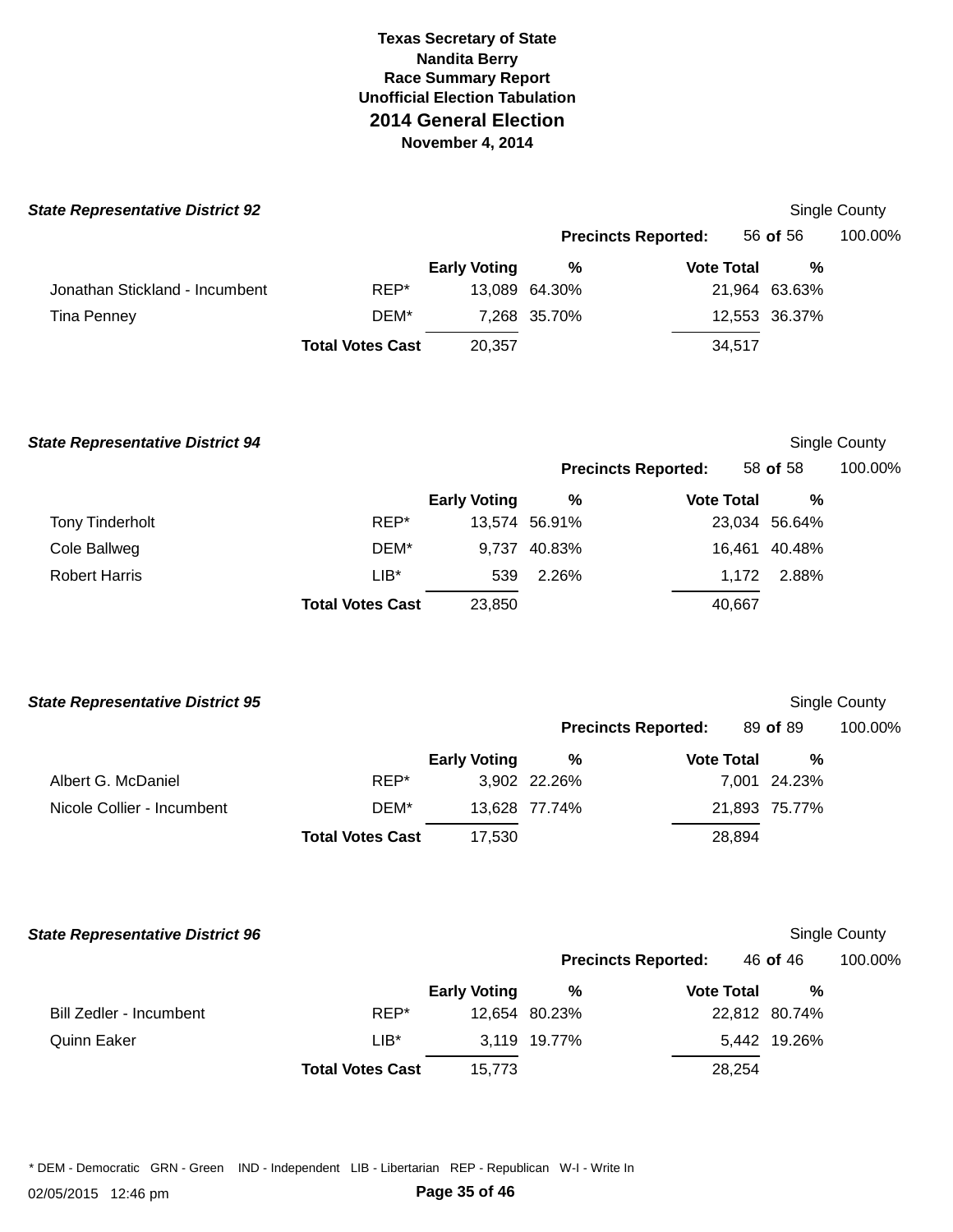**Texas Secretary of State**
**Nandita Berry**
**Race Summary Report**
**Unofficial Election Tabulation**
## 2014 General Election
**November 4, 2014**

### *State Representative District 92*

Single County

**Precincts Reported:** 56 **of** 56 100.00%

| | | Early Voting | % | Vote Total | % |
|---|---|---|---|---|---|
| Jonathan Stickland - Incumbent | REP* | 13,089 | 64.30% | 21,964 | 63.63% |
| Tina Penney | DEM* | 7,268 | 35.70% | 12,553 | 36.37% |
| | **Total Votes Cast** | 20,357 | | 34,517 | |

### *State Representative District 94*

Single County

**Precincts Reported:** 58 **of** 58 100.00%

| | | Early Voting | % | Vote Total | % |
|---|---|---|---|---|---|
| Tony Tinderholt | REP* | 13,574 | 56.91% | 23,034 | 56.64% |
| Cole Ballweg | DEM* | 9,737 | 40.83% | 16,461 | 40.48% |
| Robert Harris | LIB* | 539 | 2.26% | 1,172 | 2.88% |
| | **Total Votes Cast** | 23,850 | | 40,667 | |

### *State Representative District 95*

Single County

**Precincts Reported:** 89 **of** 89 100.00%

| | | Early Voting | % | Vote Total | % |
|---|---|---|---|---|---|
| Albert G. McDaniel | REP* | 3,902 | 22.26% | 7,001 | 24.23% |
| Nicole Collier - Incumbent | DEM* | 13,628 | 77.74% | 21,893 | 75.77% |
| | **Total Votes Cast** | 17,530 | | 28,894 | |

### *State Representative District 96*

Single County

**Precincts Reported:** 46 **of** 46 100.00%

| | | Early Voting | % | Vote Total | % |
|---|---|---|---|---|---|
| Bill Zedler - Incumbent | REP* | 12,654 | 80.23% | 22,812 | 80.74% |
| Quinn Eaker | LIB* | 3,119 | 19.77% | 5,442 | 19.26% |
| | **Total Votes Cast** | 15,773 | | 28,254 | |

* DEM - Democratic GRN - Green IND - Independent LIB - Libertarian REP - Republican W-I - Write In

02/05/2015 12:46 pm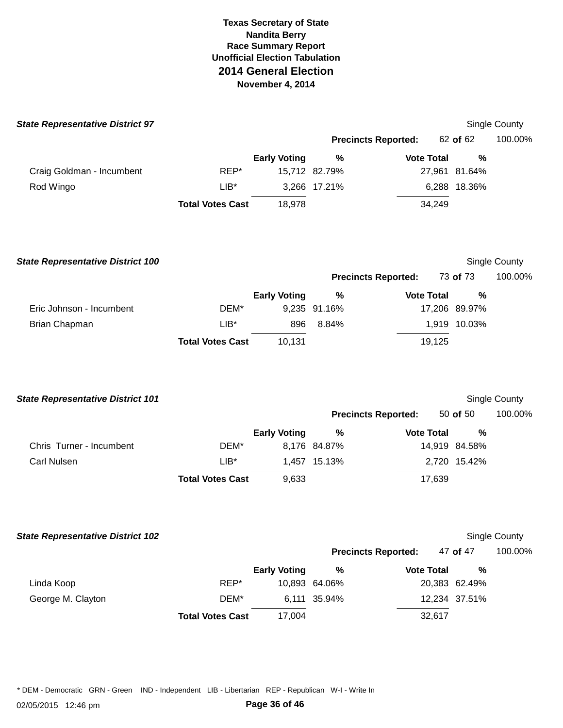**Texas Secretary of State**
**Nandita Berry**
**Race Summary Report**
**Unofficial Election Tabulation**

# 2014 General Election

**November 4, 2014**

### *State Representative District 97*

Single County

**Precincts Reported:** 62 **of** 62 100.00%

| | | Early Voting | % | Vote Total | % |
|---|---|---|---|---|---|
| Craig Goldman - Incumbent | REP* | 15,712 | 82.79% | 27,961 | 81.64% |
| Rod Wingo | LIB* | 3,266 | 17.21% | 6,288 | 18.36% |
| | **Total Votes Cast** | 18,978 | | 34,249 | |

### *State Representative District 100*

Single County

**Precincts Reported:** 73 **of** 73 100.00%

| | | Early Voting | % | Vote Total | % |
|---|---|---|---|---|---|
| Eric Johnson - Incumbent | DEM* | 9,235 | 91.16% | 17,206 | 89.97% |
| Brian Chapman | LIB* | 896 | 8.84% | 1,919 | 10.03% |
| | **Total Votes Cast** | 10,131 | | 19,125 | |

### *State Representative District 101*

Single County

**Precincts Reported:** 50 **of** 50 100.00%

| | | Early Voting | % | Vote Total | % |
|---|---|---|---|---|---|
| Chris Turner - Incumbent | DEM* | 8,176 | 84.87% | 14,919 | 84.58% |
| Carl Nulsen | LIB* | 1,457 | 15.13% | 2,720 | 15.42% |
| | **Total Votes Cast** | 9,633 | | 17,639 | |

### *State Representative District 102*

Single County

**Precincts Reported:** 47 **of** 47 100.00%

| | | Early Voting | % | Vote Total | % |
|---|---|---|---|---|---|
| Linda Koop | REP* | 10,893 | 64.06% | 20,383 | 62.49% |
| George M. Clayton | DEM* | 6,111 | 35.94% | 12,234 | 37.51% |
| | **Total Votes Cast** | 17,004 | | 32,617 | |

* DEM - Democratic GRN - Green IND - Independent LIB - Libertarian REP - Republican W-I - Write In

02/05/2015 12:46 pm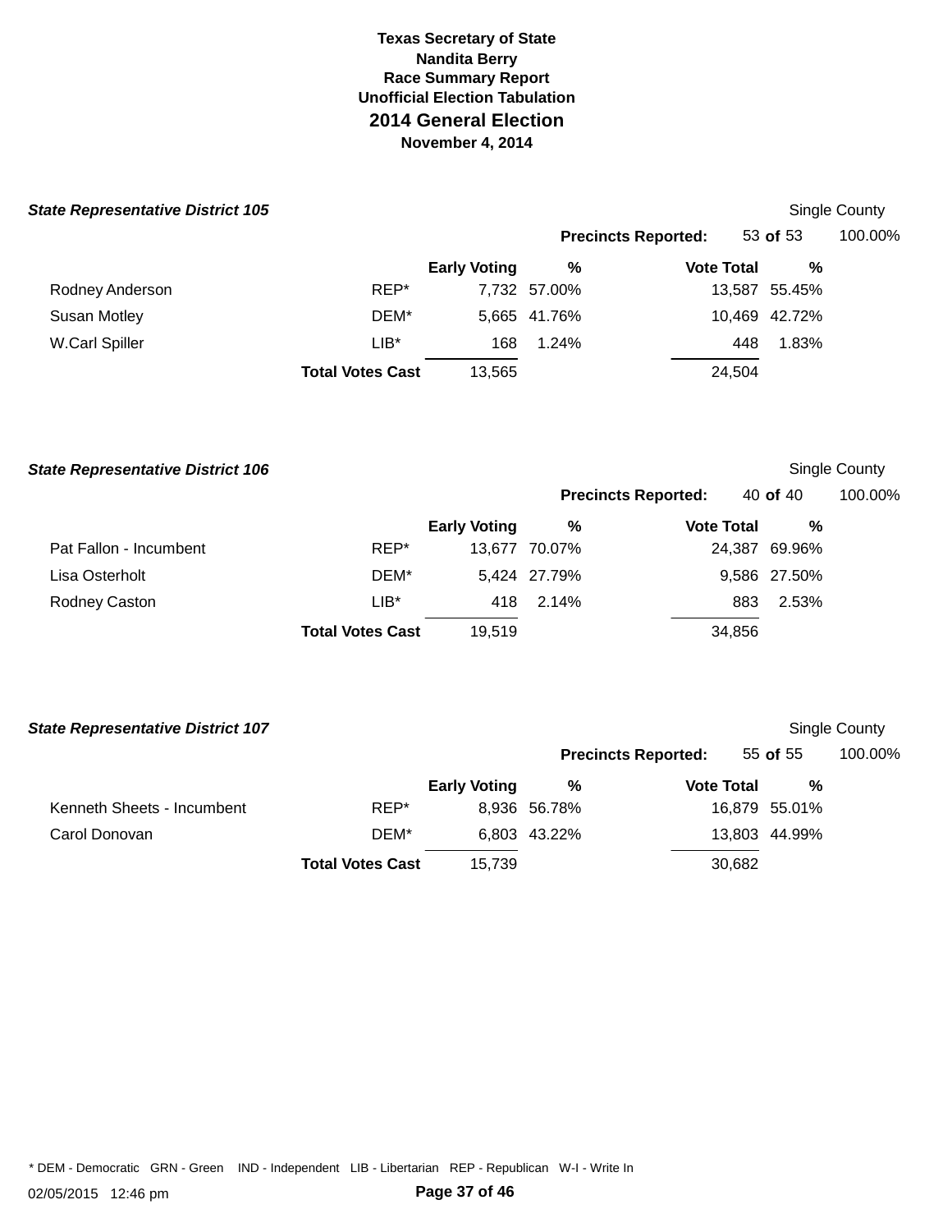**Texas Secretary of State**
**Nandita Berry**
**Race Summary Report**
**Unofficial Election Tabulation**

# 2014 General Election

**November 4, 2014**

### *State Representative District 105*

Single County

**Precincts Reported:** 53 **of** 53 100.00%

| | | Early Voting | % | Vote Total | % |
|---|---|---|---|---|---|
| Rodney Anderson | REP* | 7,732 | 57.00% | 13,587 | 55.45% |
| Susan Motley | DEM* | 5,665 | 41.76% | 10,469 | 42.72% |
| W.Carl Spiller | LIB* | 168 | 1.24% | 448 | 1.83% |
| | **Total Votes Cast** | 13,565 | | 24,504 | |

### *State Representative District 106*

Single County

**Precincts Reported:** 40 **of** 40 100.00%

| | | Early Voting | % | Vote Total | % |
|---|---|---|---|---|---|
| Pat Fallon - Incumbent | REP* | 13,677 | 70.07% | 24,387 | 69.96% |
| Lisa Osterholt | DEM* | 5,424 | 27.79% | 9,586 | 27.50% |
| Rodney Caston | LIB* | 418 | 2.14% | 883 | 2.53% |
| | **Total Votes Cast** | 19,519 | | 34,856 | |

### *State Representative District 107*

Single County

**Precincts Reported:** 55 **of** 55 100.00%

| | | Early Voting | % | Vote Total | % |
|---|---|---|---|---|---|
| Kenneth Sheets - Incumbent | REP* | 8,936 | 56.78% | 16,879 | 55.01% |
| Carol Donovan | DEM* | 6,803 | 43.22% | 13,803 | 44.99% |
| | **Total Votes Cast** | 15,739 | | 30,682 | |

* DEM - Democratic GRN - Green IND - Independent LIB - Libertarian REP - Republican W-I - Write In

02/05/2015 12:46 pm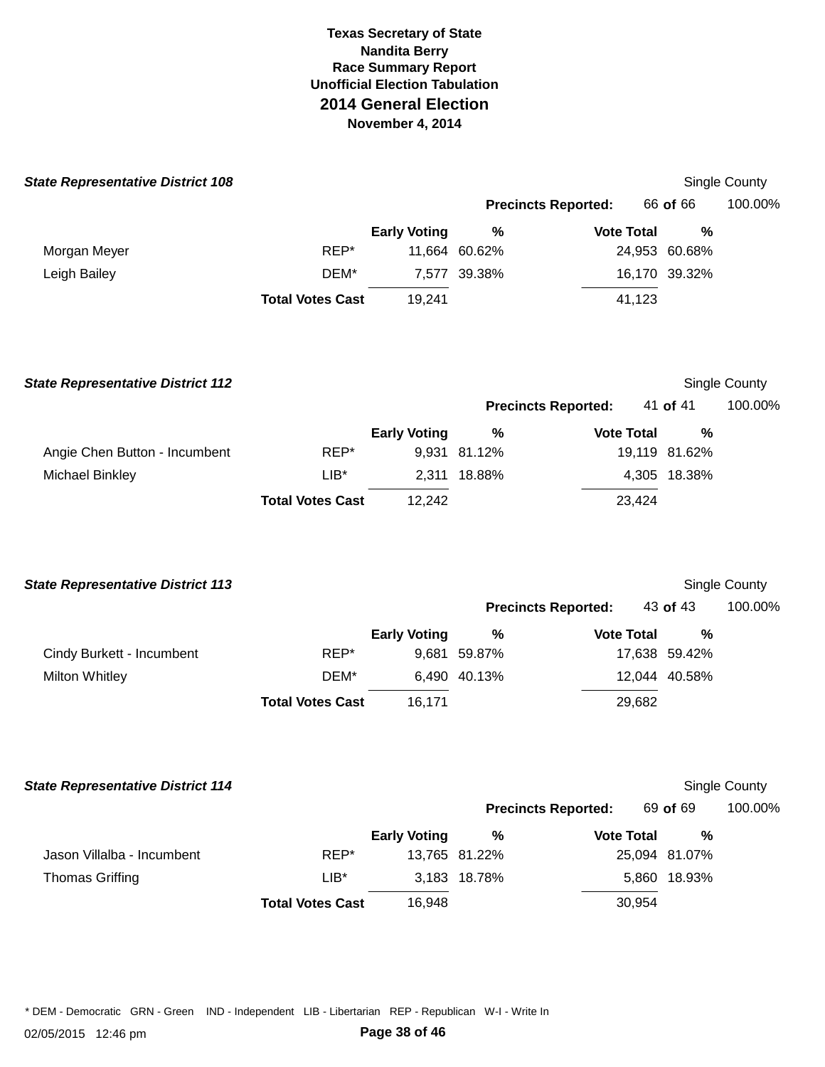**Texas Secretary of State**
**Nandita Berry**
**Race Summary Report**
**Unofficial Election Tabulation**

# 2014 General Election

**November 4, 2014**

### *State Representative District 108*

Single County

**Precincts Reported:** 66 **of** 66 100.00%

| | | Early Voting | % | Vote Total | % |
|---|---|---|---|---|---|
| Morgan Meyer | REP* | 11,664 | 60.62% | 24,953 | 60.68% |
| Leigh Bailey | DEM* | 7,577 | 39.38% | 16,170 | 39.32% |
| | **Total Votes Cast** | 19,241 | | 41,123 | |

### *State Representative District 112*

Single County

**Precincts Reported:** 41 **of** 41 100.00%

| | | Early Voting | % | Vote Total | % |
|---|---|---|---|---|---|
| Angie Chen Button - Incumbent | REP* | 9,931 | 81.12% | 19,119 | 81.62% |
| Michael Binkley | LIB* | 2,311 | 18.88% | 4,305 | 18.38% |
| | **Total Votes Cast** | 12,242 | | 23,424 | |

### *State Representative District 113*

Single County

**Precincts Reported:** 43 **of** 43 100.00%

| | | Early Voting | % | Vote Total | % |
|---|---|---|---|---|---|
| Cindy Burkett - Incumbent | REP* | 9,681 | 59.87% | 17,638 | 59.42% |
| Milton Whitley | DEM* | 6,490 | 40.13% | 12,044 | 40.58% |
| | **Total Votes Cast** | 16,171 | | 29,682 | |

### *State Representative District 114*

Single County

**Precincts Reported:** 69 **of** 69 100.00%

| | | Early Voting | % | Vote Total | % |
|---|---|---|---|---|---|
| Jason Villalba - Incumbent | REP* | 13,765 | 81.22% | 25,094 | 81.07% |
| Thomas Griffing | LIB* | 3,183 | 18.78% | 5,860 | 18.93% |
| | **Total Votes Cast** | 16,948 | | 30,954 | |

* DEM - Democratic GRN - Green IND - Independent LIB - Libertarian REP - Republican W-I - Write In

02/05/2015 12:46 pm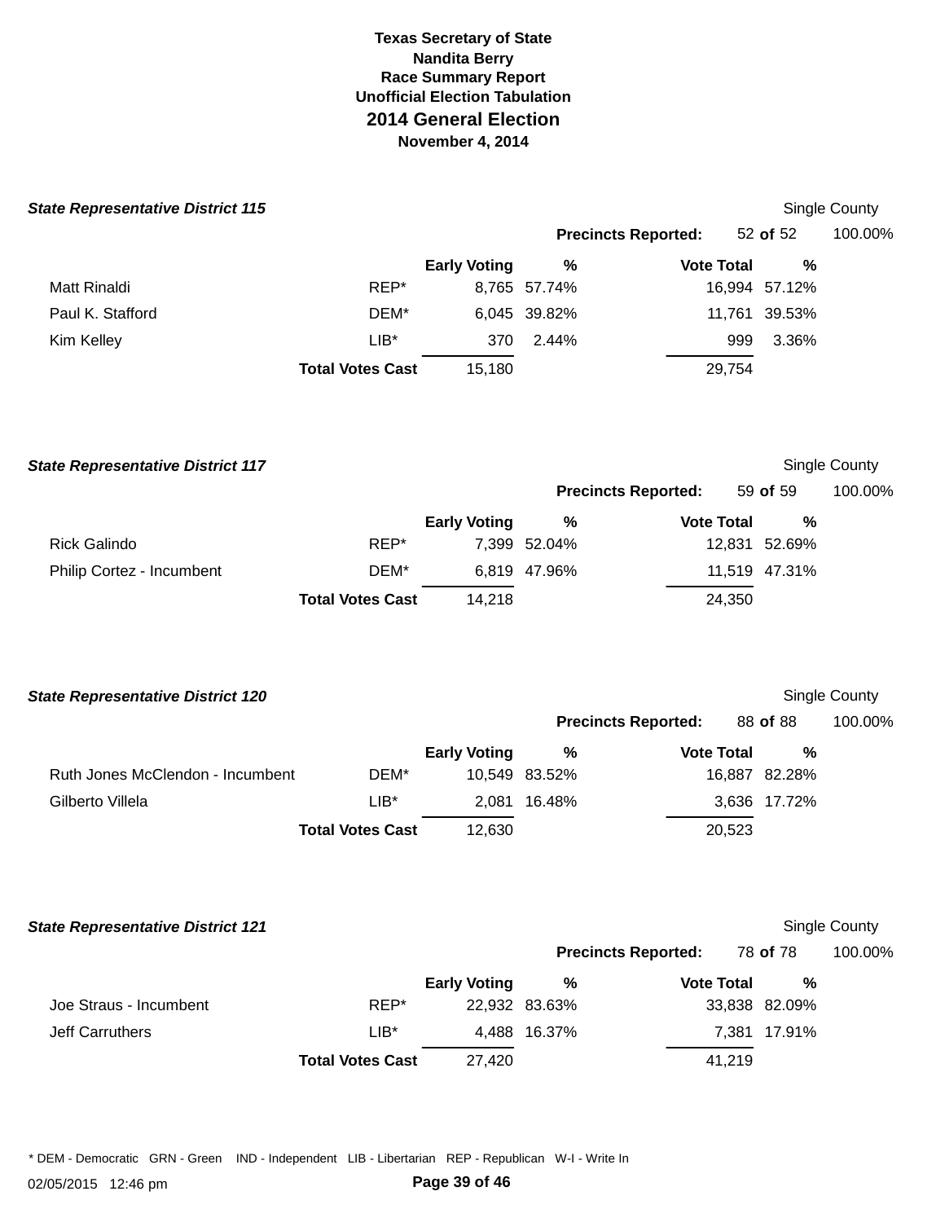**Texas Secretary of State**
**Nandita Berry**
**Race Summary Report**
**Unofficial Election Tabulation**
## 2014 General Election
**November 4, 2014**

### *State Representative District 115*

Single County

**Precincts Reported:** 52 **of** 52 100.00%

| | | Early Voting | % | Vote Total | % |
|---|---|---|---|---|---|
| Matt Rinaldi | REP* | 8,765 | 57.74% | 16,994 | 57.12% |
| Paul K. Stafford | DEM* | 6,045 | 39.82% | 11,761 | 39.53% |
| Kim Kelley | LIB* | 370 | 2.44% | 999 | 3.36% |
| | **Total Votes Cast** | 15,180 | | 29,754 | |

### *State Representative District 117*

Single County

**Precincts Reported:** 59 **of** 59 100.00%

| | | Early Voting | % | Vote Total | % |
|---|---|---|---|---|---|
| Rick Galindo | REP* | 7,399 | 52.04% | 12,831 | 52.69% |
| Philip Cortez - Incumbent | DEM* | 6,819 | 47.96% | 11,519 | 47.31% |
| | **Total Votes Cast** | 14,218 | | 24,350 | |

### *State Representative District 120*

Single County

**Precincts Reported:** 88 **of** 88 100.00%

| | | Early Voting | % | Vote Total | % |
|---|---|---|---|---|---|
| Ruth Jones McClendon - Incumbent | DEM* | 10,549 | 83.52% | 16,887 | 82.28% |
| Gilberto Villela | LIB* | 2,081 | 16.48% | 3,636 | 17.72% |
| | **Total Votes Cast** | 12,630 | | 20,523 | |

### *State Representative District 121*

Single County

**Precincts Reported:** 78 **of** 78 100.00%

| | | Early Voting | % | Vote Total | % |
|---|---|---|---|---|---|
| Joe Straus - Incumbent | REP* | 22,932 | 83.63% | 33,838 | 82.09% |
| Jeff Carruthers | LIB* | 4,488 | 16.37% | 7,381 | 17.91% |
| | **Total Votes Cast** | 27,420 | | 41,219 | |

* DEM - Democratic GRN - Green IND - Independent LIB - Libertarian REP - Republican W-I - Write In

02/05/2015 12:46 pm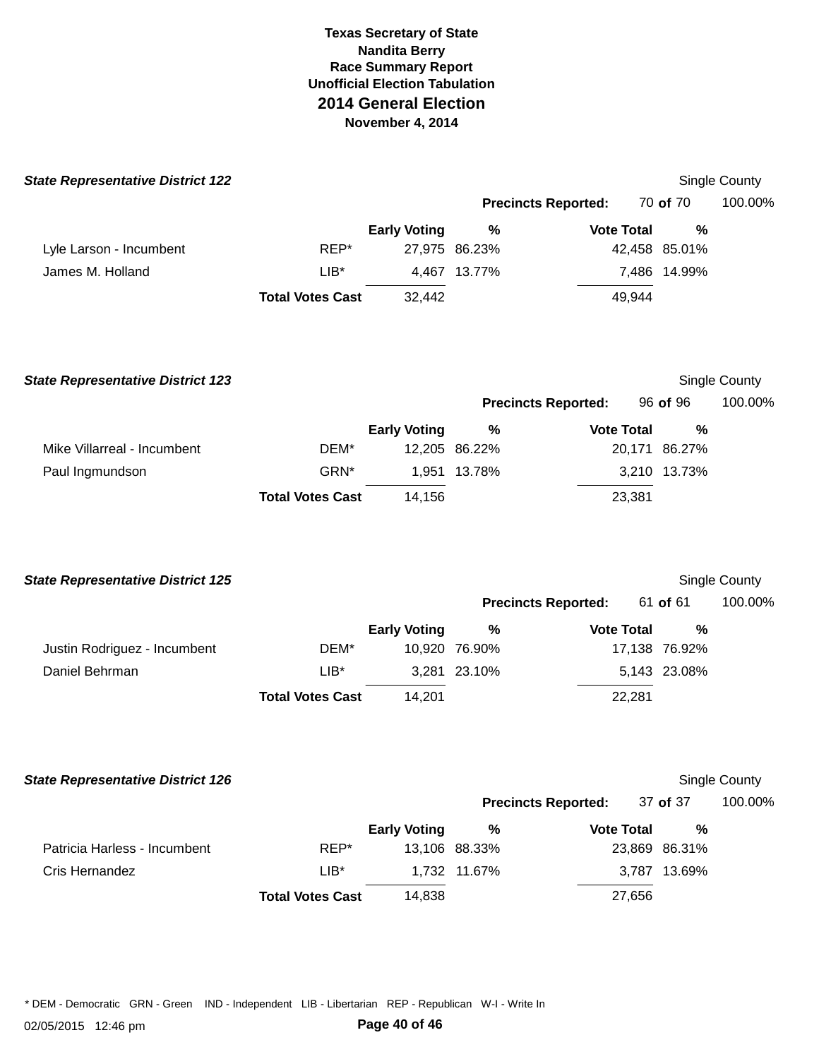**Texas Secretary of State**
**Nandita Berry**
**Race Summary Report**
**Unofficial Election Tabulation**
## 2014 General Election
**November 4, 2014**

### *State Representative District 122*

Single County

**Precincts Reported:** 70 **of** 70 100.00%

| | | Early Voting | % | Vote Total | % |
|---|---|---|---|---|---|
| Lyle Larson - Incumbent | REP* | 27,975 | 86.23% | 42,458 | 85.01% |
| James M. Holland | LIB* | 4,467 | 13.77% | 7,486 | 14.99% |
| | **Total Votes Cast** | 32,442 | | 49,944 | |

### *State Representative District 123*

Single County

**Precincts Reported:** 96 **of** 96 100.00%

| | | Early Voting | % | Vote Total | % |
|---|---|---|---|---|---|
| Mike Villarreal - Incumbent | DEM* | 12,205 | 86.22% | 20,171 | 86.27% |
| Paul Ingmundson | GRN* | 1,951 | 13.78% | 3,210 | 13.73% |
| | **Total Votes Cast** | 14,156 | | 23,381 | |

### *State Representative District 125*

Single County

**Precincts Reported:** 61 **of** 61 100.00%

| | | Early Voting | % | Vote Total | % |
|---|---|---|---|---|---|
| Justin Rodriguez - Incumbent | DEM* | 10,920 | 76.90% | 17,138 | 76.92% |
| Daniel Behrman | LIB* | 3,281 | 23.10% | 5,143 | 23.08% |
| | **Total Votes Cast** | 14,201 | | 22,281 | |

### *State Representative District 126*

Single County

**Precincts Reported:** 37 **of** 37 100.00%

| | | Early Voting | % | Vote Total | % |
|---|---|---|---|---|---|
| Patricia Harless - Incumbent | REP* | 13,106 | 88.33% | 23,869 | 86.31% |
| Cris Hernandez | LIB* | 1,732 | 11.67% | 3,787 | 13.69% |
| | **Total Votes Cast** | 14,838 | | 27,656 | |

* DEM - Democratic GRN - Green IND - Independent LIB - Libertarian REP - Republican W-I - Write In

02/05/2015 12:46 pm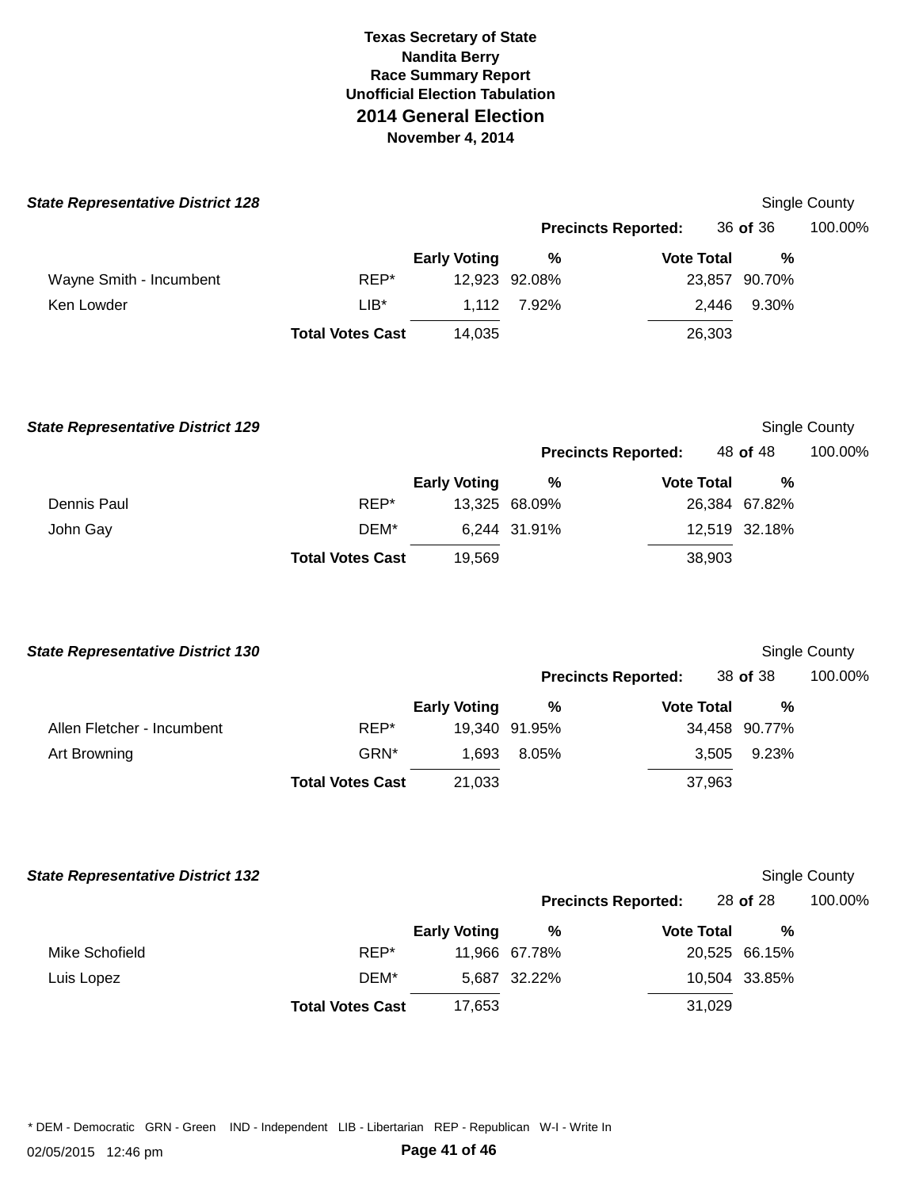**Texas Secretary of State**
**Nandita Berry**
**Race Summary Report**
**Unofficial Election Tabulation**

# 2014 General Election

**November 4, 2014**

### *State Representative District 128*

Single County

**Precincts Reported:** 36 **of** 36 100.00%

| | | Early Voting | % | Vote Total | % |
|---|---|---|---|---|---|
| Wayne Smith - Incumbent | REP* | 12,923 | 92.08% | 23,857 | 90.70% |
| Ken Lowder | LIB* | 1,112 | 7.92% | 2,446 | 9.30% |
| | **Total Votes Cast** | 14,035 | | 26,303 | |

### *State Representative District 129*

Single County

**Precincts Reported:** 48 **of** 48 100.00%

| | | Early Voting | % | Vote Total | % |
|---|---|---|---|---|---|
| Dennis Paul | REP* | 13,325 | 68.09% | 26,384 | 67.82% |
| John Gay | DEM* | 6,244 | 31.91% | 12,519 | 32.18% |
| | **Total Votes Cast** | 19,569 | | 38,903 | |

### *State Representative District 130*

Single County

**Precincts Reported:** 38 **of** 38 100.00%

| | | Early Voting | % | Vote Total | % |
|---|---|---|---|---|---|
| Allen Fletcher - Incumbent | REP* | 19,340 | 91.95% | 34,458 | 90.77% |
| Art Browning | GRN* | 1,693 | 8.05% | 3,505 | 9.23% |
| | **Total Votes Cast** | 21,033 | | 37,963 | |

### *State Representative District 132*

Single County

**Precincts Reported:** 28 **of** 28 100.00%

| | | Early Voting | % | Vote Total | % |
|---|---|---|---|---|---|
| Mike Schofield | REP* | 11,966 | 67.78% | 20,525 | 66.15% |
| Luis Lopez | DEM* | 5,687 | 32.22% | 10,504 | 33.85% |
| | **Total Votes Cast** | 17,653 | | 31,029 | |

* DEM - Democratic GRN - Green IND - Independent LIB - Libertarian REP - Republican W-I - Write In

02/05/2015 12:46 pm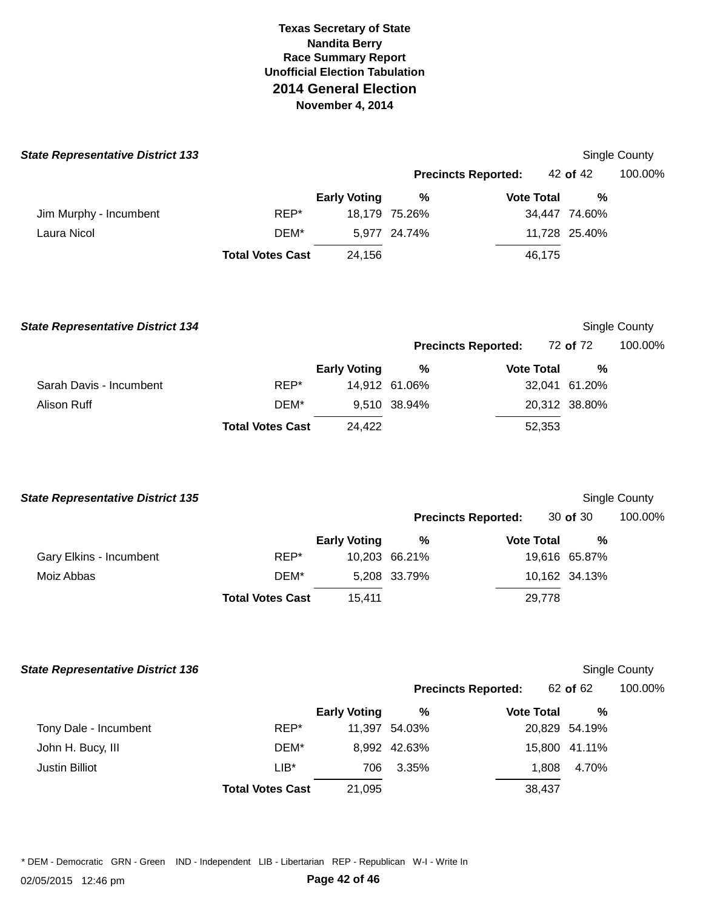**Texas Secretary of State**
**Nandita Berry**
**Race Summary Report**
**Unofficial Election Tabulation**

# 2014 General Election

**November 4, 2014**

### *State Representative District 133*

Single County

**Precincts Reported:** 42 **of** 42 100.00%

| | | Early Voting | % | Vote Total | % |
|---|---|---|---|---|---|
| Jim Murphy - Incumbent | REP* | 18,179 | 75.26% | 34,447 | 74.60% |
| Laura Nicol | DEM* | 5,977 | 24.74% | 11,728 | 25.40% |
| | **Total Votes Cast** | 24,156 | | 46,175 | |

### *State Representative District 134*

Single County

**Precincts Reported:** 72 **of** 72 100.00%

| | | Early Voting | % | Vote Total | % |
|---|---|---|---|---|---|
| Sarah Davis - Incumbent | REP* | 14,912 | 61.06% | 32,041 | 61.20% |
| Alison Ruff | DEM* | 9,510 | 38.94% | 20,312 | 38.80% |
| | **Total Votes Cast** | 24,422 | | 52,353 | |

### *State Representative District 135*

Single County

**Precincts Reported:** 30 **of** 30 100.00%

| | | Early Voting | % | Vote Total | % |
|---|---|---|---|---|---|
| Gary Elkins - Incumbent | REP* | 10,203 | 66.21% | 19,616 | 65.87% |
| Moiz Abbas | DEM* | 5,208 | 33.79% | 10,162 | 34.13% |
| | **Total Votes Cast** | 15,411 | | 29,778 | |

### *State Representative District 136*

Single County

**Precincts Reported:** 62 **of** 62 100.00%

| | | Early Voting | % | Vote Total | % |
|---|---|---|---|---|---|
| Tony Dale - Incumbent | REP* | 11,397 | 54.03% | 20,829 | 54.19% |
| John H. Bucy, III | DEM* | 8,992 | 42.63% | 15,800 | 41.11% |
| Justin Billiot | LIB* | 706 | 3.35% | 1,808 | 4.70% |
| | **Total Votes Cast** | 21,095 | | 38,437 | |

* DEM - Democratic GRN - Green IND - Independent LIB - Libertarian REP - Republican W-I - Write In

02/05/2015 12:46 pm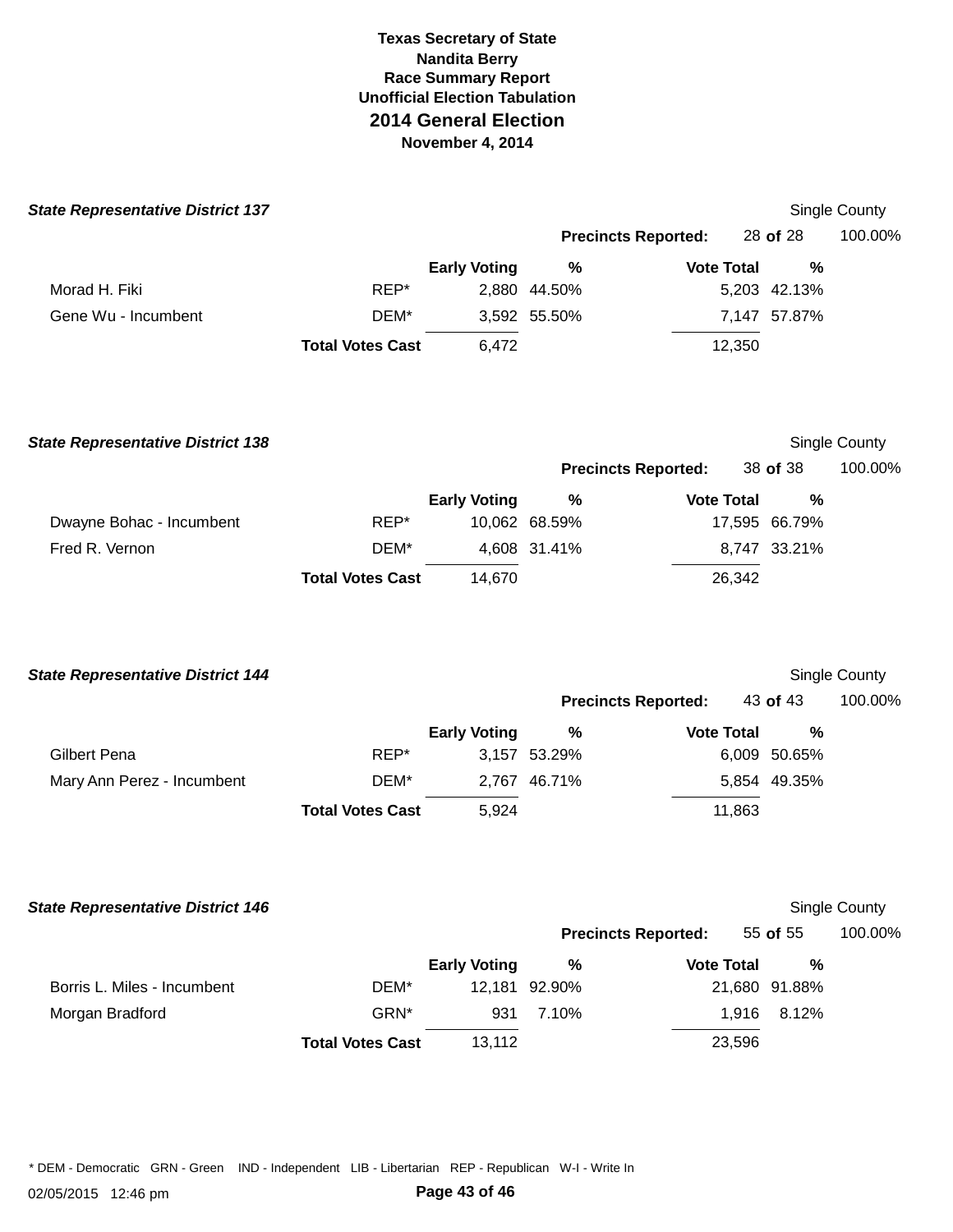# Texas Secretary of State
## Nandita Berry
## Race Summary Report
## Unofficial Election Tabulation
## 2014 General Election
## November 4, 2014

### *State Representative District 137*

Single County

**Precincts Reported:** 28 **of** 28 100.00%

| | | Early Voting | % | Vote Total | % |
|---|---|---|---|---|---|
| Morad H. Fiki | REP* | 2,880 | 44.50% | 5,203 | 42.13% |
| Gene Wu - Incumbent | DEM* | 3,592 | 55.50% | 7,147 | 57.87% |
| | **Total Votes Cast** | 6,472 | | 12,350 | |

### *State Representative District 138*

Single County

**Precincts Reported:** 38 **of** 38 100.00%

| | | Early Voting | % | Vote Total | % |
|---|---|---|---|---|---|
| Dwayne Bohac - Incumbent | REP* | 10,062 | 68.59% | 17,595 | 66.79% |
| Fred R. Vernon | DEM* | 4,608 | 31.41% | 8,747 | 33.21% |
| | **Total Votes Cast** | 14,670 | | 26,342 | |

### *State Representative District 144*

Single County

**Precincts Reported:** 43 **of** 43 100.00%

| | | Early Voting | % | Vote Total | % |
|---|---|---|---|---|---|
| Gilbert Pena | REP* | 3,157 | 53.29% | 6,009 | 50.65% |
| Mary Ann Perez - Incumbent | DEM* | 2,767 | 46.71% | 5,854 | 49.35% |
| | **Total Votes Cast** | 5,924 | | 11,863 | |

### *State Representative District 146*

Single County

**Precincts Reported:** 55 **of** 55 100.00%

| | | Early Voting | % | Vote Total | % |
|---|---|---|---|---|---|
| Borris L. Miles - Incumbent | DEM* | 12,181 | 92.90% | 21,680 | 91.88% |
| Morgan Bradford | GRN* | 931 | 7.10% | 1,916 | 8.12% |
| | **Total Votes Cast** | 13,112 | | 23,596 | |

* DEM - Democratic GRN - Green IND - Independent LIB - Libertarian REP - Republican W-I - Write In

02/05/2015 12:46 pm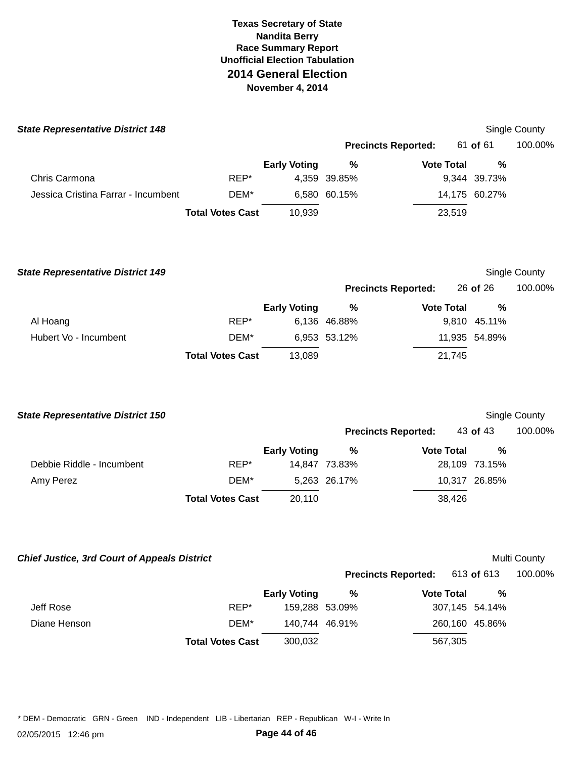**Texas Secretary of State**
**Nandita Berry**
**Race Summary Report**
**Unofficial Election Tabulation**

## 2014 General Election

**November 4, 2014**

### *State Representative District 148*

Single County

**Precincts Reported:** 61 **of** 61 100.00%

| | | Early Voting | % | Vote Total | % |
|---|---|---|---|---|---|
| Chris Carmona | REP* | 4,359 | 39.85% | 9,344 | 39.73% |
| Jessica Cristina Farrar - Incumbent | DEM* | 6,580 | 60.15% | 14,175 | 60.27% |
| | **Total Votes Cast** | 10,939 | | 23,519 | |

### *State Representative District 149*

Single County

**Precincts Reported:** 26 **of** 26 100.00%

| | | Early Voting | % | Vote Total | % |
|---|---|---|---|---|---|
| Al Hoang | REP* | 6,136 | 46.88% | 9,810 | 45.11% |
| Hubert Vo - Incumbent | DEM* | 6,953 | 53.12% | 11,935 | 54.89% |
| | **Total Votes Cast** | 13,089 | | 21,745 | |

### *State Representative District 150*

Single County

**Precincts Reported:** 43 **of** 43 100.00%

| | | Early Voting | % | Vote Total | % |
|---|---|---|---|---|---|
| Debbie Riddle - Incumbent | REP* | 14,847 | 73.83% | 28,109 | 73.15% |
| Amy Perez | DEM* | 5,263 | 26.17% | 10,317 | 26.85% |
| | **Total Votes Cast** | 20,110 | | 38,426 | |

### *Chief Justice, 3rd Court of Appeals District*

Multi County

**Precincts Reported:** 613 **of** 613 100.00%

| | | Early Voting | % | Vote Total | % |
|---|---|---|---|---|---|
| Jeff Rose | REP* | 159,288 | 53.09% | 307,145 | 54.14% |
| Diane Henson | DEM* | 140,744 | 46.91% | 260,160 | 45.86% |
| | **Total Votes Cast** | 300,032 | | 567,305 | |

* DEM - Democratic GRN - Green IND - Independent LIB - Libertarian REP - Republican W-I - Write In

02/05/2015 12:46 pm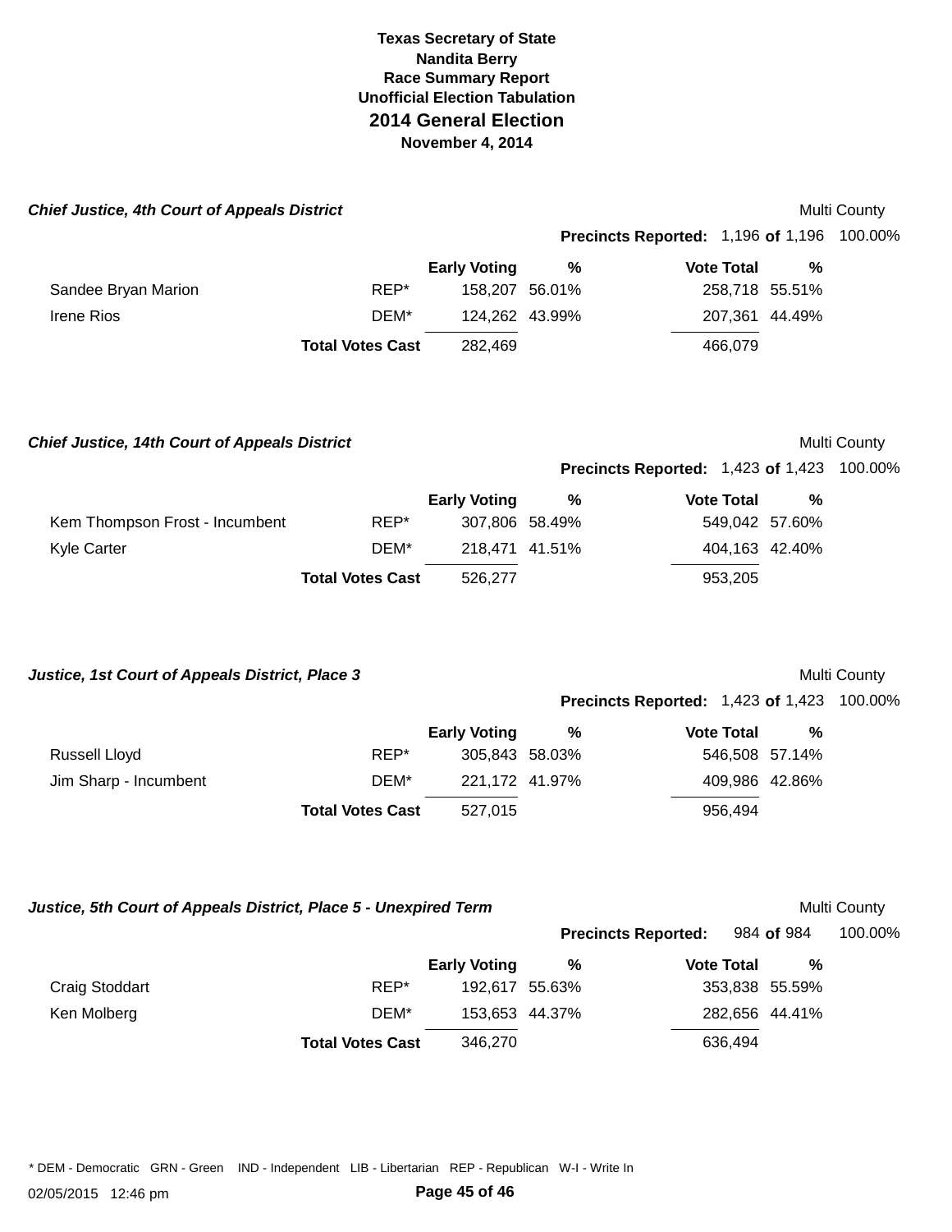**Texas Secretary of State**
**Nandita Berry**
**Race Summary Report**
**Unofficial Election Tabulation**
## 2014 General Election
**November 4, 2014**

### *Chief Justice, 4th Court of Appeals District*

Multi County

**Precincts Reported:** 1,196 **of** 1,196 100.00%

| | | Early Voting | % | Vote Total | % |
|---|---|---|---|---|---|
| Sandee Bryan Marion | REP* | 158,207 | 56.01% | 258,718 | 55.51% |
| Irene Rios | DEM* | 124,262 | 43.99% | 207,361 | 44.49% |
| | **Total Votes Cast** | 282,469 | | 466,079 | |

### *Chief Justice, 14th Court of Appeals District*

Multi County

**Precincts Reported:** 1,423 **of** 1,423 100.00%

| | | Early Voting | % | Vote Total | % |
|---|---|---|---|---|---|
| Kem Thompson Frost - Incumbent | REP* | 307,806 | 58.49% | 549,042 | 57.60% |
| Kyle Carter | DEM* | 218,471 | 41.51% | 404,163 | 42.40% |
| | **Total Votes Cast** | 526,277 | | 953,205 | |

### *Justice, 1st Court of Appeals District, Place 3*

Multi County

**Precincts Reported:** 1,423 **of** 1,423 100.00%

| | | Early Voting | % | Vote Total | % |
|---|---|---|---|---|---|
| Russell Lloyd | REP* | 305,843 | 58.03% | 546,508 | 57.14% |
| Jim Sharp - Incumbent | DEM* | 221,172 | 41.97% | 409,986 | 42.86% |
| | **Total Votes Cast** | 527,015 | | 956,494 | |

### *Justice, 5th Court of Appeals District, Place 5 - Unexpired Term*

Multi County

**Precincts Reported:** 984 **of** 984 100.00%

| | | Early Voting | % | Vote Total | % |
|---|---|---|---|---|---|
| Craig Stoddart | REP* | 192,617 | 55.63% | 353,838 | 55.59% |
| Ken Molberg | DEM* | 153,653 | 44.37% | 282,656 | 44.41% |
| | **Total Votes Cast** | 346,270 | | 636,494 | |

* DEM - Democratic GRN - Green IND - Independent LIB - Libertarian REP - Republican W-I - Write In

02/05/2015 12:46 pm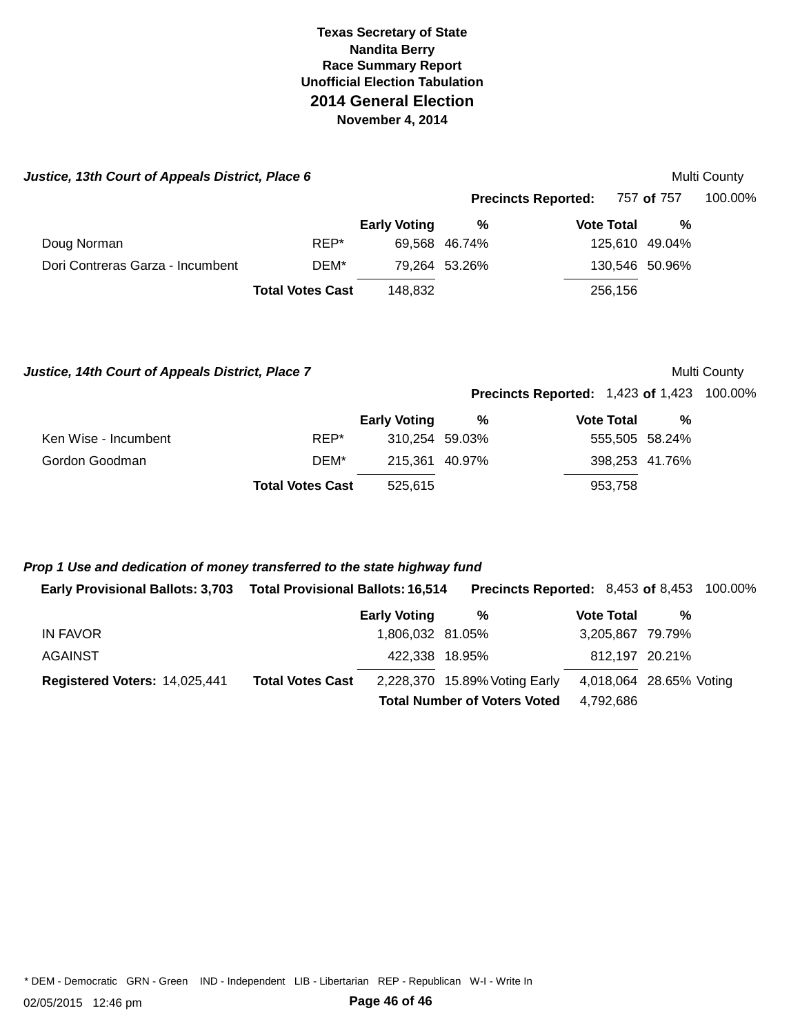**Texas Secretary of State**
**Nandita Berry**
**Race Summary Report**
**Unofficial Election Tabulation**

# 2014 General Election

**November 4, 2014**

### *Justice, 13th Court of Appeals District, Place 6*

Multi County

**Precincts Reported:** 757 **of** 757 100.00%

| | | Early Voting | % | Vote Total | % |
|---|---|---|---|---|---|
| Doug Norman | REP* | 69,568 | 46.74% | 125,610 | 49.04% |
| Dori Contreras Garza - Incumbent | DEM* | 79,264 | 53.26% | 130,546 | 50.96% |
| | **Total Votes Cast** | 148,832 | | 256,156 | |

### *Justice, 14th Court of Appeals District, Place 7*

Multi County

**Precincts Reported:** 1,423 **of** 1,423 100.00%

| | | Early Voting | % | Vote Total | % |
|---|---|---|---|---|---|
| Ken Wise - Incumbent | REP* | 310,254 | 59.03% | 555,505 | 58.24% |
| Gordon Goodman | DEM* | 215,361 | 40.97% | 398,253 | 41.76% |
| | **Total Votes Cast** | 525,615 | | 953,758 | |

### *Prop 1 Use and dedication of money transferred to the state highway fund*

**Early Provisional Ballots:** 3,703 **Total Provisional Ballots:** 16,514 **Precincts Reported:** 8,453 **of** 8,453 100.00%

| | | Early Voting | % | | Vote Total | % | |
|---|---|---|---|---|---|---|---|
| IN FAVOR | | 1,806,032 | 81.05% | | 3,205,867 | 79.79% | |
| AGAINST | | 422,338 | 18.95% | | 812,197 | 20.21% | |
| **Registered Voters:** 14,025,441 | **Total Votes Cast** | 2,228,370 | 15.89% | Voting Early | 4,018,064 | 28.65% | Voting |
| | | | | **Total Number of Voters Voted** | 4,792,686 | | |

\* DEM - Democratic GRN - Green IND - Independent LIB - Libertarian REP - Republican W-I - Write In

02/05/2015 12:46 pm